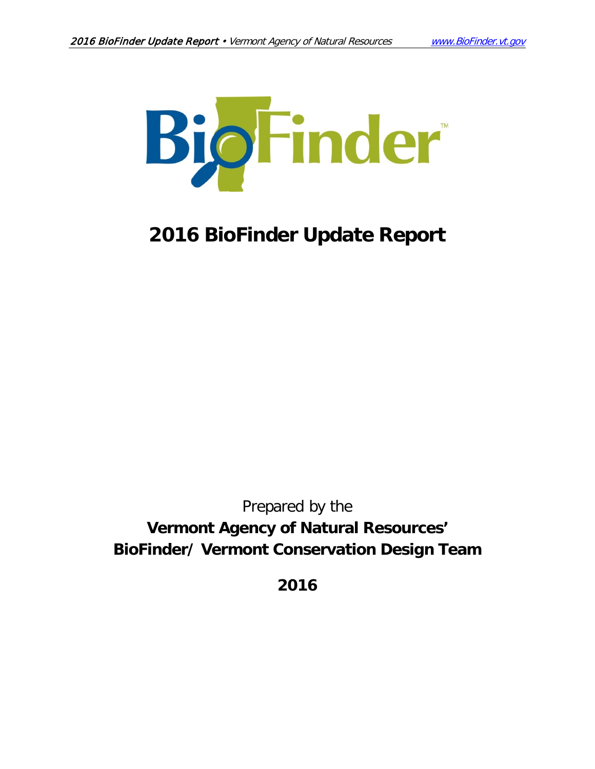# 2016 BioFinder Update Report

Prepared by the

**Vermont Agency of Natural Resources'**
**BioFinder/ Vermont Conservation Design Team**

**2016**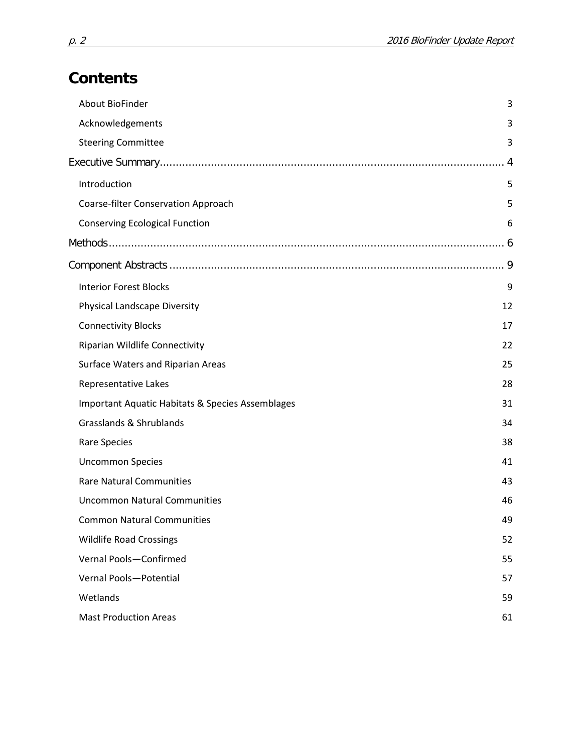# Contents

- About BioFinder 3
- Acknowledgements 3
- Steering Committee 3

Executive Summary ........................................................................................................... 4

- Introduction 5
- Coarse-filter Conservation Approach 5
- Conserving Ecological Function 6

Methods ........................................................................................................................... 6

Component Abstracts ....................................................................................................... 9

- Interior Forest Blocks 9
- Physical Landscape Diversity 12
- Connectivity Blocks 17
- Riparian Wildlife Connectivity 22
- Surface Waters and Riparian Areas 25
- Representative Lakes 28
- Important Aquatic Habitats & Species Assemblages 31
- Grasslands & Shrublands 34
- Rare Species 38
- Uncommon Species 41
- Rare Natural Communities 43
- Uncommon Natural Communities 46
- Common Natural Communities 49
- Wildlife Road Crossings 52
- Vernal Pools—Confirmed 55
- Vernal Pools—Potential 57
- Wetlands 59
- Mast Production Areas 61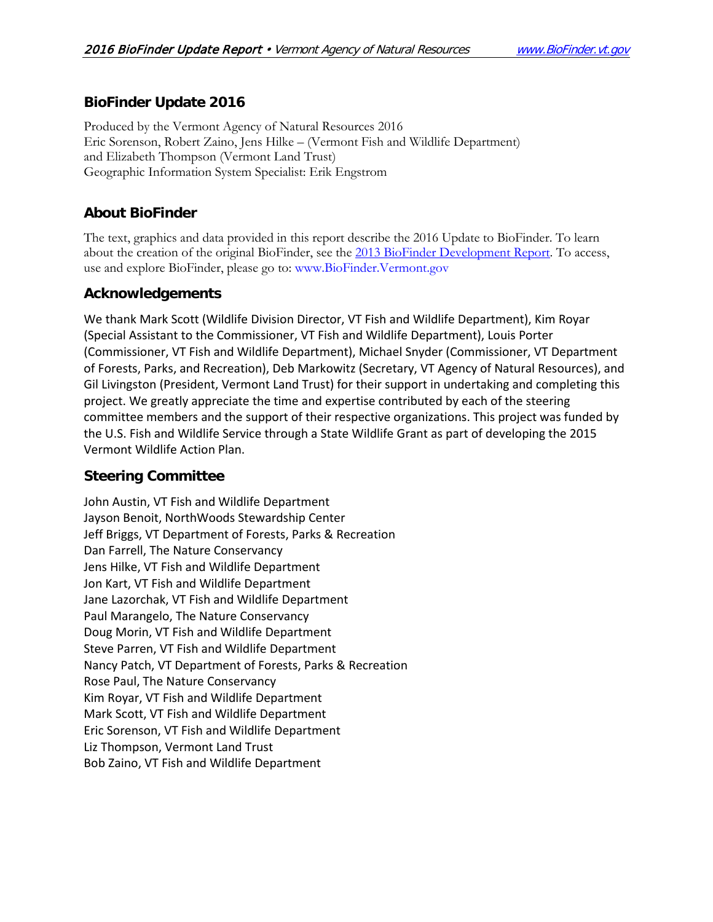## BioFinder Update 2016

Produced by the Vermont Agency of Natural Resources 2016
Eric Sorenson, Robert Zaino, Jens Hilke – (Vermont Fish and Wildlife Department)
and Elizabeth Thompson (Vermont Land Trust)
Geographic Information System Specialist: Erik Engstrom

## About BioFinder

The text, graphics and data provided in this report describe the 2016 Update to BioFinder. To learn about the creation of the original BioFinder, see the 2013 BioFinder Development Report. To access, use and explore BioFinder, please go to: www.BioFinder.Vermont.gov

## Acknowledgements

We thank Mark Scott (Wildlife Division Director, VT Fish and Wildlife Department), Kim Royar (Special Assistant to the Commissioner, VT Fish and Wildlife Department), Louis Porter (Commissioner, VT Fish and Wildlife Department), Michael Snyder (Commissioner, VT Department of Forests, Parks, and Recreation), Deb Markowitz (Secretary, VT Agency of Natural Resources), and Gil Livingston (President, Vermont Land Trust) for their support in undertaking and completing this project. We greatly appreciate the time and expertise contributed by each of the steering committee members and the support of their respective organizations. This project was funded by the U.S. Fish and Wildlife Service through a State Wildlife Grant as part of developing the 2015 Vermont Wildlife Action Plan.

## Steering Committee

John Austin, VT Fish and Wildlife Department
Jayson Benoit, NorthWoods Stewardship Center
Jeff Briggs, VT Department of Forests, Parks & Recreation
Dan Farrell, The Nature Conservancy
Jens Hilke, VT Fish and Wildlife Department
Jon Kart, VT Fish and Wildlife Department
Jane Lazorchak, VT Fish and Wildlife Department
Paul Marangelo, The Nature Conservancy
Doug Morin, VT Fish and Wildlife Department
Steve Parren, VT Fish and Wildlife Department
Nancy Patch, VT Department of Forests, Parks & Recreation
Rose Paul, The Nature Conservancy
Kim Royar, VT Fish and Wildlife Department
Mark Scott, VT Fish and Wildlife Department
Eric Sorenson, VT Fish and Wildlife Department
Liz Thompson, Vermont Land Trust
Bob Zaino, VT Fish and Wildlife Department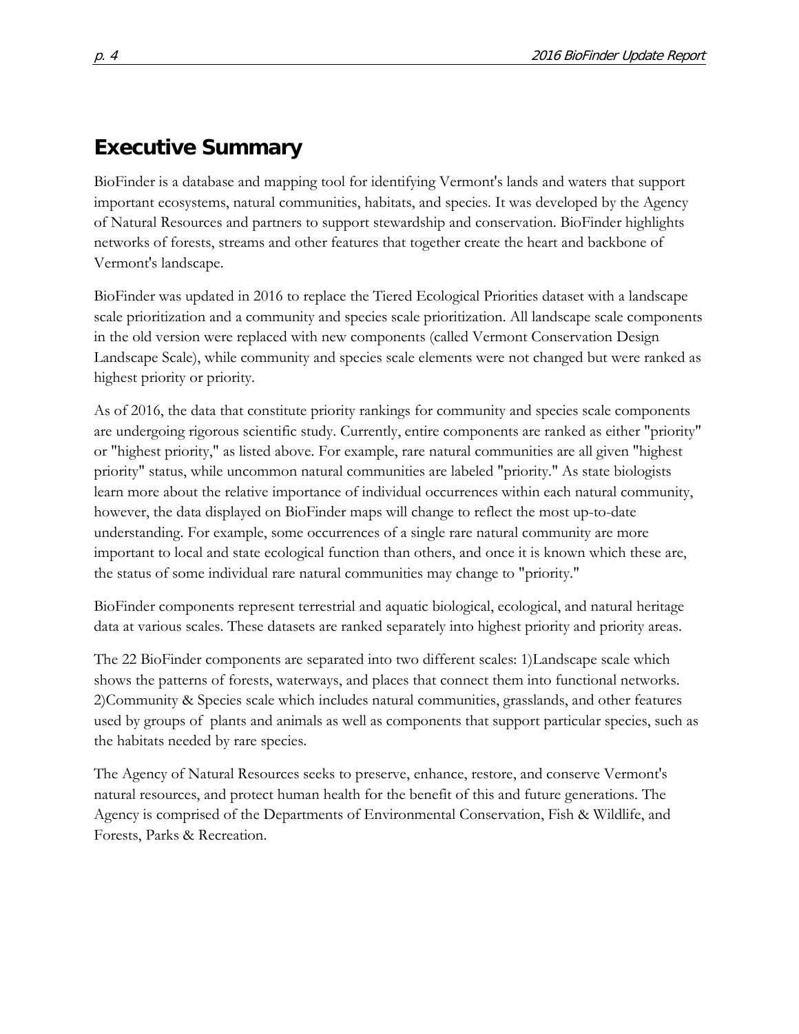## Executive Summary

BioFinder is a database and mapping tool for identifying Vermont's lands and waters that support important ecosystems, natural communities, habitats, and species. It was developed by the Agency of Natural Resources and partners to support stewardship and conservation. BioFinder highlights networks of forests, streams and other features that together create the heart and backbone of Vermont's landscape.

BioFinder was updated in 2016 to replace the Tiered Ecological Priorities dataset with a landscape scale prioritization and a community and species scale prioritization. All landscape scale components in the old version were replaced with new components (called Vermont Conservation Design Landscape Scale), while community and species scale elements were not changed but were ranked as highest priority or priority.

As of 2016, the data that constitute priority rankings for community and species scale components are undergoing rigorous scientific study. Currently, entire components are ranked as either "priority" or "highest priority," as listed above. For example, rare natural communities are all given "highest priority" status, while uncommon natural communities are labeled "priority." As state biologists learn more about the relative importance of individual occurrences within each natural community, however, the data displayed on BioFinder maps will change to reflect the most up-to-date understanding. For example, some occurrences of a single rare natural community are more important to local and state ecological function than others, and once it is known which these are, the status of some individual rare natural communities may change to "priority."

BioFinder components represent terrestrial and aquatic biological, ecological, and natural heritage data at various scales. These datasets are ranked separately into highest priority and priority areas.

The 22 BioFinder components are separated into two different scales: 1)Landscape scale which shows the patterns of forests, waterways, and places that connect them into functional networks. 2)Community & Species scale which includes natural communities, grasslands, and other features used by groups of plants and animals as well as components that support particular species, such as the habitats needed by rare species.

The Agency of Natural Resources seeks to preserve, enhance, restore, and conserve Vermont's natural resources, and protect human health for the benefit of this and future generations. The Agency is comprised of the Departments of Environmental Conservation, Fish & Wildlife, and Forests, Parks & Recreation.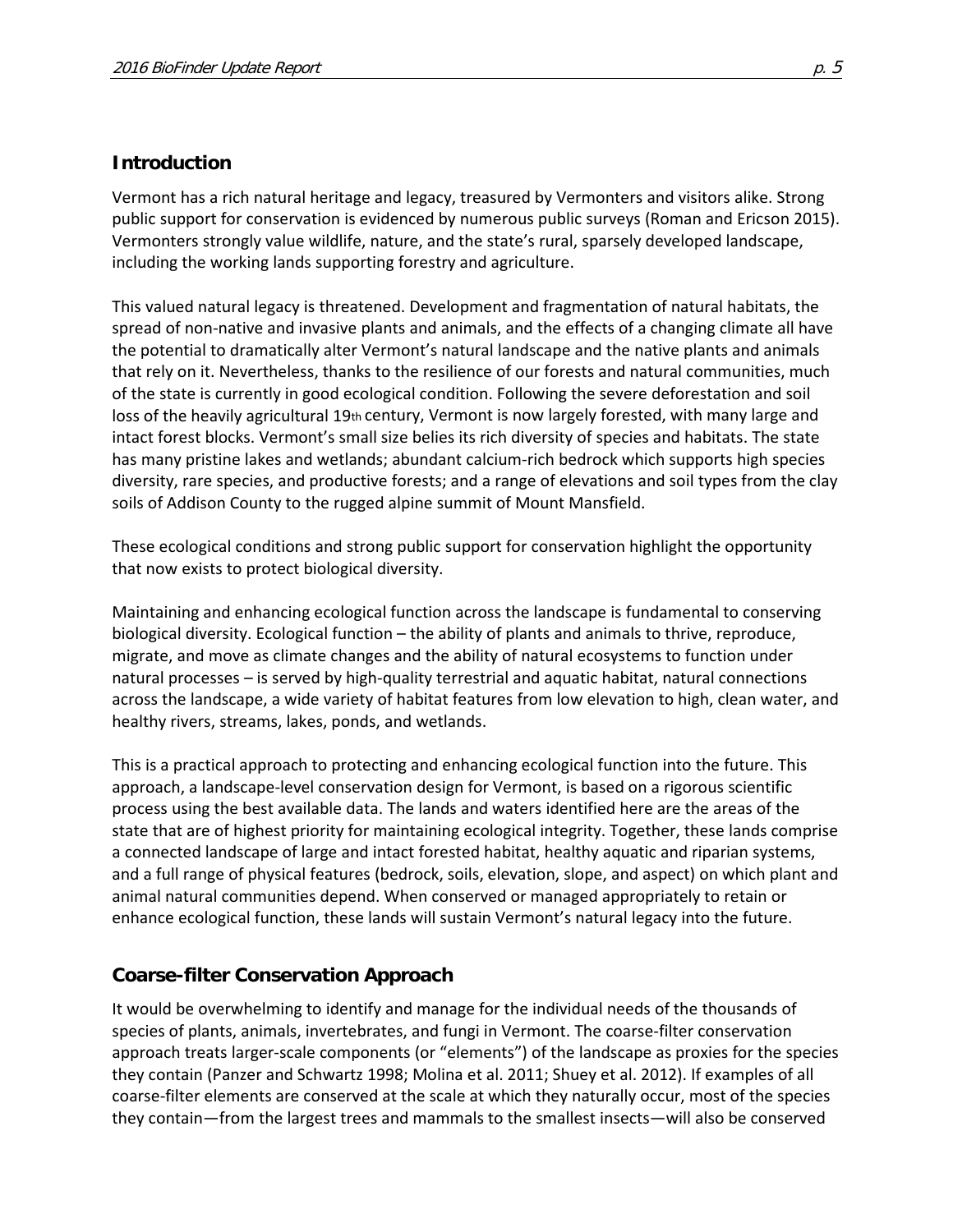## Introduction

Vermont has a rich natural heritage and legacy, treasured by Vermonters and visitors alike. Strong public support for conservation is evidenced by numerous public surveys (Roman and Ericson 2015). Vermonters strongly value wildlife, nature, and the state's rural, sparsely developed landscape, including the working lands supporting forestry and agriculture.

This valued natural legacy is threatened. Development and fragmentation of natural habitats, the spread of non-native and invasive plants and animals, and the effects of a changing climate all have the potential to dramatically alter Vermont's natural landscape and the native plants and animals that rely on it. Nevertheless, thanks to the resilience of our forests and natural communities, much of the state is currently in good ecological condition. Following the severe deforestation and soil loss of the heavily agricultural 19th century, Vermont is now largely forested, with many large and intact forest blocks. Vermont's small size belies its rich diversity of species and habitats. The state has many pristine lakes and wetlands; abundant calcium-rich bedrock which supports high species diversity, rare species, and productive forests; and a range of elevations and soil types from the clay soils of Addison County to the rugged alpine summit of Mount Mansfield.

These ecological conditions and strong public support for conservation highlight the opportunity that now exists to protect biological diversity.

Maintaining and enhancing ecological function across the landscape is fundamental to conserving biological diversity. Ecological function – the ability of plants and animals to thrive, reproduce, migrate, and move as climate changes and the ability of natural ecosystems to function under natural processes – is served by high-quality terrestrial and aquatic habitat, natural connections across the landscape, a wide variety of habitat features from low elevation to high, clean water, and healthy rivers, streams, lakes, ponds, and wetlands.

This is a practical approach to protecting and enhancing ecological function into the future. This approach, a landscape-level conservation design for Vermont, is based on a rigorous scientific process using the best available data. The lands and waters identified here are the areas of the state that are of highest priority for maintaining ecological integrity. Together, these lands comprise a connected landscape of large and intact forested habitat, healthy aquatic and riparian systems, and a full range of physical features (bedrock, soils, elevation, slope, and aspect) on which plant and animal natural communities depend. When conserved or managed appropriately to retain or enhance ecological function, these lands will sustain Vermont's natural legacy into the future.

## Coarse-filter Conservation Approach

It would be overwhelming to identify and manage for the individual needs of the thousands of species of plants, animals, invertebrates, and fungi in Vermont. The coarse-filter conservation approach treats larger-scale components (or "elements") of the landscape as proxies for the species they contain (Panzer and Schwartz 1998; Molina et al. 2011; Shuey et al. 2012). If examples of all coarse-filter elements are conserved at the scale at which they naturally occur, most of the species they contain—from the largest trees and mammals to the smallest insects—will also be conserved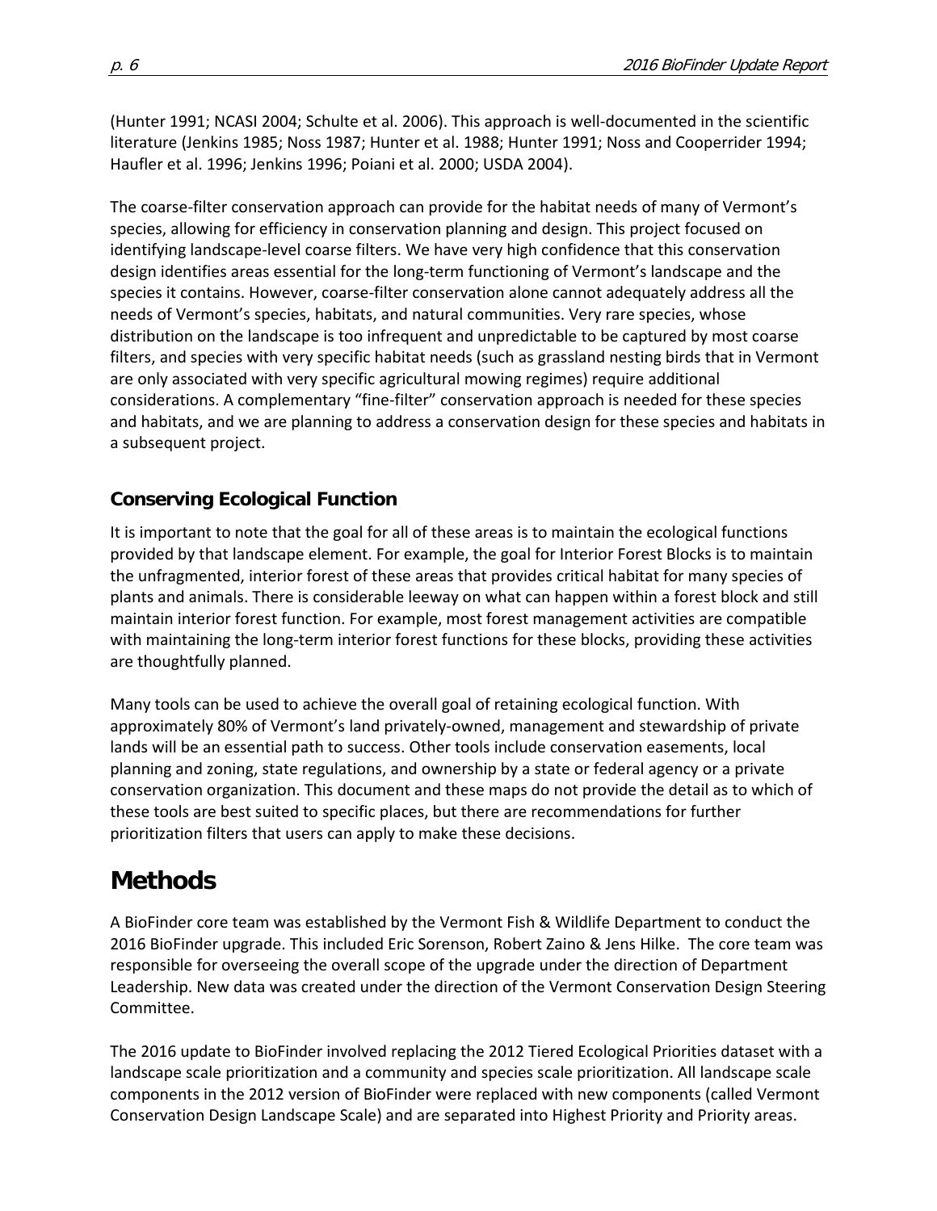(Hunter 1991; NCASI 2004; Schulte et al. 2006). This approach is well-documented in the scientific literature (Jenkins 1985; Noss 1987; Hunter et al. 1988; Hunter 1991; Noss and Cooperrider 1994; Haufler et al. 1996; Jenkins 1996; Poiani et al. 2000; USDA 2004).

The coarse-filter conservation approach can provide for the habitat needs of many of Vermont's species, allowing for efficiency in conservation planning and design. This project focused on identifying landscape-level coarse filters. We have very high confidence that this conservation design identifies areas essential for the long-term functioning of Vermont's landscape and the species it contains. However, coarse-filter conservation alone cannot adequately address all the needs of Vermont's species, habitats, and natural communities. Very rare species, whose distribution on the landscape is too infrequent and unpredictable to be captured by most coarse filters, and species with very specific habitat needs (such as grassland nesting birds that in Vermont are only associated with very specific agricultural mowing regimes) require additional considerations. A complementary "fine-filter" conservation approach is needed for these species and habitats, and we are planning to address a conservation design for these species and habitats in a subsequent project.

### Conserving Ecological Function

It is important to note that the goal for all of these areas is to maintain the ecological functions provided by that landscape element. For example, the goal for Interior Forest Blocks is to maintain the unfragmented, interior forest of these areas that provides critical habitat for many species of plants and animals. There is considerable leeway on what can happen within a forest block and still maintain interior forest function. For example, most forest management activities are compatible with maintaining the long-term interior forest functions for these blocks, providing these activities are thoughtfully planned.

Many tools can be used to achieve the overall goal of retaining ecological function. With approximately 80% of Vermont's land privately-owned, management and stewardship of private lands will be an essential path to success. Other tools include conservation easements, local planning and zoning, state regulations, and ownership by a state or federal agency or a private conservation organization. This document and these maps do not provide the detail as to which of these tools are best suited to specific places, but there are recommendations for further prioritization filters that users can apply to make these decisions.

## Methods

A BioFinder core team was established by the Vermont Fish & Wildlife Department to conduct the 2016 BioFinder upgrade. This included Eric Sorenson, Robert Zaino & Jens Hilke. The core team was responsible for overseeing the overall scope of the upgrade under the direction of Department Leadership. New data was created under the direction of the Vermont Conservation Design Steering Committee.

The 2016 update to BioFinder involved replacing the 2012 Tiered Ecological Priorities dataset with a landscape scale prioritization and a community and species scale prioritization. All landscape scale components in the 2012 version of BioFinder were replaced with new components (called Vermont Conservation Design Landscape Scale) and are separated into Highest Priority and Priority areas.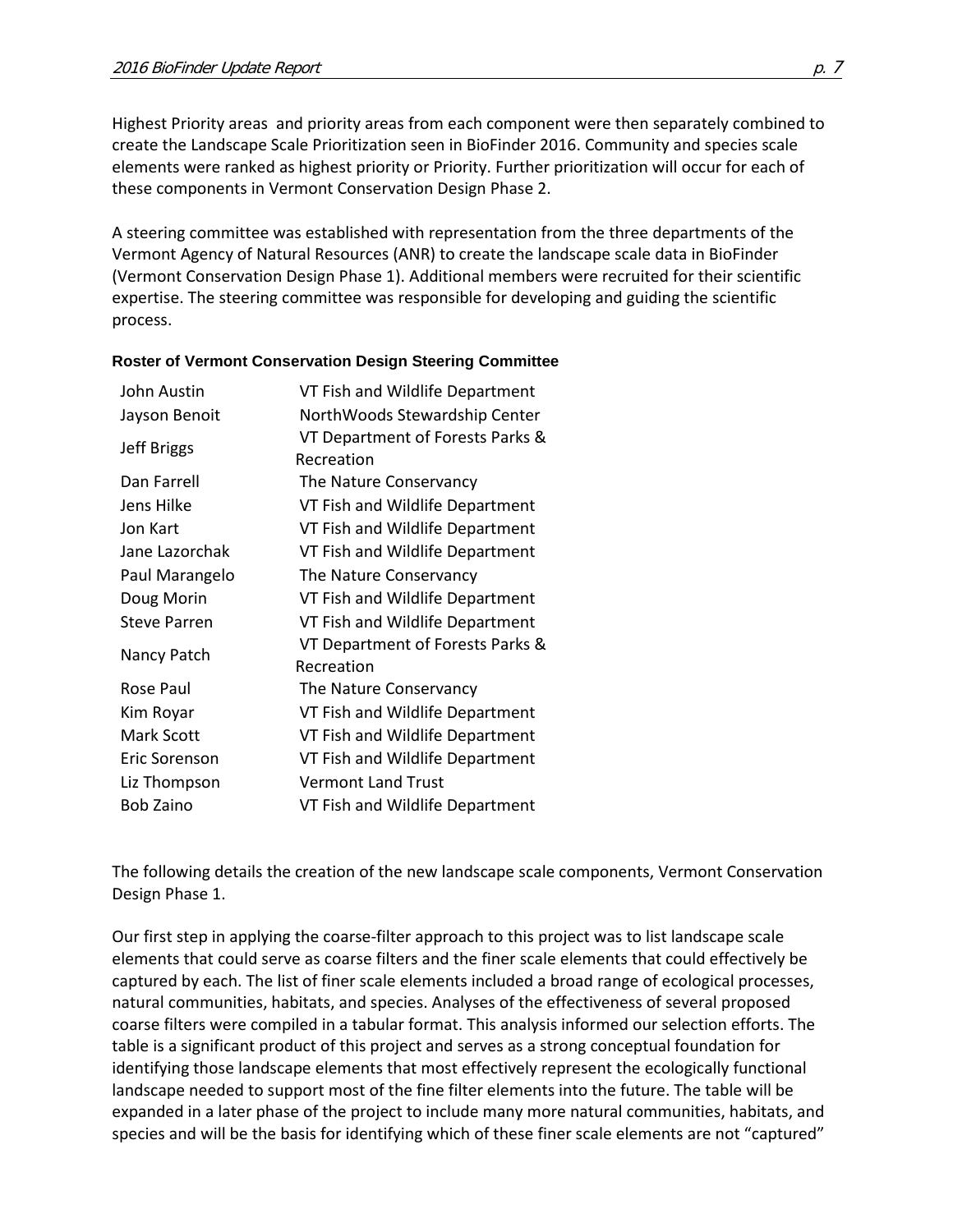Highest Priority areas and priority areas from each component were then separately combined to create the Landscape Scale Prioritization seen in BioFinder 2016. Community and species scale elements were ranked as highest priority or Priority. Further prioritization will occur for each of these components in Vermont Conservation Design Phase 2.

A steering committee was established with representation from the three departments of the Vermont Agency of Natural Resources (ANR) to create the landscape scale data in BioFinder (Vermont Conservation Design Phase 1). Additional members were recruited for their scientific expertise. The steering committee was responsible for developing and guiding the scientific process.

**Roster of Vermont Conservation Design Steering Committee**

| | |
|---|---|
| John Austin | VT Fish and Wildlife Department |
| Jayson Benoit | NorthWoods Stewardship Center |
| Jeff Briggs | VT Department of Forests Parks & Recreation |
| Dan Farrell | The Nature Conservancy |
| Jens Hilke | VT Fish and Wildlife Department |
| Jon Kart | VT Fish and Wildlife Department |
| Jane Lazorchak | VT Fish and Wildlife Department |
| Paul Marangelo | The Nature Conservancy |
| Doug Morin | VT Fish and Wildlife Department |
| Steve Parren | VT Fish and Wildlife Department |
| Nancy Patch | VT Department of Forests Parks & Recreation |
| Rose Paul | The Nature Conservancy |
| Kim Royar | VT Fish and Wildlife Department |
| Mark Scott | VT Fish and Wildlife Department |
| Eric Sorenson | VT Fish and Wildlife Department |
| Liz Thompson | Vermont Land Trust |
| Bob Zaino | VT Fish and Wildlife Department |

The following details the creation of the new landscape scale components, Vermont Conservation Design Phase 1.

Our first step in applying the coarse-filter approach to this project was to list landscape scale elements that could serve as coarse filters and the finer scale elements that could effectively be captured by each. The list of finer scale elements included a broad range of ecological processes, natural communities, habitats, and species. Analyses of the effectiveness of several proposed coarse filters were compiled in a tabular format. This analysis informed our selection efforts. The table is a significant product of this project and serves as a strong conceptual foundation for identifying those landscape elements that most effectively represent the ecologically functional landscape needed to support most of the fine filter elements into the future. The table will be expanded in a later phase of the project to include many more natural communities, habitats, and species and will be the basis for identifying which of these finer scale elements are not "captured"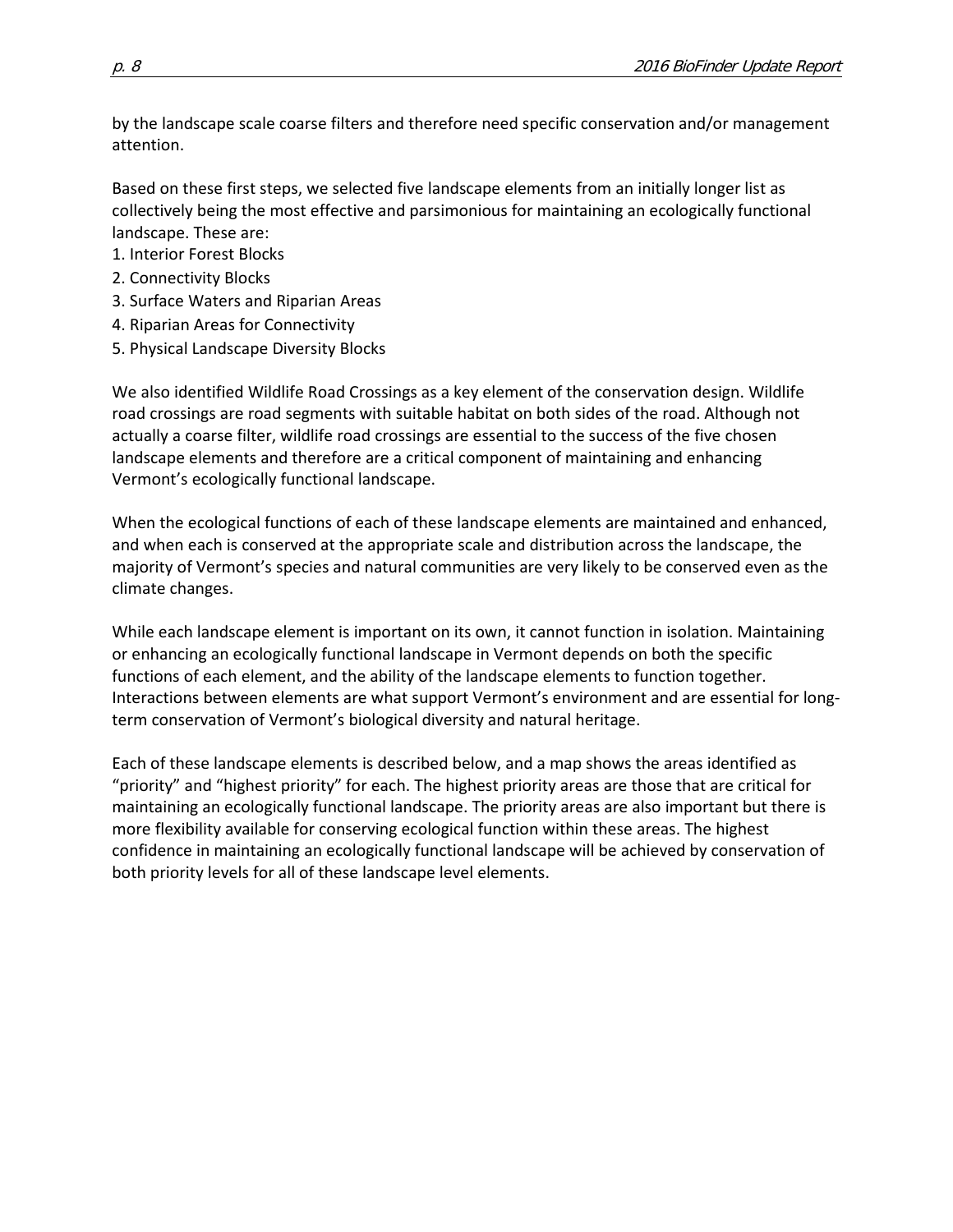by the landscape scale coarse filters and therefore need specific conservation and/or management attention.

Based on these first steps, we selected five landscape elements from an initially longer list as collectively being the most effective and parsimonious for maintaining an ecologically functional landscape. These are:

1. Interior Forest Blocks
2. Connectivity Blocks
3. Surface Waters and Riparian Areas
4. Riparian Areas for Connectivity
5. Physical Landscape Diversity Blocks

We also identified Wildlife Road Crossings as a key element of the conservation design. Wildlife road crossings are road segments with suitable habitat on both sides of the road. Although not actually a coarse filter, wildlife road crossings are essential to the success of the five chosen landscape elements and therefore are a critical component of maintaining and enhancing Vermont's ecologically functional landscape.

When the ecological functions of each of these landscape elements are maintained and enhanced, and when each is conserved at the appropriate scale and distribution across the landscape, the majority of Vermont's species and natural communities are very likely to be conserved even as the climate changes.

While each landscape element is important on its own, it cannot function in isolation. Maintaining or enhancing an ecologically functional landscape in Vermont depends on both the specific functions of each element, and the ability of the landscape elements to function together. Interactions between elements are what support Vermont's environment and are essential for long-term conservation of Vermont's biological diversity and natural heritage.

Each of these landscape elements is described below, and a map shows the areas identified as "priority" and "highest priority" for each. The highest priority areas are those that are critical for maintaining an ecologically functional landscape. The priority areas are also important but there is more flexibility available for conserving ecological function within these areas. The highest confidence in maintaining an ecologically functional landscape will be achieved by conservation of both priority levels for all of these landscape level elements.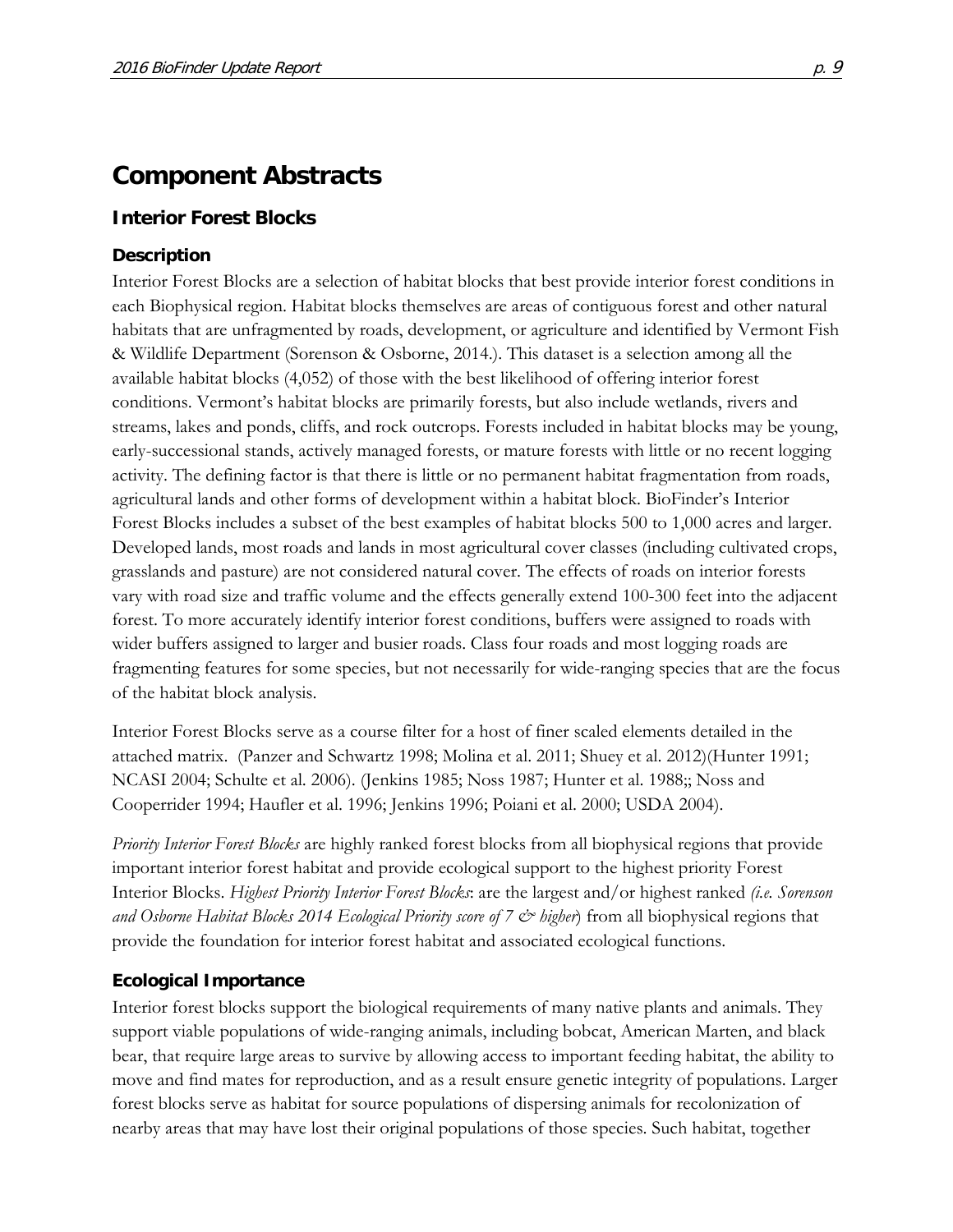# Component Abstracts

## Interior Forest Blocks

### Description

Interior Forest Blocks are a selection of habitat blocks that best provide interior forest conditions in each Biophysical region. Habitat blocks themselves are areas of contiguous forest and other natural habitats that are unfragmented by roads, development, or agriculture and identified by Vermont Fish & Wildlife Department (Sorenson & Osborne, 2014.). This dataset is a selection among all the available habitat blocks (4,052) of those with the best likelihood of offering interior forest conditions. Vermont's habitat blocks are primarily forests, but also include wetlands, rivers and streams, lakes and ponds, cliffs, and rock outcrops. Forests included in habitat blocks may be young, early-successional stands, actively managed forests, or mature forests with little or no recent logging activity. The defining factor is that there is little or no permanent habitat fragmentation from roads, agricultural lands and other forms of development within a habitat block. BioFinder's Interior Forest Blocks includes a subset of the best examples of habitat blocks 500 to 1,000 acres and larger. Developed lands, most roads and lands in most agricultural cover classes (including cultivated crops, grasslands and pasture) are not considered natural cover. The effects of roads on interior forests vary with road size and traffic volume and the effects generally extend 100-300 feet into the adjacent forest. To more accurately identify interior forest conditions, buffers were assigned to roads with wider buffers assigned to larger and busier roads. Class four roads and most logging roads are fragmenting features for some species, but not necessarily for wide-ranging species that are the focus of the habitat block analysis.

Interior Forest Blocks serve as a course filter for a host of finer scaled elements detailed in the attached matrix. (Panzer and Schwartz 1998; Molina et al. 2011; Shuey et al. 2012)(Hunter 1991; NCASI 2004; Schulte et al. 2006). (Jenkins 1985; Noss 1987; Hunter et al. 1988;; Noss and Cooperrider 1994; Haufler et al. 1996; Jenkins 1996; Poiani et al. 2000; USDA 2004).

*Priority Interior Forest Blocks* are highly ranked forest blocks from all biophysical regions that provide important interior forest habitat and provide ecological support to the highest priority Forest Interior Blocks. *Highest Priority Interior Forest Blocks*: are the largest and/or highest ranked *(i.e. Sorenson and Osborne Habitat Blocks 2014 Ecological Priority score of 7 & higher*) from all biophysical regions that provide the foundation for interior forest habitat and associated ecological functions.

### Ecological Importance

Interior forest blocks support the biological requirements of many native plants and animals. They support viable populations of wide-ranging animals, including bobcat, American Marten, and black bear, that require large areas to survive by allowing access to important feeding habitat, the ability to move and find mates for reproduction, and as a result ensure genetic integrity of populations. Larger forest blocks serve as habitat for source populations of dispersing animals for recolonization of nearby areas that may have lost their original populations of those species. Such habitat, together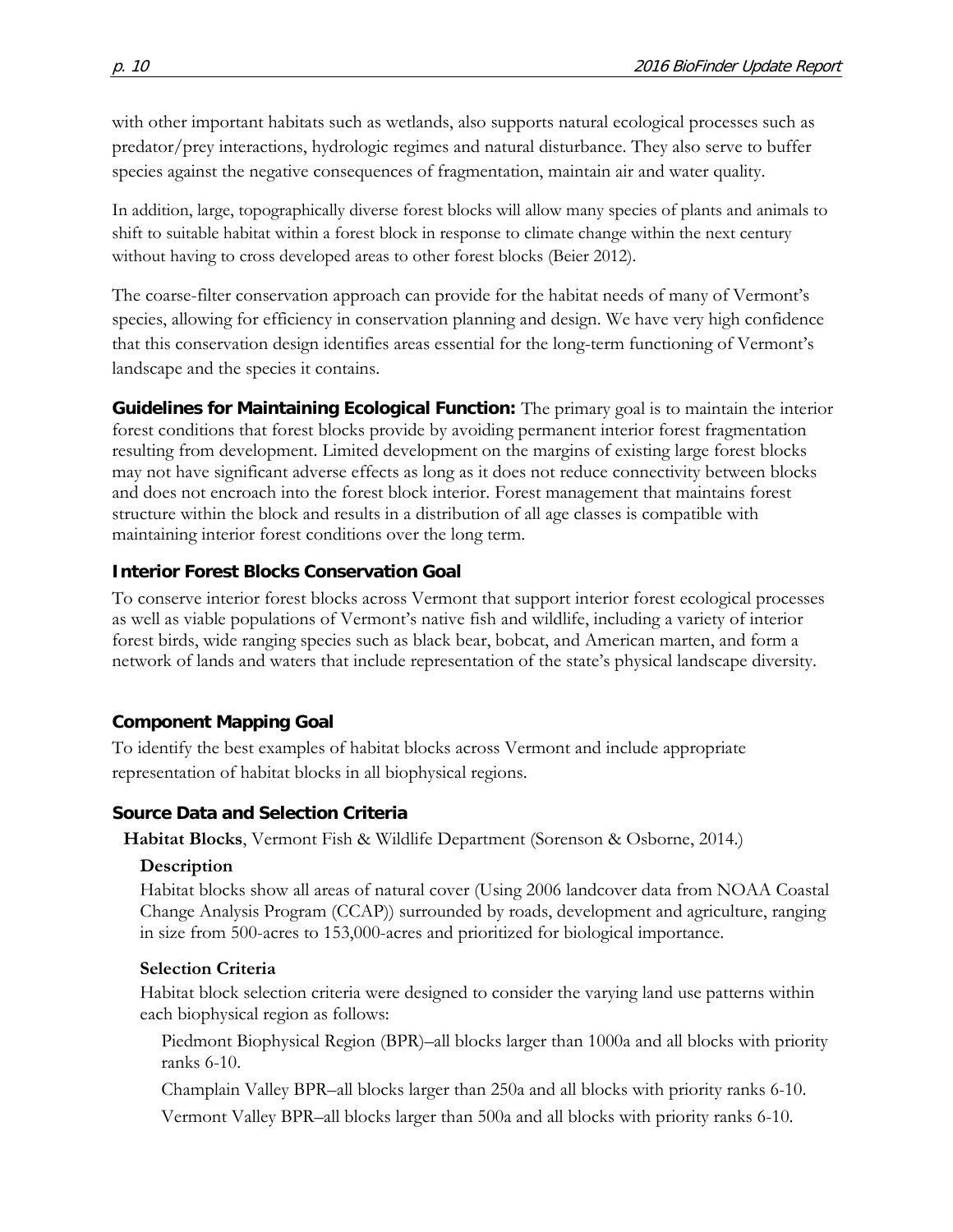with other important habitats such as wetlands, also supports natural ecological processes such as predator/prey interactions, hydrologic regimes and natural disturbance. They also serve to buffer species against the negative consequences of fragmentation, maintain air and water quality.

In addition, large, topographically diverse forest blocks will allow many species of plants and animals to shift to suitable habitat within a forest block in response to climate change within the next century without having to cross developed areas to other forest blocks (Beier 2012).

The coarse-filter conservation approach can provide for the habitat needs of many of Vermont's species, allowing for efficiency in conservation planning and design. We have very high confidence that this conservation design identifies areas essential for the long-term functioning of Vermont's landscape and the species it contains.

**Guidelines for Maintaining Ecological Function:** The primary goal is to maintain the interior forest conditions that forest blocks provide by avoiding permanent interior forest fragmentation resulting from development. Limited development on the margins of existing large forest blocks may not have significant adverse effects as long as it does not reduce connectivity between blocks and does not encroach into the forest block interior. Forest management that maintains forest structure within the block and results in a distribution of all age classes is compatible with maintaining interior forest conditions over the long term.

### Interior Forest Blocks Conservation Goal

To conserve interior forest blocks across Vermont that support interior forest ecological processes as well as viable populations of Vermont's native fish and wildlife, including a variety of interior forest birds, wide ranging species such as black bear, bobcat, and American marten, and form a network of lands and waters that include representation of the state's physical landscape diversity.

### Component Mapping Goal

To identify the best examples of habitat blocks across Vermont and include appropriate representation of habitat blocks in all biophysical regions.

### Source Data and Selection Criteria

**Habitat Blocks**, Vermont Fish & Wildlife Department (Sorenson & Osborne, 2014.)

**Description**

Habitat blocks show all areas of natural cover (Using 2006 landcover data from NOAA Coastal Change Analysis Program (CCAP)) surrounded by roads, development and agriculture, ranging in size from 500-acres to 153,000-acres and prioritized for biological importance.

**Selection Criteria**

Habitat block selection criteria were designed to consider the varying land use patterns within each biophysical region as follows:

Piedmont Biophysical Region (BPR)–all blocks larger than 1000a and all blocks with priority ranks 6-10.

Champlain Valley BPR–all blocks larger than 250a and all blocks with priority ranks 6-10.

Vermont Valley BPR–all blocks larger than 500a and all blocks with priority ranks 6-10.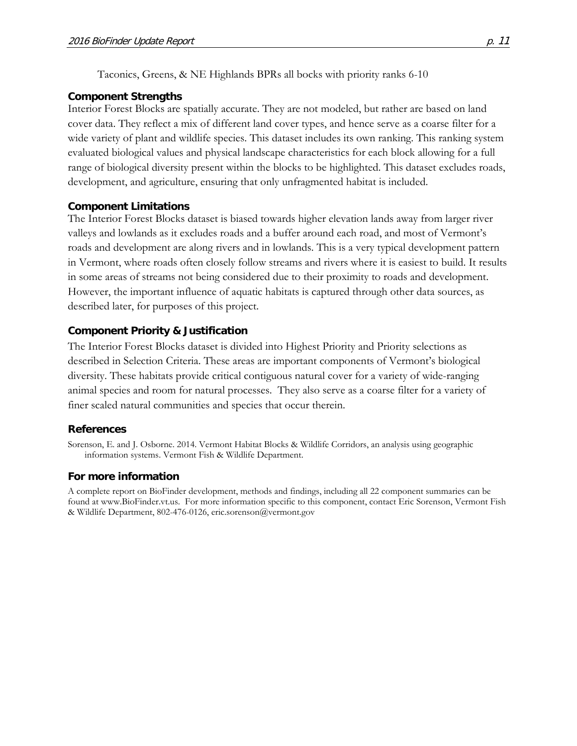Taconics, Greens, & NE Highlands BPRs all bocks with priority ranks 6-10

### Component Strengths

Interior Forest Blocks are spatially accurate. They are not modeled, but rather are based on land cover data. They reflect a mix of different land cover types, and hence serve as a coarse filter for a wide variety of plant and wildlife species. This dataset includes its own ranking. This ranking system evaluated biological values and physical landscape characteristics for each block allowing for a full range of biological diversity present within the blocks to be highlighted. This dataset excludes roads, development, and agriculture, ensuring that only unfragmented habitat is included.

### Component Limitations

The Interior Forest Blocks dataset is biased towards higher elevation lands away from larger river valleys and lowlands as it excludes roads and a buffer around each road, and most of Vermont's roads and development are along rivers and in lowlands. This is a very typical development pattern in Vermont, where roads often closely follow streams and rivers where it is easiest to build. It results in some areas of streams not being considered due to their proximity to roads and development. However, the important influence of aquatic habitats is captured through other data sources, as described later, for purposes of this project.

### Component Priority & Justification

The Interior Forest Blocks dataset is divided into Highest Priority and Priority selections as described in Selection Criteria. These areas are important components of Vermont's biological diversity. These habitats provide critical contiguous natural cover for a variety of wide-ranging animal species and room for natural processes. They also serve as a coarse filter for a variety of finer scaled natural communities and species that occur therein.

### References

Sorenson, E. and J. Osborne. 2014. Vermont Habitat Blocks & Wildlife Corridors, an analysis using geographic information systems. Vermont Fish & Wildlife Department.

### For more information

A complete report on BioFinder development, methods and findings, including all 22 component summaries can be found at www.BioFinder.vt.us. For more information specific to this component, contact Eric Sorenson, Vermont Fish & Wildlife Department, 802-476-0126, eric.sorenson@vermont.gov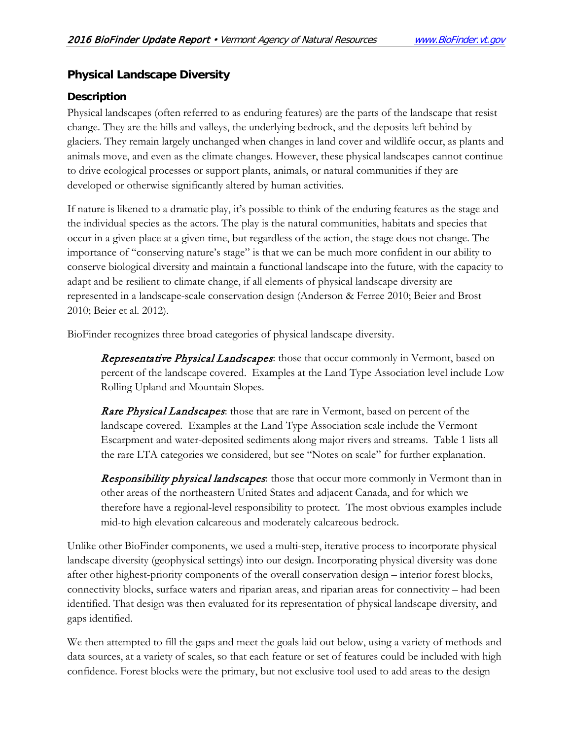## Physical Landscape Diversity

### Description

Physical landscapes (often referred to as enduring features) are the parts of the landscape that resist change. They are the hills and valleys, the underlying bedrock, and the deposits left behind by glaciers. They remain largely unchanged when changes in land cover and wildlife occur, as plants and animals move, and even as the climate changes. However, these physical landscapes cannot continue to drive ecological processes or support plants, animals, or natural communities if they are developed or otherwise significantly altered by human activities.

If nature is likened to a dramatic play, it's possible to think of the enduring features as the stage and the individual species as the actors. The play is the natural communities, habitats and species that occur in a given place at a given time, but regardless of the action, the stage does not change. The importance of "conserving nature's stage" is that we can be much more confident in our ability to conserve biological diversity and maintain a functional landscape into the future, with the capacity to adapt and be resilient to climate change, if all elements of physical landscape diversity are represented in a landscape-scale conservation design (Anderson & Ferree 2010; Beier and Brost 2010; Beier et al. 2012).

BioFinder recognizes three broad categories of physical landscape diversity.

> ***Representative Physical Landscapes***: those that occur commonly in Vermont, based on percent of the landscape covered. Examples at the Land Type Association level include Low Rolling Upland and Mountain Slopes.
>
> ***Rare Physical Landscapes***: those that are rare in Vermont, based on percent of the landscape covered. Examples at the Land Type Association scale include the Vermont Escarpment and water-deposited sediments along major rivers and streams. Table 1 lists all the rare LTA categories we considered, but see "Notes on scale" for further explanation.
>
> ***Responsibility physical landscapes***: those that occur more commonly in Vermont than in other areas of the northeastern United States and adjacent Canada, and for which we therefore have a regional-level responsibility to protect. The most obvious examples include mid-to high elevation calcareous and moderately calcareous bedrock.

Unlike other BioFinder components, we used a multi-step, iterative process to incorporate physical landscape diversity (geophysical settings) into our design. Incorporating physical diversity was done after other highest-priority components of the overall conservation design – interior forest blocks, connectivity blocks, surface waters and riparian areas, and riparian areas for connectivity – had been identified. That design was then evaluated for its representation of physical landscape diversity, and gaps identified.

We then attempted to fill the gaps and meet the goals laid out below, using a variety of methods and data sources, at a variety of scales, so that each feature or set of features could be included with high confidence. Forest blocks were the primary, but not exclusive tool used to add areas to the design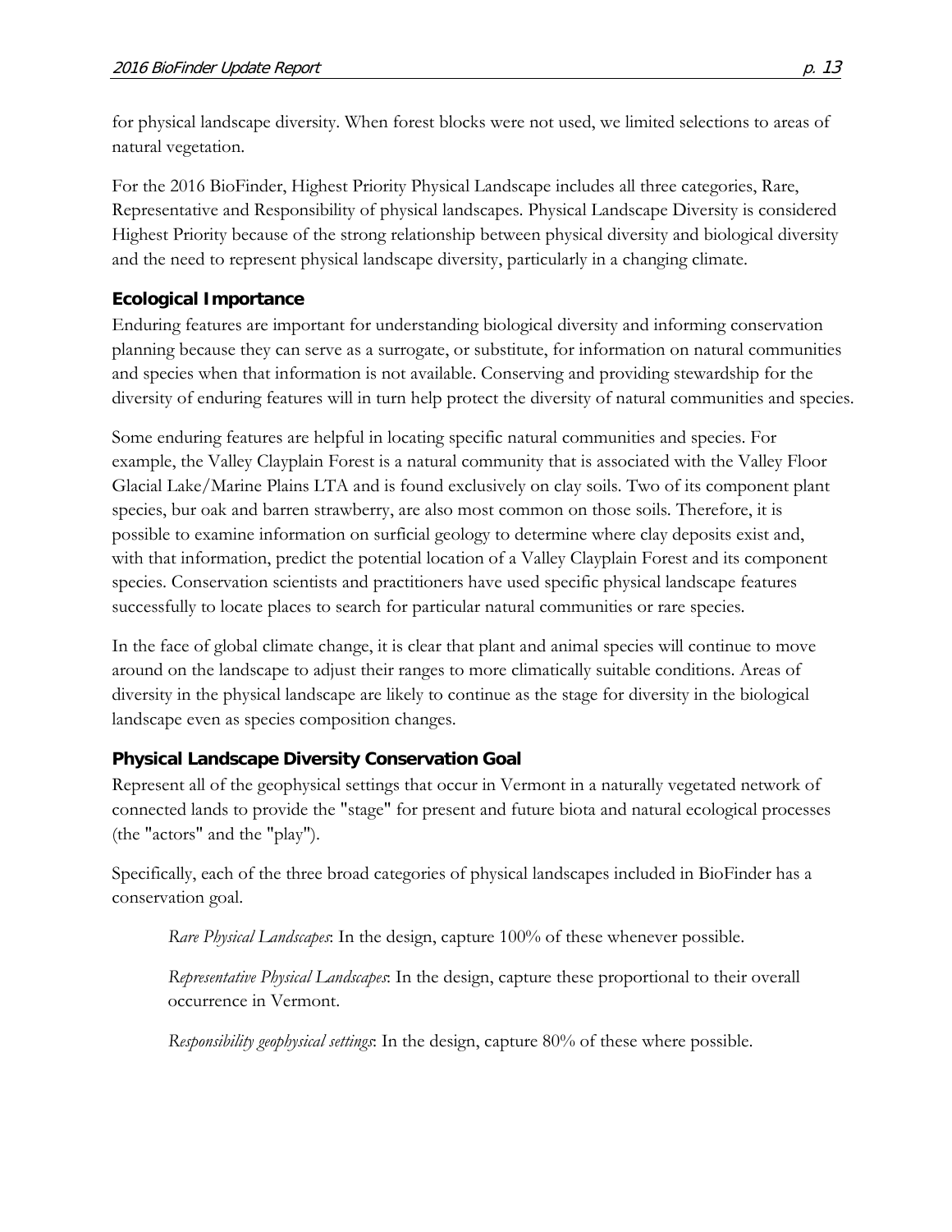for physical landscape diversity. When forest blocks were not used, we limited selections to areas of natural vegetation.

For the 2016 BioFinder, Highest Priority Physical Landscape includes all three categories, Rare, Representative and Responsibility of physical landscapes. Physical Landscape Diversity is considered Highest Priority because of the strong relationship between physical diversity and biological diversity and the need to represent physical landscape diversity, particularly in a changing climate.

### Ecological Importance

Enduring features are important for understanding biological diversity and informing conservation planning because they can serve as a surrogate, or substitute, for information on natural communities and species when that information is not available. Conserving and providing stewardship for the diversity of enduring features will in turn help protect the diversity of natural communities and species.

Some enduring features are helpful in locating specific natural communities and species. For example, the Valley Clayplain Forest is a natural community that is associated with the Valley Floor Glacial Lake/Marine Plains LTA and is found exclusively on clay soils. Two of its component plant species, bur oak and barren strawberry, are also most common on those soils. Therefore, it is possible to examine information on surficial geology to determine where clay deposits exist and, with that information, predict the potential location of a Valley Clayplain Forest and its component species. Conservation scientists and practitioners have used specific physical landscape features successfully to locate places to search for particular natural communities or rare species.

In the face of global climate change, it is clear that plant and animal species will continue to move around on the landscape to adjust their ranges to more climatically suitable conditions. Areas of diversity in the physical landscape are likely to continue as the stage for diversity in the biological landscape even as species composition changes.

### Physical Landscape Diversity Conservation Goal

Represent all of the geophysical settings that occur in Vermont in a naturally vegetated network of connected lands to provide the "stage" for present and future biota and natural ecological processes (the "actors" and the "play").

Specifically, each of the three broad categories of physical landscapes included in BioFinder has a conservation goal.

*Rare Physical Landscapes*: In the design, capture 100% of these whenever possible.

*Representative Physical Landscapes*: In the design, capture these proportional to their overall occurrence in Vermont.

*Responsibility geophysical settings*: In the design, capture 80% of these where possible.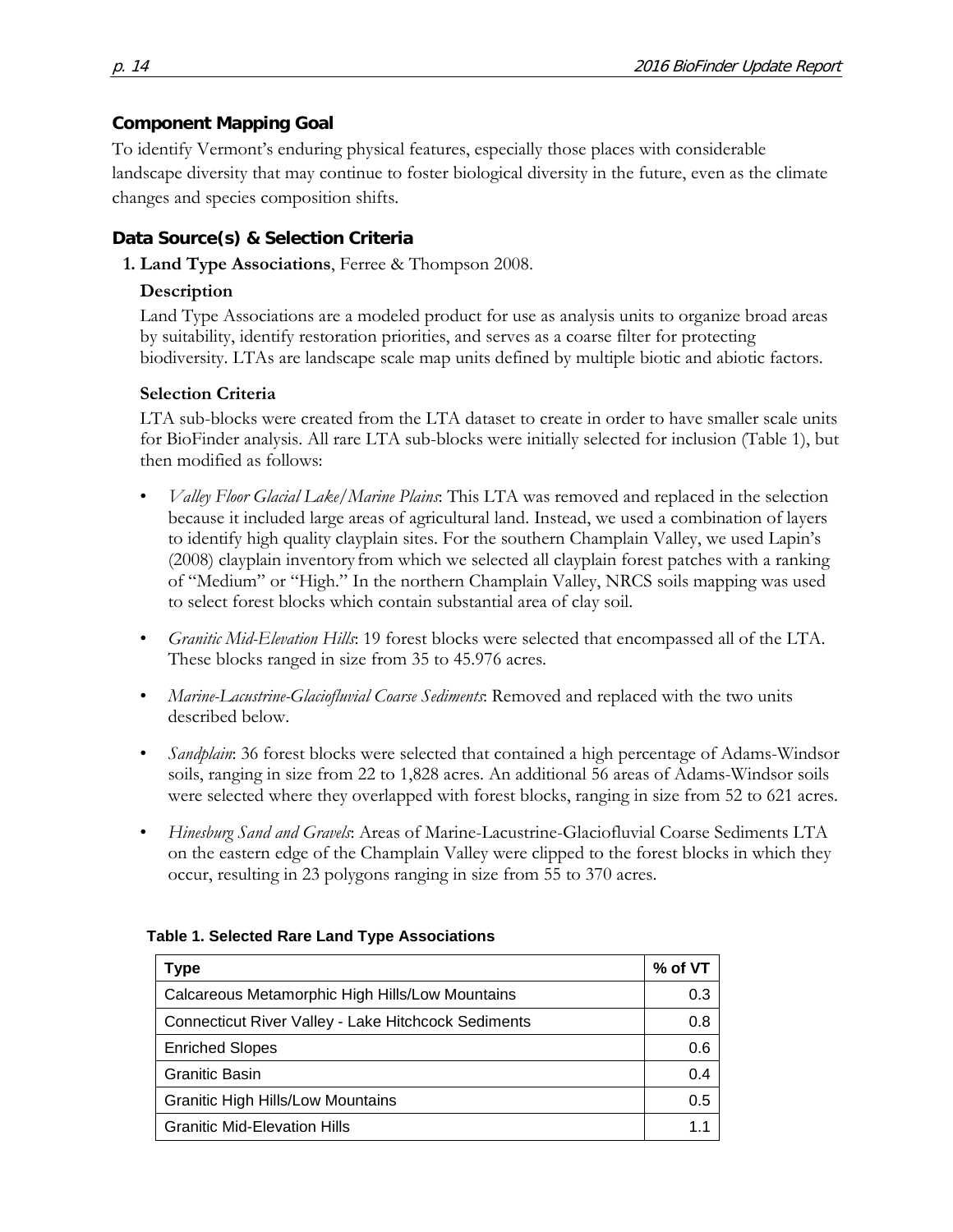### Component Mapping Goal

To identify Vermont's enduring physical features, especially those places with considerable landscape diversity that may continue to foster biological diversity in the future, even as the climate changes and species composition shifts.

### Data Source(s) & Selection Criteria

1. **Land Type Associations**, Ferree & Thompson 2008.

   **Description**

   Land Type Associations are a modeled product for use as analysis units to organize broad areas by suitability, identify restoration priorities, and serves as a coarse filter for protecting biodiversity. LTAs are landscape scale map units defined by multiple biotic and abiotic factors.

   **Selection Criteria**

   LTA sub-blocks were created from the LTA dataset to create in order to have smaller scale units for BioFinder analysis. All rare LTA sub-blocks were initially selected for inclusion (Table 1), but then modified as follows:

   - *Valley Floor Glacial Lake/Marine Plains*: This LTA was removed and replaced in the selection because it included large areas of agricultural land. Instead, we used a combination of layers to identify high quality clayplain sites. For the southern Champlain Valley, we used Lapin's (2008) clayplain inventory from which we selected all clayplain forest patches with a ranking of "Medium" or "High." In the northern Champlain Valley, NRCS soils mapping was used to select forest blocks which contain substantial area of clay soil.

   - *Granitic Mid-Elevation Hills*: 19 forest blocks were selected that encompassed all of the LTA. These blocks ranged in size from 35 to 45.976 acres.

   - *Marine-Lacustrine-Glaciofluvial Coarse Sediments*: Removed and replaced with the two units described below.

   - *Sandplain*: 36 forest blocks were selected that contained a high percentage of Adams-Windsor soils, ranging in size from 22 to 1,828 acres. An additional 56 areas of Adams-Windsor soils were selected where they overlapped with forest blocks, ranging in size from 52 to 621 acres.

   - *Hinesburg Sand and Gravels*: Areas of Marine-Lacustrine-Glaciofluvial Coarse Sediments LTA on the eastern edge of the Champlain Valley were clipped to the forest blocks in which they occur, resulting in 23 polygons ranging in size from 55 to 370 acres.

**Table 1. Selected Rare Land Type Associations**

| Type | % of VT |
|---|---|
| Calcareous Metamorphic High Hills/Low Mountains | 0.3 |
| Connecticut River Valley - Lake Hitchcock Sediments | 0.8 |
| Enriched Slopes | 0.6 |
| Granitic Basin | 0.4 |
| Granitic High Hills/Low Mountains | 0.5 |
| Granitic Mid-Elevation Hills | 1.1 |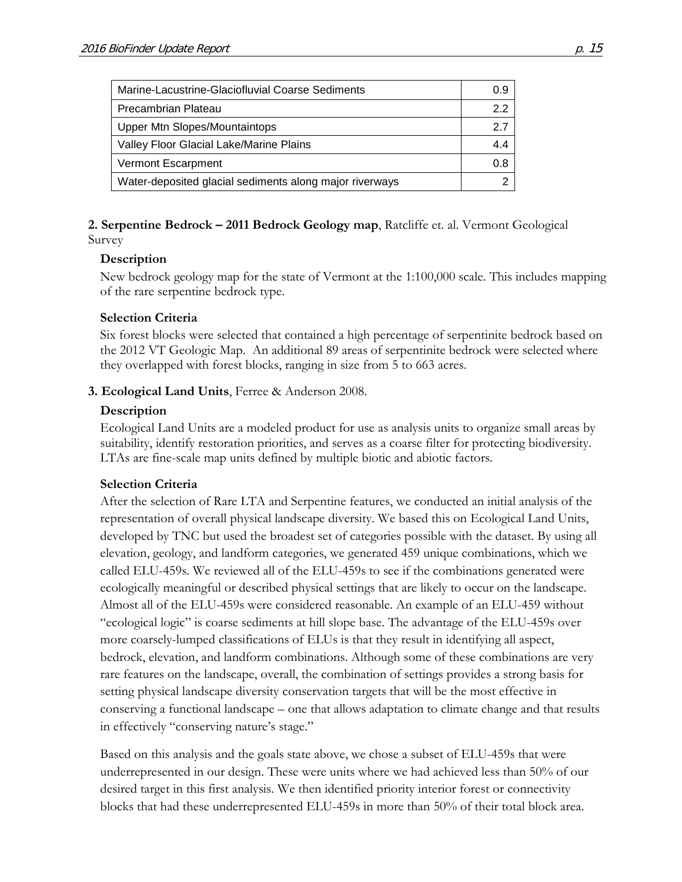| | |
|---|---|
| Marine-Lacustrine-Glaciofluvial Coarse Sediments | 0.9 |
| Precambrian Plateau | 2.2 |
| Upper Mtn Slopes/Mountaintops | 2.7 |
| Valley Floor Glacial Lake/Marine Plains | 4.4 |
| Vermont Escarpment | 0.8 |
| Water-deposited glacial sediments along major riverways | 2 |

**2. Serpentine Bedrock – 2011 Bedrock Geology map**, Ratcliffe et. al. Vermont Geological Survey

**Description**

New bedrock geology map for the state of Vermont at the 1:100,000 scale. This includes mapping of the rare serpentine bedrock type.

**Selection Criteria**

Six forest blocks were selected that contained a high percentage of serpentinite bedrock based on the 2012 VT Geologic Map. An additional 89 areas of serpentinite bedrock were selected where they overlapped with forest blocks, ranging in size from 5 to 663 acres.

**3. Ecological Land Units**, Ferree & Anderson 2008.

**Description**

Ecological Land Units are a modeled product for use as analysis units to organize small areas by suitability, identify restoration priorities, and serves as a coarse filter for protecting biodiversity. LTAs are fine-scale map units defined by multiple biotic and abiotic factors.

**Selection Criteria**

After the selection of Rare LTA and Serpentine features, we conducted an initial analysis of the representation of overall physical landscape diversity. We based this on Ecological Land Units, developed by TNC but used the broadest set of categories possible with the dataset. By using all elevation, geology, and landform categories, we generated 459 unique combinations, which we called ELU-459s. We reviewed all of the ELU-459s to see if the combinations generated were ecologically meaningful or described physical settings that are likely to occur on the landscape. Almost all of the ELU-459s were considered reasonable. An example of an ELU-459 without "ecological logic" is coarse sediments at hill slope base. The advantage of the ELU-459s over more coarsely-lumped classifications of ELUs is that they result in identifying all aspect, bedrock, elevation, and landform combinations. Although some of these combinations are very rare features on the landscape, overall, the combination of settings provides a strong basis for setting physical landscape diversity conservation targets that will be the most effective in conserving a functional landscape – one that allows adaptation to climate change and that results in effectively "conserving nature's stage."

Based on this analysis and the goals state above, we chose a subset of ELU-459s that were underrepresented in our design. These were units where we had achieved less than 50% of our desired target in this first analysis. We then identified priority interior forest or connectivity blocks that had these underrepresented ELU-459s in more than 50% of their total block area.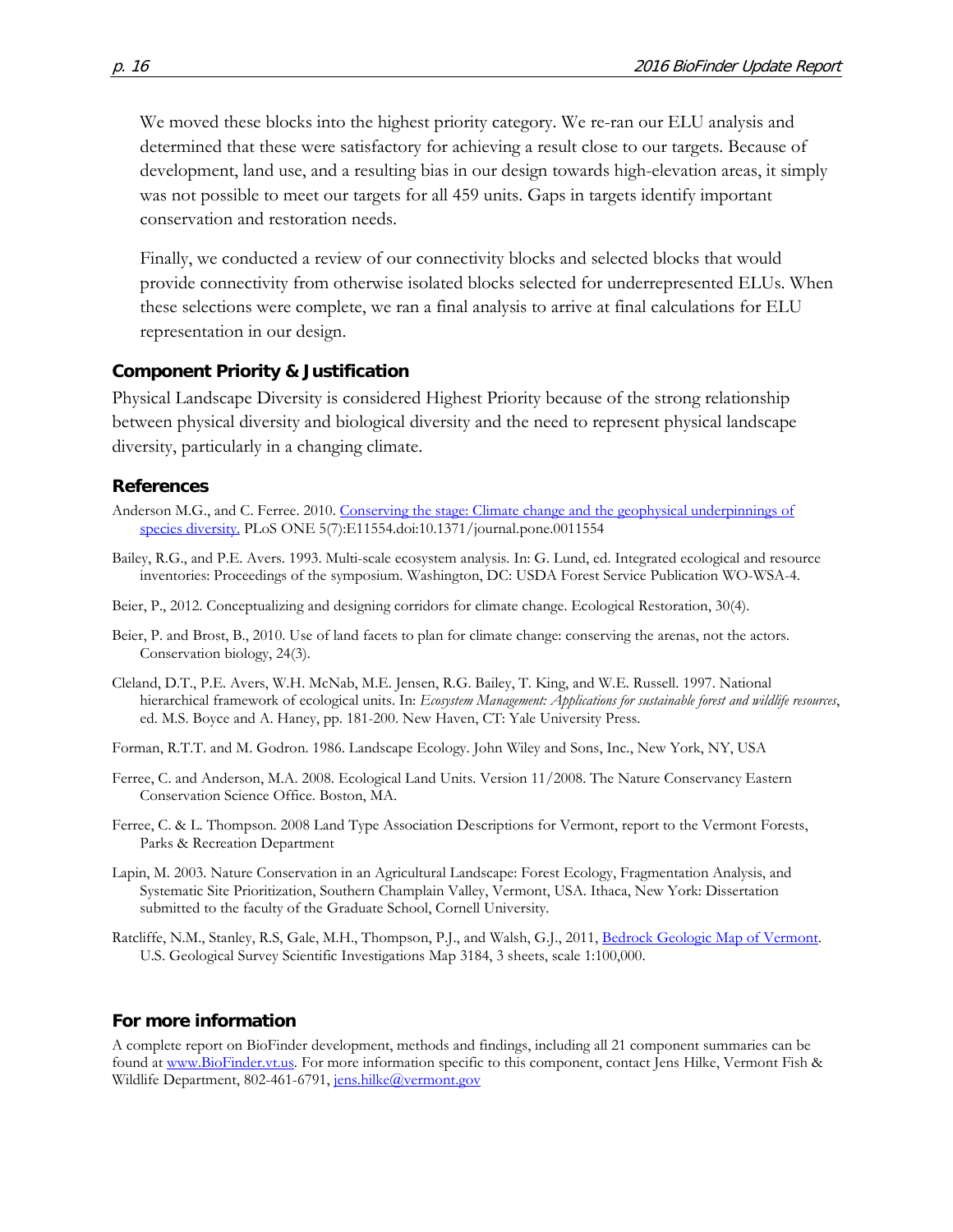We moved these blocks into the highest priority category. We re-ran our ELU analysis and determined that these were satisfactory for achieving a result close to our targets. Because of development, land use, and a resulting bias in our design towards high-elevation areas, it simply was not possible to meet our targets for all 459 units. Gaps in targets identify important conservation and restoration needs.

Finally, we conducted a review of our connectivity blocks and selected blocks that would provide connectivity from otherwise isolated blocks selected for underrepresented ELUs. When these selections were complete, we ran a final analysis to arrive at final calculations for ELU representation in our design.

### Component Priority & Justification

Physical Landscape Diversity is considered Highest Priority because of the strong relationship between physical diversity and biological diversity and the need to represent physical landscape diversity, particularly in a changing climate.

### References

Anderson M.G., and C. Ferree. 2010. [Conserving the stage: Climate change and the geophysical underpinnings of species diversity.](http://dx.doi.org/10.1371/journal.pone.0011554) PLoS ONE 5(7):E11554.doi:10.1371/journal.pone.0011554

Bailey, R.G., and P.E. Avers. 1993. Multi-scale ecosystem analysis. In: G. Lund, ed. Integrated ecological and resource inventories: Proceedings of the symposium. Washington, DC: USDA Forest Service Publication WO-WSA-4.

Beier, P., 2012. Conceptualizing and designing corridors for climate change. Ecological Restoration, 30(4).

Beier, P. and Brost, B., 2010. Use of land facets to plan for climate change: conserving the arenas, not the actors. Conservation biology, 24(3).

Cleland, D.T., P.E. Avers, W.H. McNab, M.E. Jensen, R.G. Bailey, T. King, and W.E. Russell. 1997. National hierarchical framework of ecological units. In: *Ecosystem Management: Applications for sustainable forest and wildlife resources*, ed. M.S. Boyce and A. Haney, pp. 181-200. New Haven, CT: Yale University Press.

Forman, R.T.T. and M. Godron. 1986. Landscape Ecology. John Wiley and Sons, Inc., New York, NY, USA

Ferree, C. and Anderson, M.A. 2008. Ecological Land Units. Version 11/2008. The Nature Conservancy Eastern Conservation Science Office. Boston, MA.

Ferree, C. & L. Thompson. 2008 Land Type Association Descriptions for Vermont, report to the Vermont Forests, Parks & Recreation Department

Lapin, M. 2003. Nature Conservation in an Agricultural Landscape: Forest Ecology, Fragmentation Analysis, and Systematic Site Prioritization, Southern Champlain Valley, Vermont, USA. Ithaca, New York: Dissertation submitted to the faculty of the Graduate School, Cornell University.

Ratcliffe, N.M., Stanley, R.S, Gale, M.H., Thompson, P.J., and Walsh, G.J., 2011, [Bedrock Geologic Map of Vermont](#). U.S. Geological Survey Scientific Investigations Map 3184, 3 sheets, scale 1:100,000.

### For more information

A complete report on BioFinder development, methods and findings, including all 21 component summaries can be found at [www.BioFinder.vt.us](http://www.BioFinder.vt.us). For more information specific to this component, contact Jens Hilke, Vermont Fish & Wildlife Department, 802-461-6791, [jens.hilke@vermont.gov](mailto:jens.hilke@vermont.gov)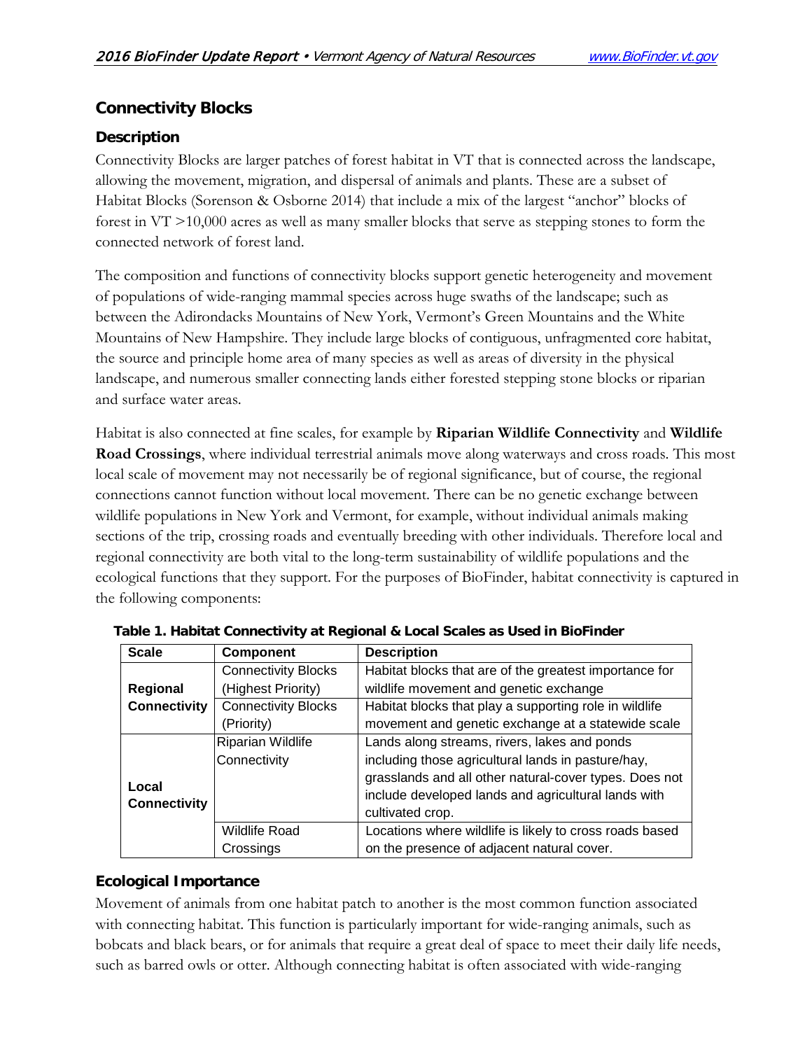## Connectivity Blocks

### Description

Connectivity Blocks are larger patches of forest habitat in VT that is connected across the landscape, allowing the movement, migration, and dispersal of animals and plants. These are a subset of Habitat Blocks (Sorenson & Osborne 2014) that include a mix of the largest "anchor" blocks of forest in VT >10,000 acres as well as many smaller blocks that serve as stepping stones to form the connected network of forest land.

The composition and functions of connectivity blocks support genetic heterogeneity and movement of populations of wide-ranging mammal species across huge swaths of the landscape; such as between the Adirondacks Mountains of New York, Vermont's Green Mountains and the White Mountains of New Hampshire. They include large blocks of contiguous, unfragmented core habitat, the source and principle home area of many species as well as areas of diversity in the physical landscape, and numerous smaller connecting lands either forested stepping stone blocks or riparian and surface water areas.

Habitat is also connected at fine scales, for example by **Riparian Wildlife Connectivity** and **Wildlife Road Crossings**, where individual terrestrial animals move along waterways and cross roads. This most local scale of movement may not necessarily be of regional significance, but of course, the regional connections cannot function without local movement. There can be no genetic exchange between wildlife populations in New York and Vermont, for example, without individual animals making sections of the trip, crossing roads and eventually breeding with other individuals. Therefore local and regional connectivity are both vital to the long-term sustainability of wildlife populations and the ecological functions that they support. For the purposes of BioFinder, habitat connectivity is captured in the following components:

**Table 1. Habitat Connectivity at Regional & Local Scales as Used in BioFinder**

| Scale | Component | Description |
|---|---|---|
| Regional Connectivity | Connectivity Blocks (Highest Priority) | Habitat blocks that are of the greatest importance for wildlife movement and genetic exchange |
| | Connectivity Blocks (Priority) | Habitat blocks that play a supporting role in wildlife movement and genetic exchange at a statewide scale |
| Local Connectivity | Riparian Wildlife Connectivity | Lands along streams, rivers, lakes and ponds including those agricultural lands in pasture/hay, grasslands and all other natural-cover types. Does not include developed lands and agricultural lands with cultivated crop. |
| | Wildlife Road Crossings | Locations where wildlife is likely to cross roads based on the presence of adjacent natural cover. |

### Ecological Importance

Movement of animals from one habitat patch to another is the most common function associated with connecting habitat. This function is particularly important for wide-ranging animals, such as bobcats and black bears, or for animals that require a great deal of space to meet their daily life needs, such as barred owls or otter. Although connecting habitat is often associated with wide-ranging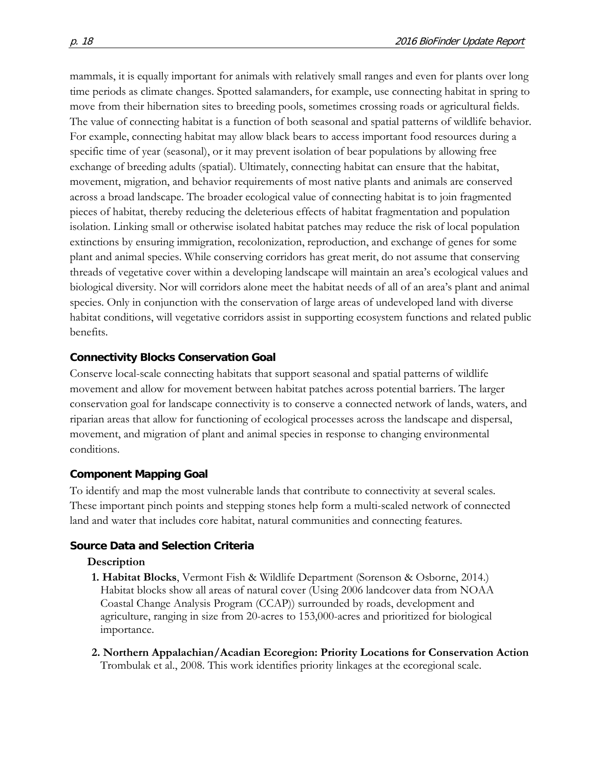mammals, it is equally important for animals with relatively small ranges and even for plants over long time periods as climate changes. Spotted salamanders, for example, use connecting habitat in spring to move from their hibernation sites to breeding pools, sometimes crossing roads or agricultural fields. The value of connecting habitat is a function of both seasonal and spatial patterns of wildlife behavior. For example, connecting habitat may allow black bears to access important food resources during a specific time of year (seasonal), or it may prevent isolation of bear populations by allowing free exchange of breeding adults (spatial). Ultimately, connecting habitat can ensure that the habitat, movement, migration, and behavior requirements of most native plants and animals are conserved across a broad landscape. The broader ecological value of connecting habitat is to join fragmented pieces of habitat, thereby reducing the deleterious effects of habitat fragmentation and population isolation. Linking small or otherwise isolated habitat patches may reduce the risk of local population extinctions by ensuring immigration, recolonization, reproduction, and exchange of genes for some plant and animal species. While conserving corridors has great merit, do not assume that conserving threads of vegetative cover within a developing landscape will maintain an area's ecological values and biological diversity. Nor will corridors alone meet the habitat needs of all of an area's plant and animal species. Only in conjunction with the conservation of large areas of undeveloped land with diverse habitat conditions, will vegetative corridors assist in supporting ecosystem functions and related public benefits.

### Connectivity Blocks Conservation Goal

Conserve local-scale connecting habitats that support seasonal and spatial patterns of wildlife movement and allow for movement between habitat patches across potential barriers. The larger conservation goal for landscape connectivity is to conserve a connected network of lands, waters, and riparian areas that allow for functioning of ecological processes across the landscape and dispersal, movement, and migration of plant and animal species in response to changing environmental conditions.

### Component Mapping Goal

To identify and map the most vulnerable lands that contribute to connectivity at several scales. These important pinch points and stepping stones help form a multi-scaled network of connected land and water that includes core habitat, natural communities and connecting features.

### Source Data and Selection Criteria

**Description**

1. **Habitat Blocks**, Vermont Fish & Wildlife Department (Sorenson & Osborne, 2014.) Habitat blocks show all areas of natural cover (Using 2006 landcover data from NOAA Coastal Change Analysis Program (CCAP)) surrounded by roads, development and agriculture, ranging in size from 20-acres to 153,000-acres and prioritized for biological importance.

2. **Northern Appalachian/Acadian Ecoregion: Priority Locations for Conservation Action** Trombulak et al., 2008. This work identifies priority linkages at the ecoregional scale.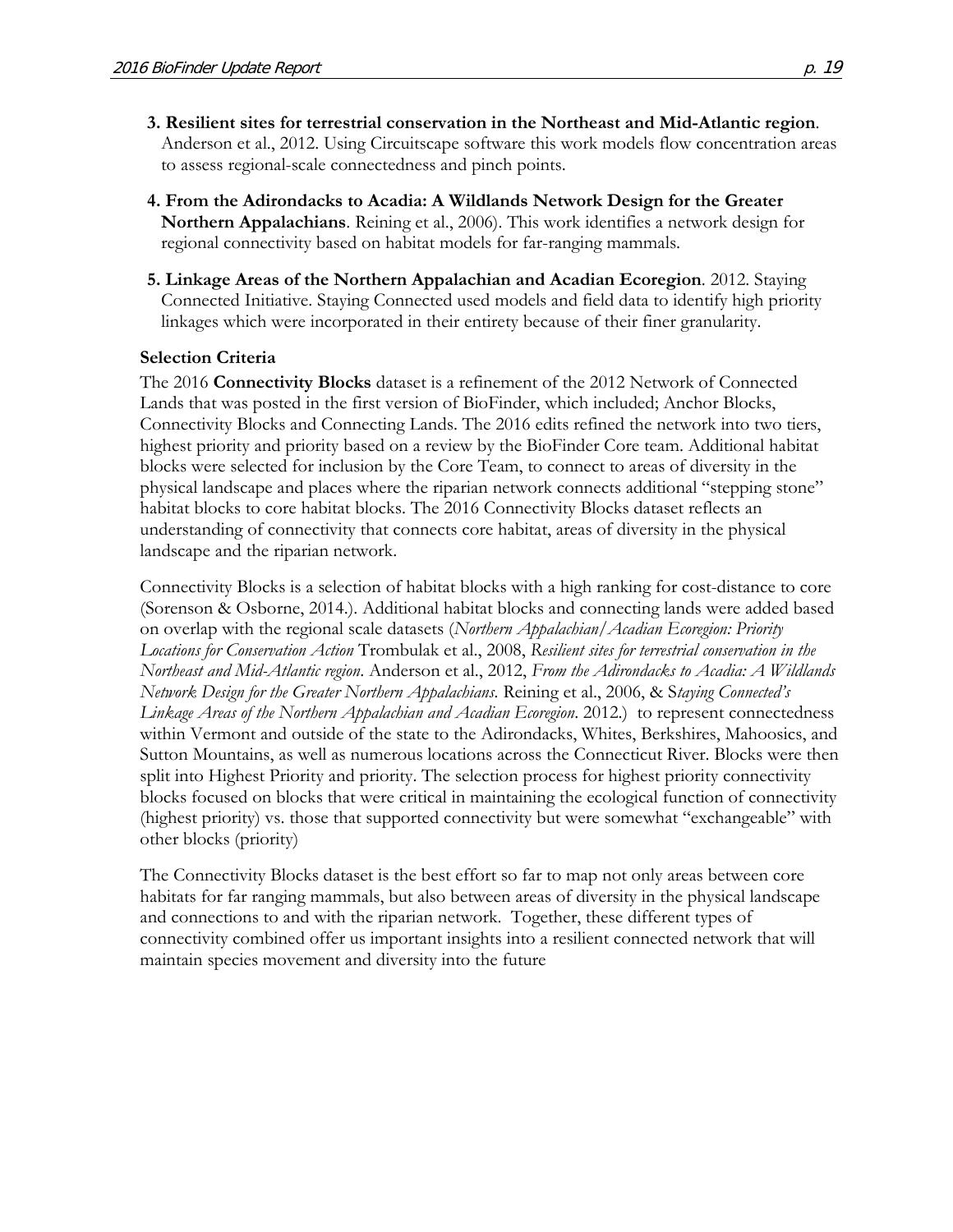3. **Resilient sites for terrestrial conservation in the Northeast and Mid-Atlantic region**. Anderson et al., 2012. Using Circuitscape software this work models flow concentration areas to assess regional-scale connectedness and pinch points.

4. **From the Adirondacks to Acadia: A Wildlands Network Design for the Greater Northern Appalachians**. Reining et al., 2006). This work identifies a network design for regional connectivity based on habitat models for far-ranging mammals.

5. **Linkage Areas of the Northern Appalachian and Acadian Ecoregion**. 2012. Staying Connected Initiative. Staying Connected used models and field data to identify high priority linkages which were incorporated in their entirety because of their finer granularity.

**Selection Criteria**

The 2016 **Connectivity Blocks** dataset is a refinement of the 2012 Network of Connected Lands that was posted in the first version of BioFinder, which included; Anchor Blocks, Connectivity Blocks and Connecting Lands. The 2016 edits refined the network into two tiers, highest priority and priority based on a review by the BioFinder Core team. Additional habitat blocks were selected for inclusion by the Core Team, to connect to areas of diversity in the physical landscape and places where the riparian network connects additional "stepping stone" habitat blocks to core habitat blocks. The 2016 Connectivity Blocks dataset reflects an understanding of connectivity that connects core habitat, areas of diversity in the physical landscape and the riparian network.

Connectivity Blocks is a selection of habitat blocks with a high ranking for cost-distance to core (Sorenson & Osborne, 2014.). Additional habitat blocks and connecting lands were added based on overlap with the regional scale datasets (*Northern Appalachian/Acadian Ecoregion: Priority Locations for Conservation Action* Trombulak et al., 2008, *Resilient sites for terrestrial conservation in the Northeast and Mid-Atlantic region*. Anderson et al., 2012, *From the Adirondacks to Acadia: A Wildlands Network Design for the Greater Northern Appalachians.* Reining et al., 2006, & S*taying Connected's Linkage Areas of the Northern Appalachian and Acadian Ecoregion*. 2012.) to represent connectedness within Vermont and outside of the state to the Adirondacks, Whites, Berkshires, Mahoosics, and Sutton Mountains, as well as numerous locations across the Connecticut River. Blocks were then split into Highest Priority and priority. The selection process for highest priority connectivity blocks focused on blocks that were critical in maintaining the ecological function of connectivity (highest priority) vs. those that supported connectivity but were somewhat "exchangeable" with other blocks (priority)

The Connectivity Blocks dataset is the best effort so far to map not only areas between core habitats for far ranging mammals, but also between areas of diversity in the physical landscape and connections to and with the riparian network. Together, these different types of connectivity combined offer us important insights into a resilient connected network that will maintain species movement and diversity into the future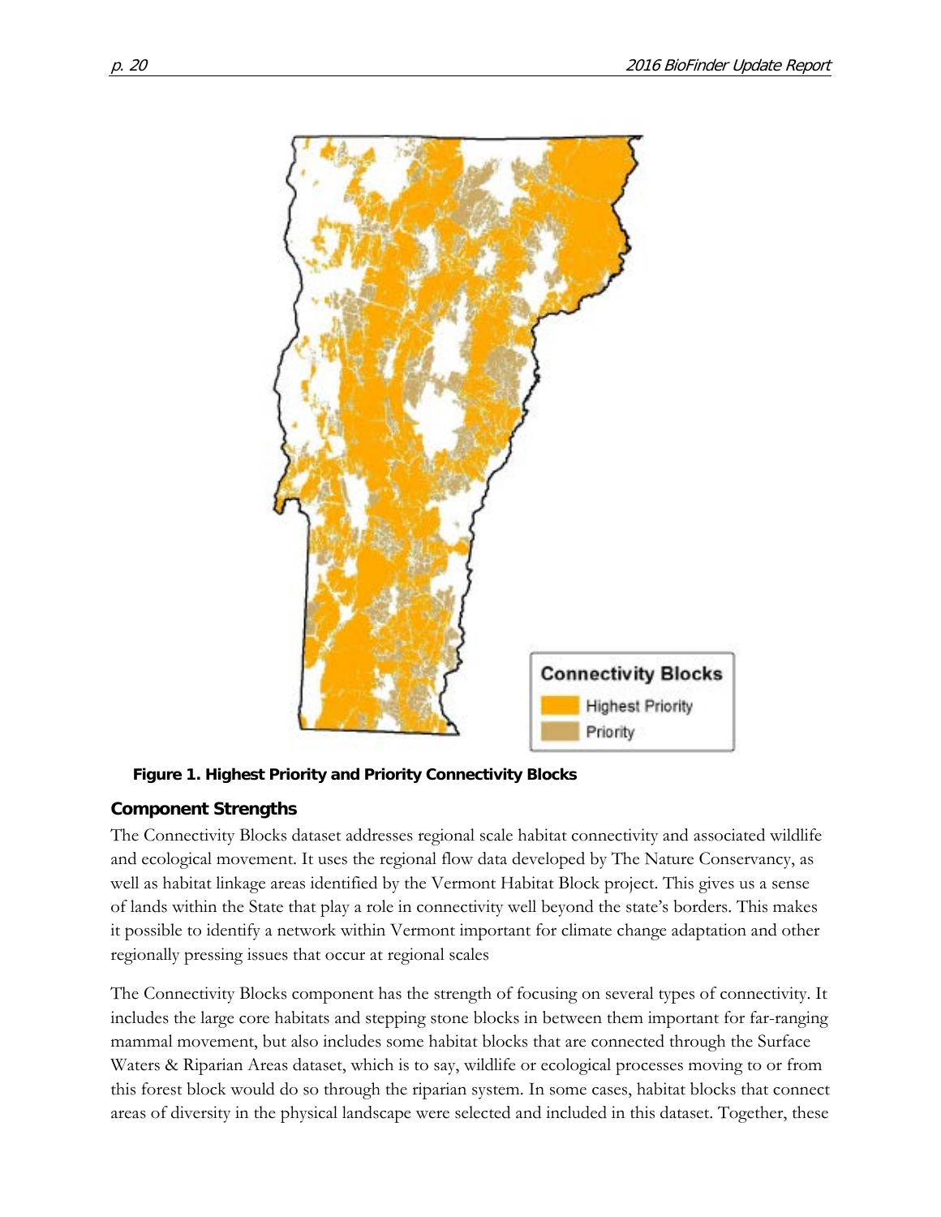Figure 1. Highest Priority and Priority Connectivity Blocks

### Component Strengths

The Connectivity Blocks dataset addresses regional scale habitat connectivity and associated wildlife and ecological movement. It uses the regional flow data developed by The Nature Conservancy, as well as habitat linkage areas identified by the Vermont Habitat Block project. This gives us a sense of lands within the State that play a role in connectivity well beyond the state's borders. This makes it possible to identify a network within Vermont important for climate change adaptation and other regionally pressing issues that occur at regional scales

The Connectivity Blocks component has the strength of focusing on several types of connectivity. It includes the large core habitats and stepping stone blocks in between them important for far-ranging mammal movement, but also includes some habitat blocks that are connected through the Surface Waters & Riparian Areas dataset, which is to say, wildlife or ecological processes moving to or from this forest block would do so through the riparian system. In some cases, habitat blocks that connect areas of diversity in the physical landscape were selected and included in this dataset. Together, these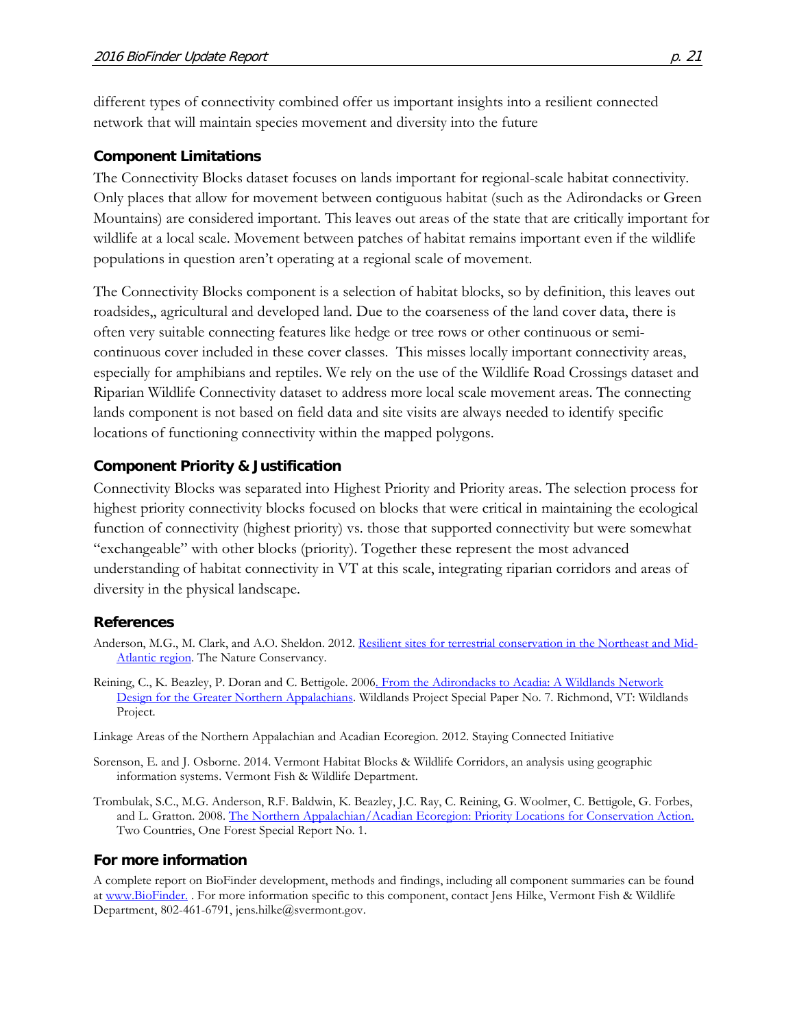different types of connectivity combined offer us important insights into a resilient connected network that will maintain species movement and diversity into the future

### Component Limitations

The Connectivity Blocks dataset focuses on lands important for regional-scale habitat connectivity. Only places that allow for movement between contiguous habitat (such as the Adirondacks or Green Mountains) are considered important. This leaves out areas of the state that are critically important for wildlife at a local scale. Movement between patches of habitat remains important even if the wildlife populations in question aren't operating at a regional scale of movement.

The Connectivity Blocks component is a selection of habitat blocks, so by definition, this leaves out roadsides,, agricultural and developed land. Due to the coarseness of the land cover data, there is often very suitable connecting features like hedge or tree rows or other continuous or semi-continuous cover included in these cover classes. This misses locally important connectivity areas, especially for amphibians and reptiles. We rely on the use of the Wildlife Road Crossings dataset and Riparian Wildlife Connectivity dataset to address more local scale movement areas. The connecting lands component is not based on field data and site visits are always needed to identify specific locations of functioning connectivity within the mapped polygons.

### Component Priority & Justification

Connectivity Blocks was separated into Highest Priority and Priority areas. The selection process for highest priority connectivity blocks focused on blocks that were critical in maintaining the ecological function of connectivity (highest priority) vs. those that supported connectivity but were somewhat "exchangeable" with other blocks (priority). Together these represent the most advanced understanding of habitat connectivity in VT at this scale, integrating riparian corridors and areas of diversity in the physical landscape.

### References

Anderson, M.G., M. Clark, and A.O. Sheldon. 2012. Resilient sites for terrestrial conservation in the Northeast and Mid-Atlantic region. The Nature Conservancy.

Reining, C., K. Beazley, P. Doran and C. Bettigole. 2006. From the Adirondacks to Acadia: A Wildlands Network Design for the Greater Northern Appalachians. Wildlands Project Special Paper No. 7. Richmond, VT: Wildlands Project.

Linkage Areas of the Northern Appalachian and Acadian Ecoregion. 2012. Staying Connected Initiative

Sorenson, E. and J. Osborne. 2014. Vermont Habitat Blocks & Wildlife Corridors, an analysis using geographic information systems. Vermont Fish & Wildlife Department.

Trombulak, S.C., M.G. Anderson, R.F. Baldwin, K. Beazley, J.C. Ray, C. Reining, G. Woolmer, C. Bettigole, G. Forbes, and L. Gratton. 2008. The Northern Appalachian/Acadian Ecoregion: Priority Locations for Conservation Action. Two Countries, One Forest Special Report No. 1.

### For more information

A complete report on BioFinder development, methods and findings, including all component summaries can be found at www.BioFinder. . For more information specific to this component, contact Jens Hilke, Vermont Fish & Wildlife Department, 802-461-6791, jens.hilke@svermont.gov.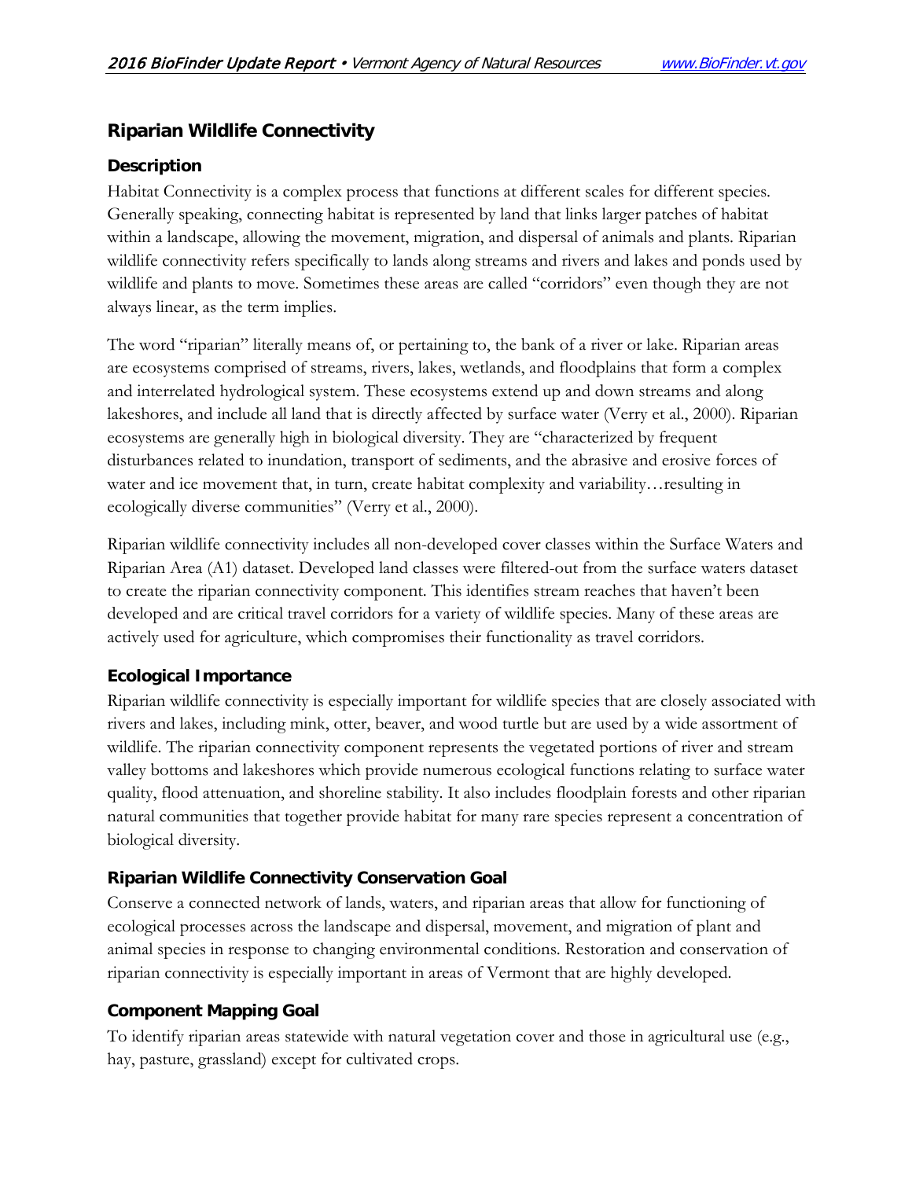## Riparian Wildlife Connectivity

### Description

Habitat Connectivity is a complex process that functions at different scales for different species. Generally speaking, connecting habitat is represented by land that links larger patches of habitat within a landscape, allowing the movement, migration, and dispersal of animals and plants. Riparian wildlife connectivity refers specifically to lands along streams and rivers and lakes and ponds used by wildlife and plants to move. Sometimes these areas are called "corridors" even though they are not always linear, as the term implies.

The word "riparian" literally means of, or pertaining to, the bank of a river or lake. Riparian areas are ecosystems comprised of streams, rivers, lakes, wetlands, and floodplains that form a complex and interrelated hydrological system. These ecosystems extend up and down streams and along lakeshores, and include all land that is directly affected by surface water (Verry et al., 2000). Riparian ecosystems are generally high in biological diversity. They are "characterized by frequent disturbances related to inundation, transport of sediments, and the abrasive and erosive forces of water and ice movement that, in turn, create habitat complexity and variability…resulting in ecologically diverse communities" (Verry et al., 2000).

Riparian wildlife connectivity includes all non-developed cover classes within the Surface Waters and Riparian Area (A1) dataset. Developed land classes were filtered-out from the surface waters dataset to create the riparian connectivity component. This identifies stream reaches that haven't been developed and are critical travel corridors for a variety of wildlife species. Many of these areas are actively used for agriculture, which compromises their functionality as travel corridors.

### Ecological Importance

Riparian wildlife connectivity is especially important for wildlife species that are closely associated with rivers and lakes, including mink, otter, beaver, and wood turtle but are used by a wide assortment of wildlife. The riparian connectivity component represents the vegetated portions of river and stream valley bottoms and lakeshores which provide numerous ecological functions relating to surface water quality, flood attenuation, and shoreline stability. It also includes floodplain forests and other riparian natural communities that together provide habitat for many rare species represent a concentration of biological diversity.

### Riparian Wildlife Connectivity Conservation Goal

Conserve a connected network of lands, waters, and riparian areas that allow for functioning of ecological processes across the landscape and dispersal, movement, and migration of plant and animal species in response to changing environmental conditions. Restoration and conservation of riparian connectivity is especially important in areas of Vermont that are highly developed.

### Component Mapping Goal

To identify riparian areas statewide with natural vegetation cover and those in agricultural use (e.g., hay, pasture, grassland) except for cultivated crops.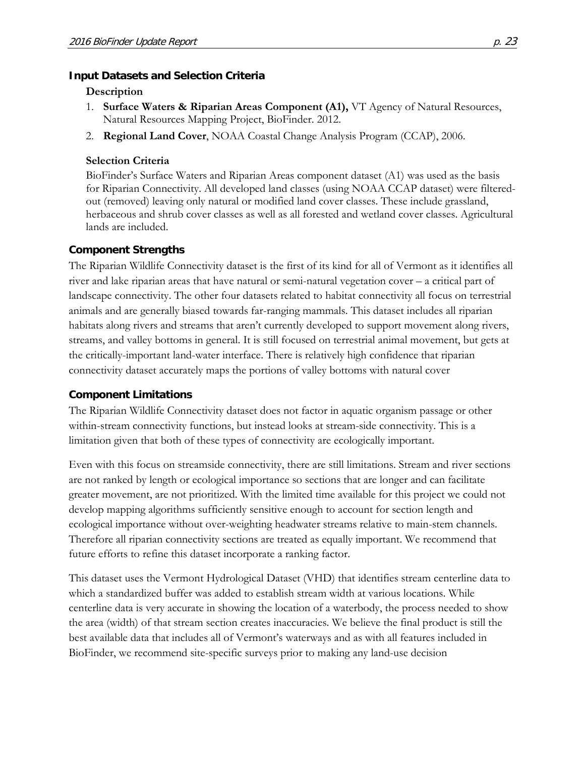### Input Datasets and Selection Criteria

**Description**

1. **Surface Waters & Riparian Areas Component (A1),** VT Agency of Natural Resources, Natural Resources Mapping Project, BioFinder. 2012.
2. **Regional Land Cover**, NOAA Coastal Change Analysis Program (CCAP), 2006.

**Selection Criteria**

BioFinder's Surface Waters and Riparian Areas component dataset (A1) was used as the basis for Riparian Connectivity. All developed land classes (using NOAA CCAP dataset) were filtered-out (removed) leaving only natural or modified land cover classes. These include grassland, herbaceous and shrub cover classes as well as all forested and wetland cover classes. Agricultural lands are included.

### Component Strengths

The Riparian Wildlife Connectivity dataset is the first of its kind for all of Vermont as it identifies all river and lake riparian areas that have natural or semi-natural vegetation cover – a critical part of landscape connectivity. The other four datasets related to habitat connectivity all focus on terrestrial animals and are generally biased towards far-ranging mammals. This dataset includes all riparian habitats along rivers and streams that aren't currently developed to support movement along rivers, streams, and valley bottoms in general. It is still focused on terrestrial animal movement, but gets at the critically-important land-water interface. There is relatively high confidence that riparian connectivity dataset accurately maps the portions of valley bottoms with natural cover

### Component Limitations

The Riparian Wildlife Connectivity dataset does not factor in aquatic organism passage or other within-stream connectivity functions, but instead looks at stream-side connectivity. This is a limitation given that both of these types of connectivity are ecologically important.

Even with this focus on streamside connectivity, there are still limitations. Stream and river sections are not ranked by length or ecological importance so sections that are longer and can facilitate greater movement, are not prioritized. With the limited time available for this project we could not develop mapping algorithms sufficiently sensitive enough to account for section length and ecological importance without over-weighting headwater streams relative to main-stem channels. Therefore all riparian connectivity sections are treated as equally important. We recommend that future efforts to refine this dataset incorporate a ranking factor.

This dataset uses the Vermont Hydrological Dataset (VHD) that identifies stream centerline data to which a standardized buffer was added to establish stream width at various locations. While centerline data is very accurate in showing the location of a waterbody, the process needed to show the area (width) of that stream section creates inaccuracies. We believe the final product is still the best available data that includes all of Vermont's waterways and as with all features included in BioFinder, we recommend site-specific surveys prior to making any land-use decision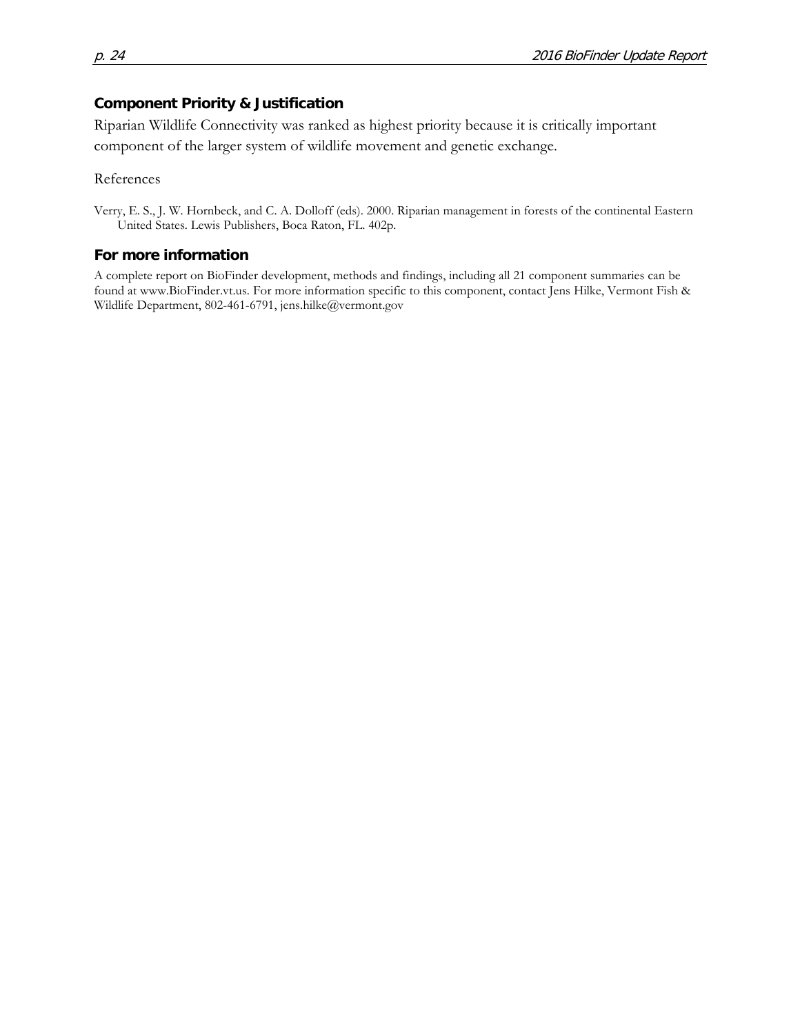### Component Priority & Justification

Riparian Wildlife Connectivity was ranked as highest priority because it is critically important component of the larger system of wildlife movement and genetic exchange.

References

Verry, E. S., J. W. Hornbeck, and C. A. Dolloff (eds). 2000. Riparian management in forests of the continental Eastern United States. Lewis Publishers, Boca Raton, FL. 402p.

### For more information

A complete report on BioFinder development, methods and findings, including all 21 component summaries can be found at www.BioFinder.vt.us. For more information specific to this component, contact Jens Hilke, Vermont Fish & Wildlife Department, 802-461-6791, jens.hilke@vermont.gov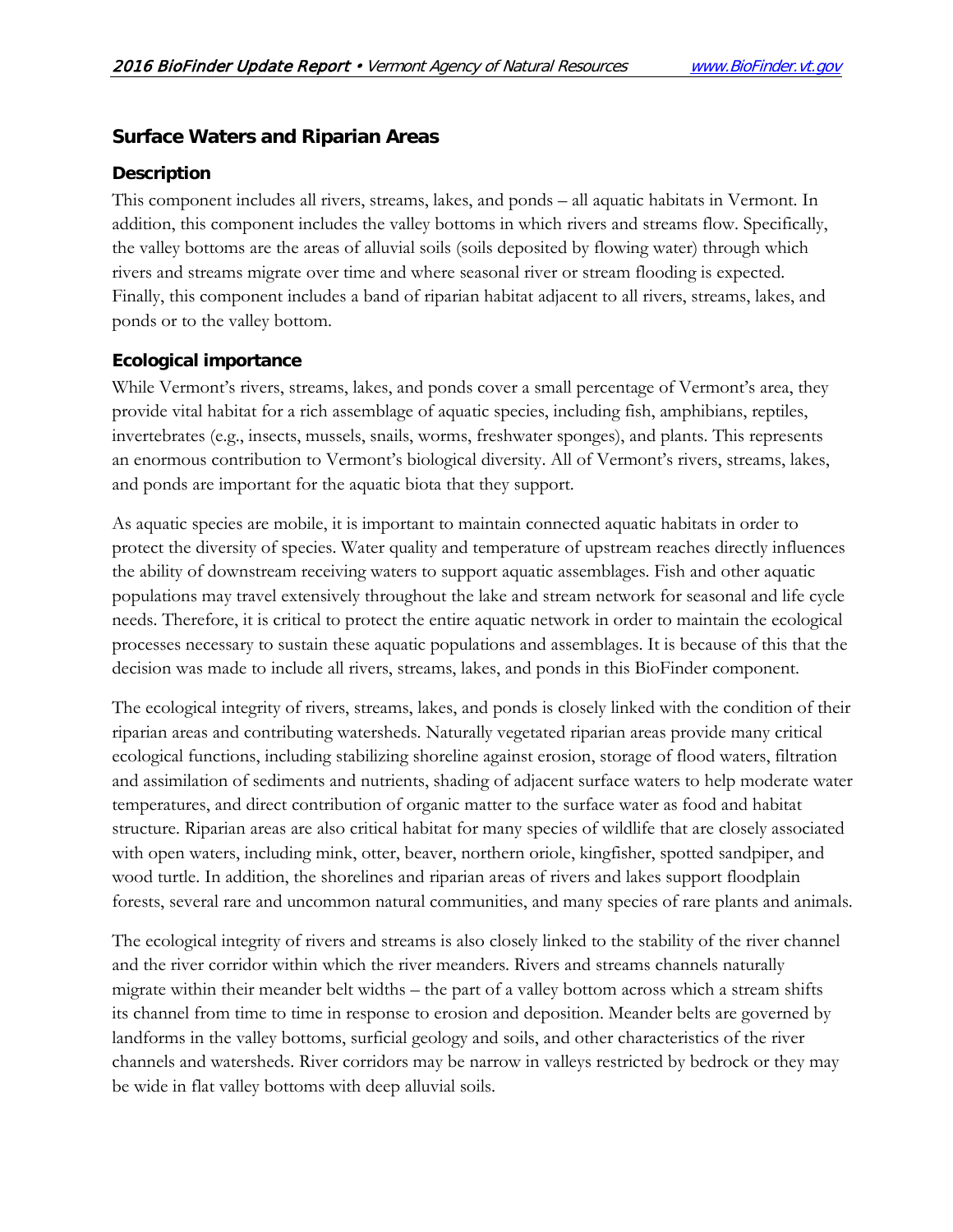## Surface Waters and Riparian Areas

### Description

This component includes all rivers, streams, lakes, and ponds – all aquatic habitats in Vermont. In addition, this component includes the valley bottoms in which rivers and streams flow. Specifically, the valley bottoms are the areas of alluvial soils (soils deposited by flowing water) through which rivers and streams migrate over time and where seasonal river or stream flooding is expected. Finally, this component includes a band of riparian habitat adjacent to all rivers, streams, lakes, and ponds or to the valley bottom.

### Ecological importance

While Vermont's rivers, streams, lakes, and ponds cover a small percentage of Vermont's area, they provide vital habitat for a rich assemblage of aquatic species, including fish, amphibians, reptiles, invertebrates (e.g., insects, mussels, snails, worms, freshwater sponges), and plants. This represents an enormous contribution to Vermont's biological diversity. All of Vermont's rivers, streams, lakes, and ponds are important for the aquatic biota that they support.

As aquatic species are mobile, it is important to maintain connected aquatic habitats in order to protect the diversity of species. Water quality and temperature of upstream reaches directly influences the ability of downstream receiving waters to support aquatic assemblages. Fish and other aquatic populations may travel extensively throughout the lake and stream network for seasonal and life cycle needs. Therefore, it is critical to protect the entire aquatic network in order to maintain the ecological processes necessary to sustain these aquatic populations and assemblages. It is because of this that the decision was made to include all rivers, streams, lakes, and ponds in this BioFinder component.

The ecological integrity of rivers, streams, lakes, and ponds is closely linked with the condition of their riparian areas and contributing watersheds. Naturally vegetated riparian areas provide many critical ecological functions, including stabilizing shoreline against erosion, storage of flood waters, filtration and assimilation of sediments and nutrients, shading of adjacent surface waters to help moderate water temperatures, and direct contribution of organic matter to the surface water as food and habitat structure. Riparian areas are also critical habitat for many species of wildlife that are closely associated with open waters, including mink, otter, beaver, northern oriole, kingfisher, spotted sandpiper, and wood turtle. In addition, the shorelines and riparian areas of rivers and lakes support floodplain forests, several rare and uncommon natural communities, and many species of rare plants and animals.

The ecological integrity of rivers and streams is also closely linked to the stability of the river channel and the river corridor within which the river meanders. Rivers and streams channels naturally migrate within their meander belt widths – the part of a valley bottom across which a stream shifts its channel from time to time in response to erosion and deposition. Meander belts are governed by landforms in the valley bottoms, surficial geology and soils, and other characteristics of the river channels and watersheds. River corridors may be narrow in valleys restricted by bedrock or they may be wide in flat valley bottoms with deep alluvial soils.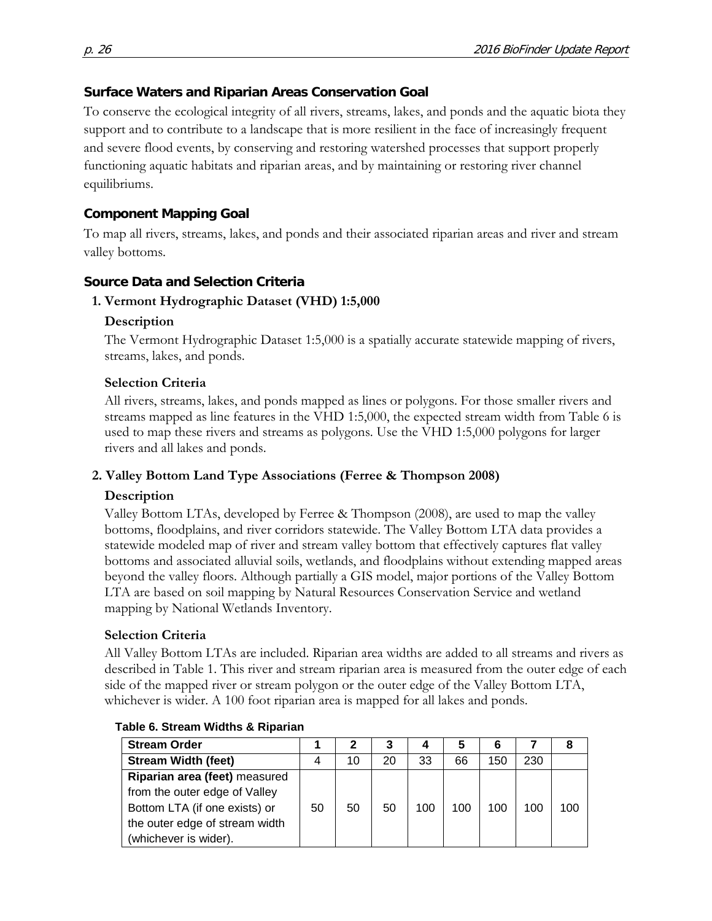### Surface Waters and Riparian Areas Conservation Goal

To conserve the ecological integrity of all rivers, streams, lakes, and ponds and the aquatic biota they support and to contribute to a landscape that is more resilient in the face of increasingly frequent and severe flood events, by conserving and restoring watershed processes that support properly functioning aquatic habitats and riparian areas, and by maintaining or restoring river channel equilibriums.

### Component Mapping Goal

To map all rivers, streams, lakes, and ponds and their associated riparian areas and river and stream valley bottoms.

### Source Data and Selection Criteria

**1. Vermont Hydrographic Dataset (VHD) 1:5,000**

**Description**

The Vermont Hydrographic Dataset 1:5,000 is a spatially accurate statewide mapping of rivers, streams, lakes, and ponds.

**Selection Criteria**

All rivers, streams, lakes, and ponds mapped as lines or polygons. For those smaller rivers and streams mapped as line features in the VHD 1:5,000, the expected stream width from Table 6 is used to map these rivers and streams as polygons. Use the VHD 1:5,000 polygons for larger rivers and all lakes and ponds.

**2. Valley Bottom Land Type Associations (Ferree & Thompson 2008)**

**Description**

Valley Bottom LTAs, developed by Ferree & Thompson (2008), are used to map the valley bottoms, floodplains, and river corridors statewide. The Valley Bottom LTA data provides a statewide modeled map of river and stream valley bottom that effectively captures flat valley bottoms and associated alluvial soils, wetlands, and floodplains without extending mapped areas beyond the valley floors. Although partially a GIS model, major portions of the Valley Bottom LTA are based on soil mapping by Natural Resources Conservation Service and wetland mapping by National Wetlands Inventory.

**Selection Criteria**

All Valley Bottom LTAs are included. Riparian area widths are added to all streams and rivers as described in Table 1. This river and stream riparian area is measured from the outer edge of each side of the mapped river or stream polygon or the outer edge of the Valley Bottom LTA, whichever is wider. A 100 foot riparian area is mapped for all lakes and ponds.

**Table 6. Stream Widths & Riparian**

| Stream Order | 1 | 2 | 3 | 4 | 5 | 6 | 7 | 8 |
|---|---|---|---|---|---|---|---|---|
| **Stream Width (feet)** | 4 | 10 | 20 | 33 | 66 | 150 | 230 | |
| **Riparian area (feet)** measured from the outer edge of Valley Bottom LTA (if one exists) or the outer edge of stream width (whichever is wider). | 50 | 50 | 50 | 100 | 100 | 100 | 100 | 100 |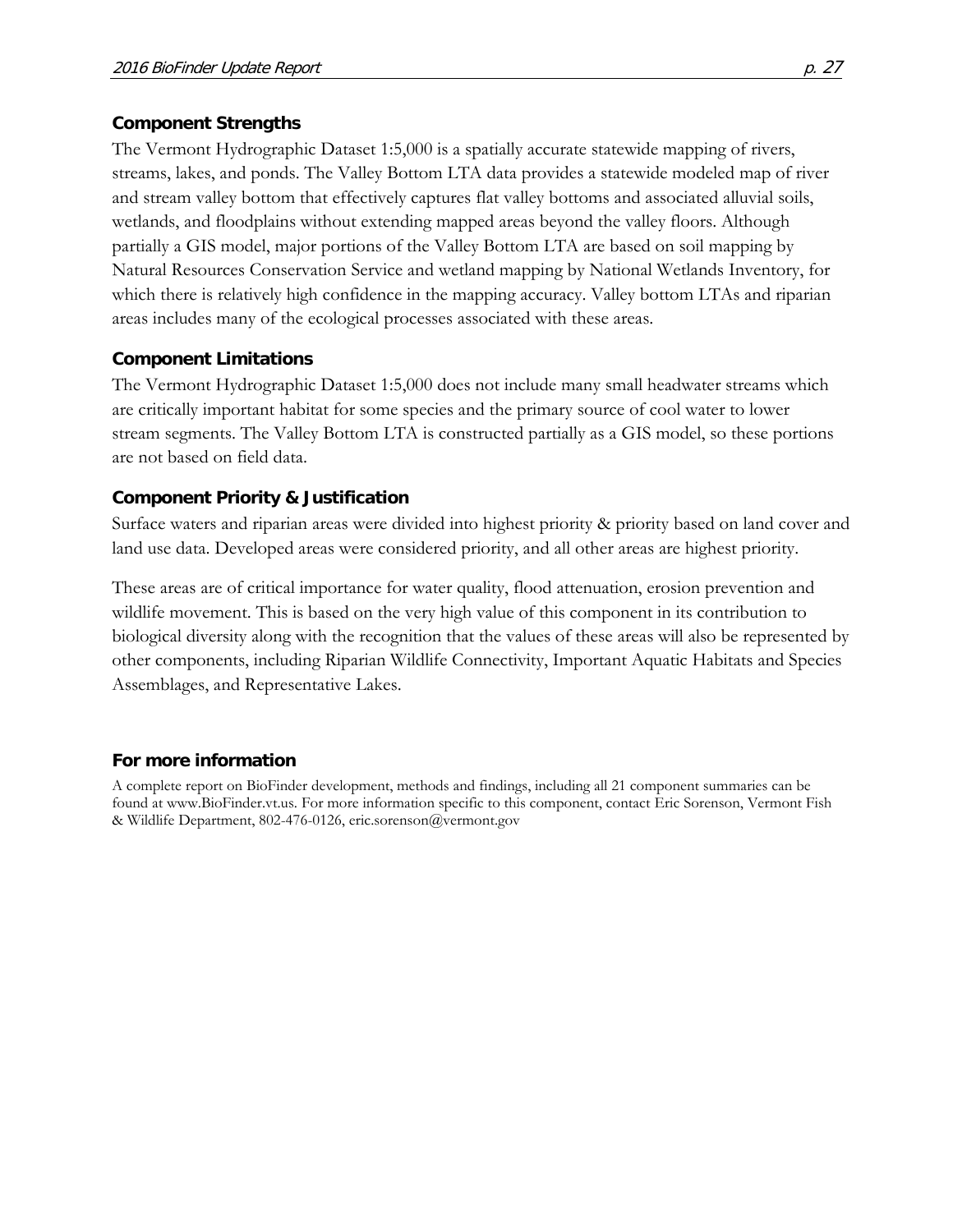### Component Strengths

The Vermont Hydrographic Dataset 1:5,000 is a spatially accurate statewide mapping of rivers, streams, lakes, and ponds. The Valley Bottom LTA data provides a statewide modeled map of river and stream valley bottom that effectively captures flat valley bottoms and associated alluvial soils, wetlands, and floodplains without extending mapped areas beyond the valley floors. Although partially a GIS model, major portions of the Valley Bottom LTA are based on soil mapping by Natural Resources Conservation Service and wetland mapping by National Wetlands Inventory, for which there is relatively high confidence in the mapping accuracy. Valley bottom LTAs and riparian areas includes many of the ecological processes associated with these areas.

### Component Limitations

The Vermont Hydrographic Dataset 1:5,000 does not include many small headwater streams which are critically important habitat for some species and the primary source of cool water to lower stream segments. The Valley Bottom LTA is constructed partially as a GIS model, so these portions are not based on field data.

### Component Priority & Justification

Surface waters and riparian areas were divided into highest priority & priority based on land cover and land use data. Developed areas were considered priority, and all other areas are highest priority.

These areas are of critical importance for water quality, flood attenuation, erosion prevention and wildlife movement. This is based on the very high value of this component in its contribution to biological diversity along with the recognition that the values of these areas will also be represented by other components, including Riparian Wildlife Connectivity, Important Aquatic Habitats and Species Assemblages, and Representative Lakes.

### For more information

A complete report on BioFinder development, methods and findings, including all 21 component summaries can be found at www.BioFinder.vt.us. For more information specific to this component, contact Eric Sorenson, Vermont Fish & Wildlife Department, 802-476-0126, eric.sorenson@vermont.gov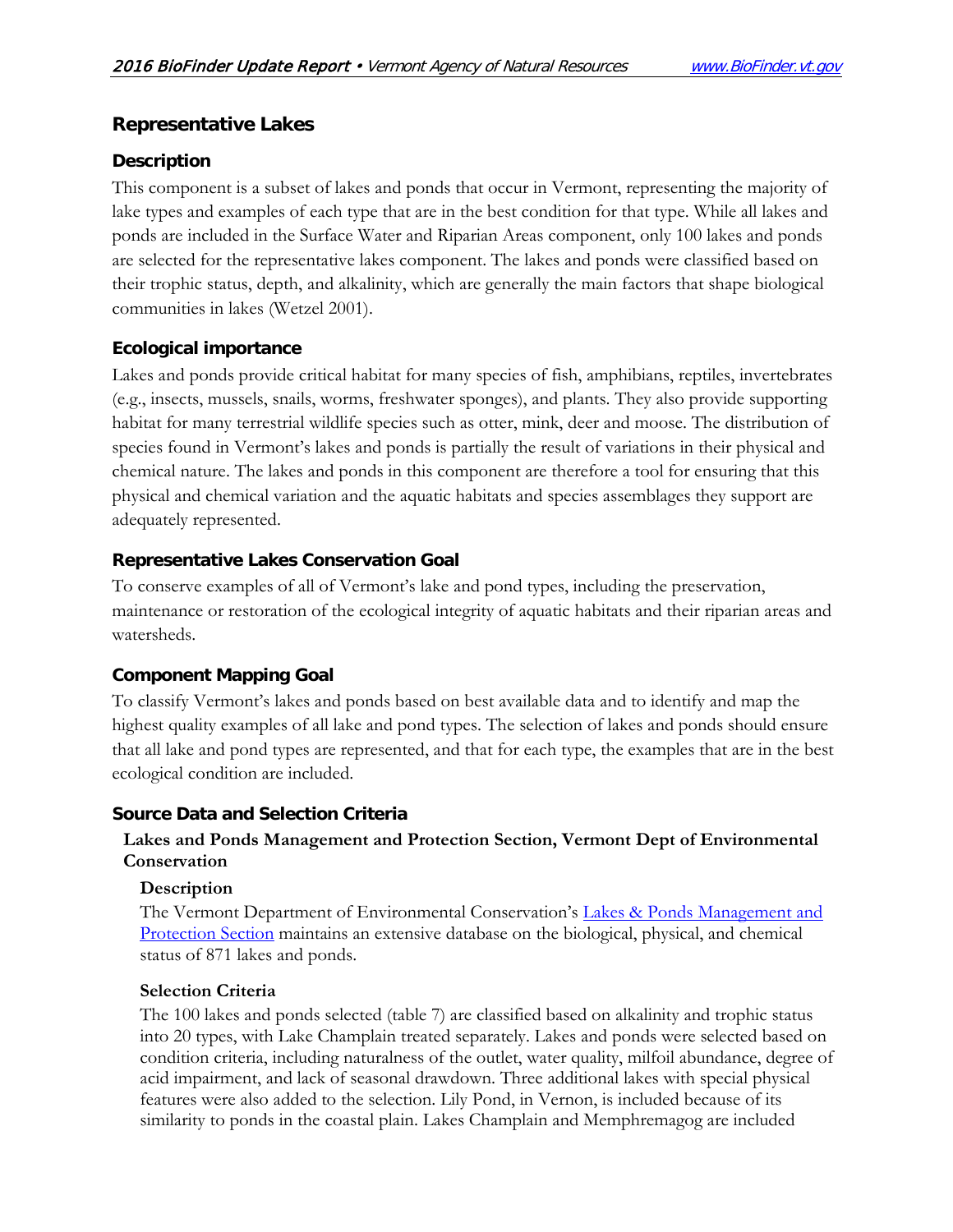## Representative Lakes

### Description

This component is a subset of lakes and ponds that occur in Vermont, representing the majority of lake types and examples of each type that are in the best condition for that type. While all lakes and ponds are included in the Surface Water and Riparian Areas component, only 100 lakes and ponds are selected for the representative lakes component. The lakes and ponds were classified based on their trophic status, depth, and alkalinity, which are generally the main factors that shape biological communities in lakes (Wetzel 2001).

### Ecological importance

Lakes and ponds provide critical habitat for many species of fish, amphibians, reptiles, invertebrates (e.g., insects, mussels, snails, worms, freshwater sponges), and plants. They also provide supporting habitat for many terrestrial wildlife species such as otter, mink, deer and moose. The distribution of species found in Vermont's lakes and ponds is partially the result of variations in their physical and chemical nature. The lakes and ponds in this component are therefore a tool for ensuring that this physical and chemical variation and the aquatic habitats and species assemblages they support are adequately represented.

### Representative Lakes Conservation Goal

To conserve examples of all of Vermont's lake and pond types, including the preservation, maintenance or restoration of the ecological integrity of aquatic habitats and their riparian areas and watersheds.

### Component Mapping Goal

To classify Vermont's lakes and ponds based on best available data and to identify and map the highest quality examples of all lake and pond types. The selection of lakes and ponds should ensure that all lake and pond types are represented, and that for each type, the examples that are in the best ecological condition are included.

### Source Data and Selection Criteria

#### Lakes and Ponds Management and Protection Section, Vermont Dept of Environmental Conservation

##### Description

The Vermont Department of Environmental Conservation's Lakes & Ponds Management and Protection Section maintains an extensive database on the biological, physical, and chemical status of 871 lakes and ponds.

##### Selection Criteria

The 100 lakes and ponds selected (table 7) are classified based on alkalinity and trophic status into 20 types, with Lake Champlain treated separately. Lakes and ponds were selected based on condition criteria, including naturalness of the outlet, water quality, milfoil abundance, degree of acid impairment, and lack of seasonal drawdown. Three additional lakes with special physical features were also added to the selection. Lily Pond, in Vernon, is included because of its similarity to ponds in the coastal plain. Lakes Champlain and Memphremagog are included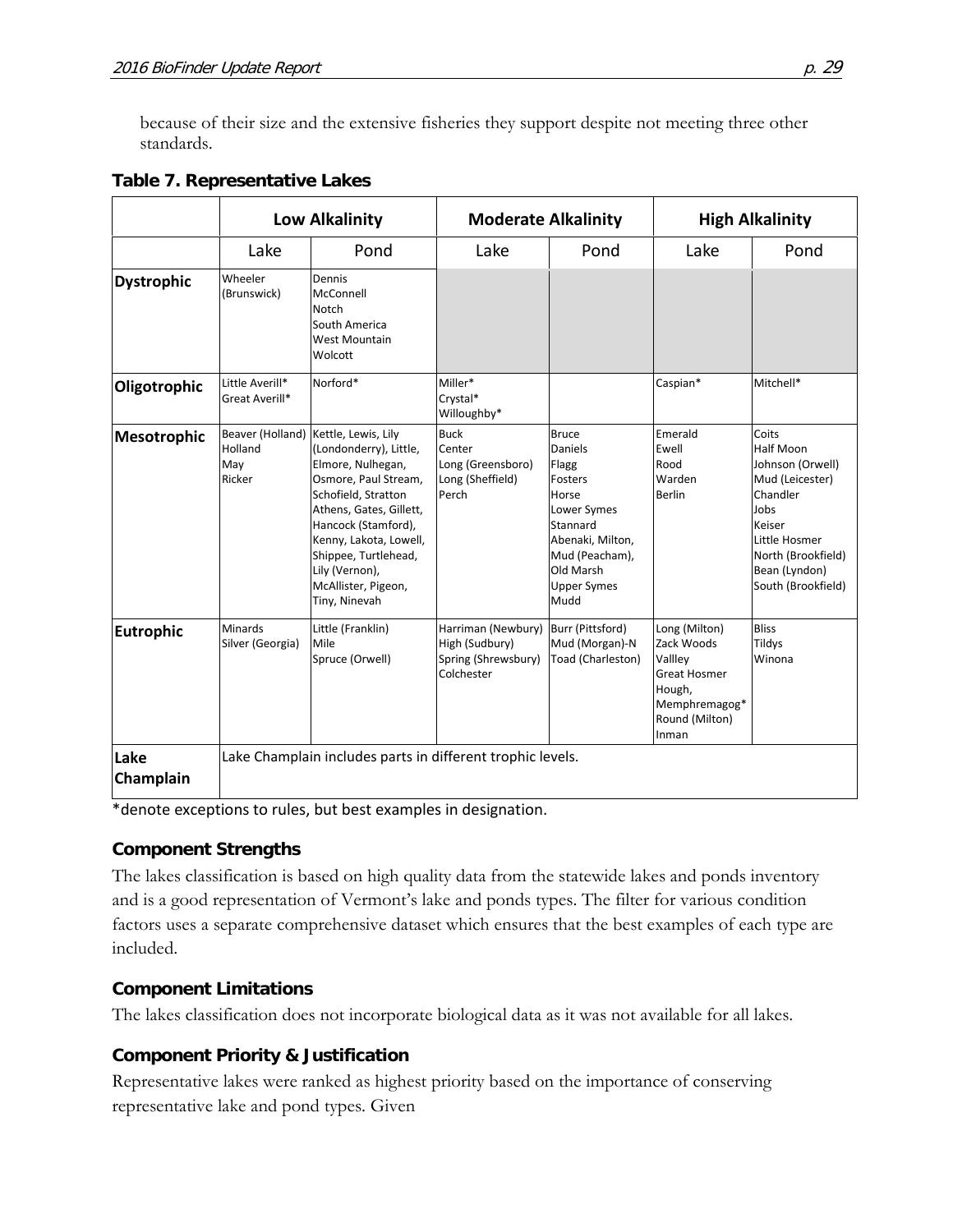because of their size and the extensive fisheries they support despite not meeting three other standards.

**Table 7. Representative Lakes**

| | Low Alkalinity | | Moderate Alkalinity | | High Alkalinity | |
|---|---|---|---|---|---|---|
| | Lake | Pond | Lake | Pond | Lake | Pond |
| **Dystrophic** | Wheeler (Brunswick) | Dennis<br>McConnell<br>Notch<br>South America<br>West Mountain<br>Wolcott | | | | |
| **Oligotrophic** | Little Averill*<br>Great Averill* | Norford* | Miller*<br>Crystal*<br>Willoughby* | | Caspian* | Mitchell* |
| **Mesotrophic** | Beaver (Holland)<br>Holland<br>May<br>Ricker | Kettle, Lewis, Lily (Londonderry), Little, Elmore, Nulhegan, Osmore, Paul Stream, Schofield, Stratton Athens, Gates, Gillett, Hancock (Stamford), Kenny, Lakota, Lowell, Shippee, Turtlehead, Lily (Vernon), McAllister, Pigeon, Tiny, Ninevah | Buck<br>Center<br>Long (Greensboro)<br>Long (Sheffield)<br>Perch | Bruce<br>Daniels<br>Flagg<br>Fosters<br>Horse<br>Lower Symes<br>Stannard<br>Abenaki, Milton, Mud (Peacham), Old Marsh<br>Upper Symes<br>Mudd | Emerald<br>Ewell<br>Rood<br>Warden<br>Berlin | Coits<br>Half Moon<br>Johnson (Orwell)<br>Mud (Leicester)<br>Chandler<br>Jobs<br>Keiser<br>Little Hosmer<br>North (Brookfield)<br>Bean (Lyndon)<br>South (Brookfield) |
| **Eutrophic** | Minards<br>Silver (Georgia) | Little (Franklin)<br>Mile<br>Spruce (Orwell) | Harriman (Newbury)<br>High (Sudbury)<br>Spring (Shrewsbury)<br>Colchester | Burr (Pittsford)<br>Mud (Morgan)-N<br>Toad (Charleston) | Long (Milton)<br>Zack Woods<br>Vallley<br>Great Hosmer<br>Hough,<br>Memphremagog*<br>Round (Milton)<br>Inman | Bliss<br>Tildys<br>Winona |
| **Lake Champlain** | Lake Champlain includes parts in different trophic levels. | | | | | |

*denote exceptions to rules, but best examples in designation.

### Component Strengths

The lakes classification is based on high quality data from the statewide lakes and ponds inventory and is a good representation of Vermont's lake and ponds types. The filter for various condition factors uses a separate comprehensive dataset which ensures that the best examples of each type are included.

### Component Limitations

The lakes classification does not incorporate biological data as it was not available for all lakes.

### Component Priority & Justification

Representative lakes were ranked as highest priority based on the importance of conserving representative lake and pond types. Given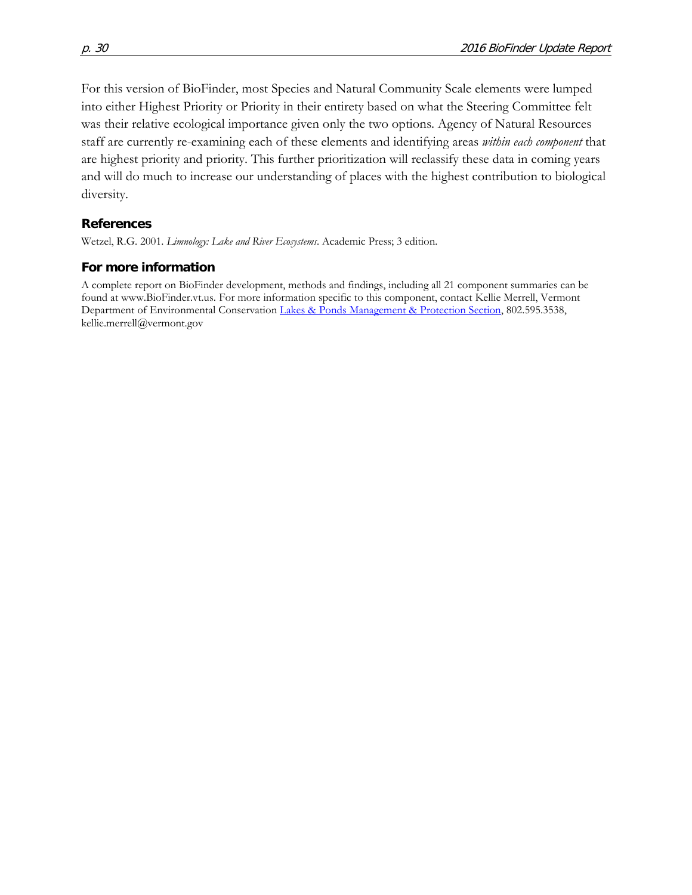For this version of BioFinder, most Species and Natural Community Scale elements were lumped into either Highest Priority or Priority in their entirety based on what the Steering Committee felt was their relative ecological importance given only the two options. Agency of Natural Resources staff are currently re-examining each of these elements and identifying areas *within each component* that are highest priority and priority. This further prioritization will reclassify these data in coming years and will do much to increase our understanding of places with the highest contribution to biological diversity.

## References

Wetzel, R.G. 2001. *Limnology: Lake and River Ecosystems.* Academic Press; 3 edition.

## For more information

A complete report on BioFinder development, methods and findings, including all 21 component summaries can be found at www.BioFinder.vt.us. For more information specific to this component, contact Kellie Merrell, Vermont Department of Environmental Conservation Lakes & Ponds Management & Protection Section, 802.595.3538, kellie.merrell@vermont.gov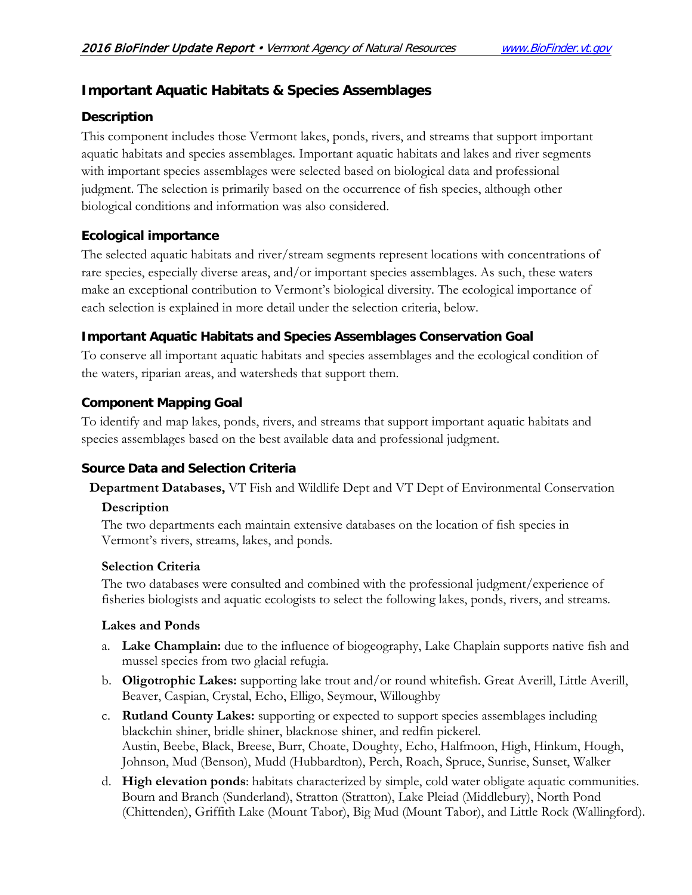## Important Aquatic Habitats & Species Assemblages

### Description

This component includes those Vermont lakes, ponds, rivers, and streams that support important aquatic habitats and species assemblages. Important aquatic habitats and lakes and river segments with important species assemblages were selected based on biological data and professional judgment. The selection is primarily based on the occurrence of fish species, although other biological conditions and information was also considered.

### Ecological importance

The selected aquatic habitats and river/stream segments represent locations with concentrations of rare species, especially diverse areas, and/or important species assemblages. As such, these waters make an exceptional contribution to Vermont's biological diversity. The ecological importance of each selection is explained in more detail under the selection criteria, below.

### Important Aquatic Habitats and Species Assemblages Conservation Goal

To conserve all important aquatic habitats and species assemblages and the ecological condition of the waters, riparian areas, and watersheds that support them.

### Component Mapping Goal

To identify and map lakes, ponds, rivers, and streams that support important aquatic habitats and species assemblages based on the best available data and professional judgment.

### Source Data and Selection Criteria

**Department Databases,** VT Fish and Wildlife Dept and VT Dept of Environmental Conservation

**Description**

The two departments each maintain extensive databases on the location of fish species in Vermont's rivers, streams, lakes, and ponds.

**Selection Criteria**

The two databases were consulted and combined with the professional judgment/experience of fisheries biologists and aquatic ecologists to select the following lakes, ponds, rivers, and streams.

**Lakes and Ponds**

a. **Lake Champlain:** due to the influence of biogeography, Lake Chaplain supports native fish and mussel species from two glacial refugia.

b. **Oligotrophic Lakes:** supporting lake trout and/or round whitefish. Great Averill, Little Averill, Beaver, Caspian, Crystal, Echo, Elligo, Seymour, Willoughby

c. **Rutland County Lakes:** supporting or expected to support species assemblages including blackchin shiner, bridle shiner, blacknose shiner, and redfin pickerel.
Austin, Beebe, Black, Breese, Burr, Choate, Doughty, Echo, Halfmoon, High, Hinkum, Hough, Johnson, Mud (Benson), Mudd (Hubbardton), Perch, Roach, Spruce, Sunrise, Sunset, Walker

d. **High elevation ponds**: habitats characterized by simple, cold water obligate aquatic communities. Bourn and Branch (Sunderland), Stratton (Stratton), Lake Pleiad (Middlebury), North Pond (Chittenden), Griffith Lake (Mount Tabor), Big Mud (Mount Tabor), and Little Rock (Wallingford).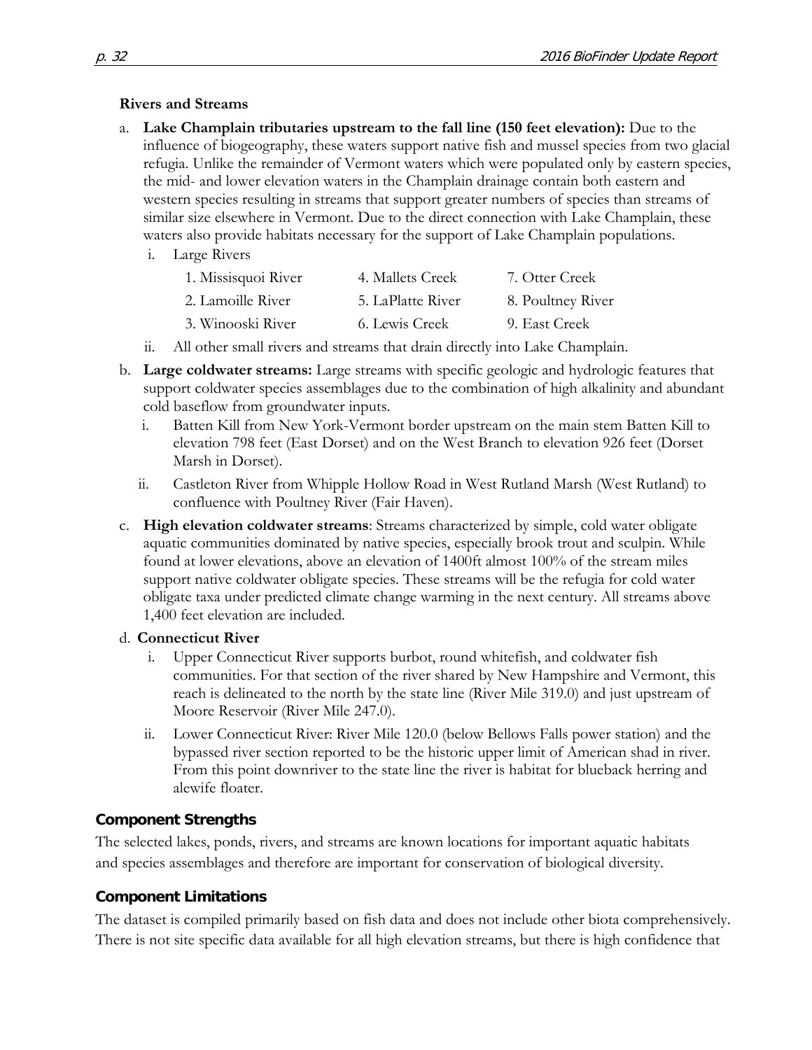**Rivers and Streams**

a. **Lake Champlain tributaries upstream to the fall line (150 feet elevation):** Due to the influence of biogeography, these waters support native fish and mussel species from two glacial refugia. Unlike the remainder of Vermont waters which were populated only by eastern species, the mid- and lower elevation waters in the Champlain drainage contain both eastern and western species resulting in streams that support greater numbers of species than streams of similar size elsewhere in Vermont. Due to the direct connection with Lake Champlain, these waters also provide habitats necessary for the support of Lake Champlain populations.

   i. Large Rivers

      1. Missisquoi River
      2. Lamoille River
      3. Winooski River
      4. Mallets Creek
      5. LaPlatte River
      6. Lewis Creek
      7. Otter Creek
      8. Poultney River
      9. East Creek

   ii. All other small rivers and streams that drain directly into Lake Champlain.

b. **Large coldwater streams:** Large streams with specific geologic and hydrologic features that support coldwater species assemblages due to the combination of high alkalinity and abundant cold baseflow from groundwater inputs.

   i. Batten Kill from New York-Vermont border upstream on the main stem Batten Kill to elevation 798 feet (East Dorset) and on the West Branch to elevation 926 feet (Dorset Marsh in Dorset).

   ii. Castleton River from Whipple Hollow Road in West Rutland Marsh (West Rutland) to confluence with Poultney River (Fair Haven).

c. **High elevation coldwater streams**: Streams characterized by simple, cold water obligate aquatic communities dominated by native species, especially brook trout and sculpin. While found at lower elevations, above an elevation of 1400ft almost 100% of the stream miles support native coldwater obligate species. These streams will be the refugia for cold water obligate taxa under predicted climate change warming in the next century. All streams above 1,400 feet elevation are included.

d. **Connecticut River**

   i. Upper Connecticut River supports burbot, round whitefish, and coldwater fish communities. For that section of the river shared by New Hampshire and Vermont, this reach is delineated to the north by the state line (River Mile 319.0) and just upstream of Moore Reservoir (River Mile 247.0).

   ii. Lower Connecticut River: River Mile 120.0 (below Bellows Falls power station) and the bypassed river section reported to be the historic upper limit of American shad in river. From this point downriver to the state line the river is habitat for blueback herring and alewife floater.

## Component Strengths

The selected lakes, ponds, rivers, and streams are known locations for important aquatic habitats and species assemblages and therefore are important for conservation of biological diversity.

## Component Limitations

The dataset is compiled primarily based on fish data and does not include other biota comprehensively. There is not site specific data available for all high elevation streams, but there is high confidence that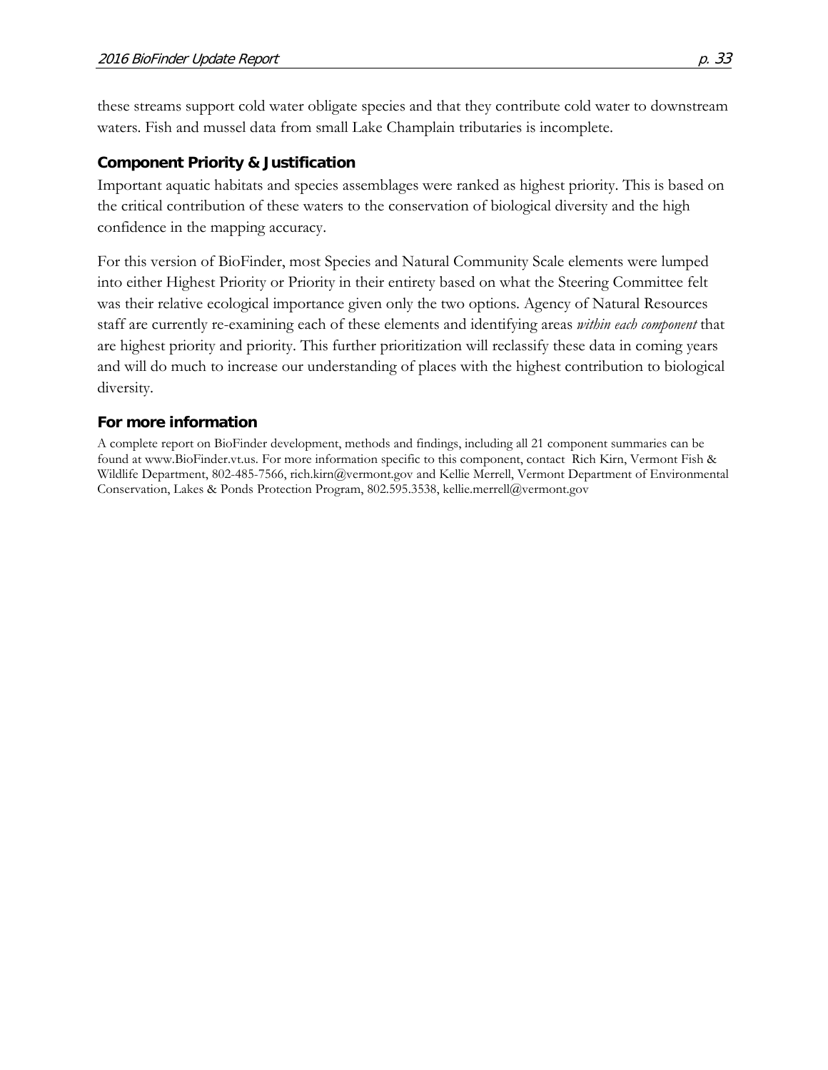these streams support cold water obligate species and that they contribute cold water to downstream waters. Fish and mussel data from small Lake Champlain tributaries is incomplete.

### Component Priority & Justification

Important aquatic habitats and species assemblages were ranked as highest priority. This is based on the critical contribution of these waters to the conservation of biological diversity and the high confidence in the mapping accuracy.

For this version of BioFinder, most Species and Natural Community Scale elements were lumped into either Highest Priority or Priority in their entirety based on what the Steering Committee felt was their relative ecological importance given only the two options. Agency of Natural Resources staff are currently re-examining each of these elements and identifying areas *within each component* that are highest priority and priority. This further prioritization will reclassify these data in coming years and will do much to increase our understanding of places with the highest contribution to biological diversity.

### For more information

A complete report on BioFinder development, methods and findings, including all 21 component summaries can be found at www.BioFinder.vt.us. For more information specific to this component, contact Rich Kirn, Vermont Fish & Wildlife Department, 802-485-7566, rich.kirn@vermont.gov and Kellie Merrell, Vermont Department of Environmental Conservation, Lakes & Ponds Protection Program, 802.595.3538, kellie.merrell@vermont.gov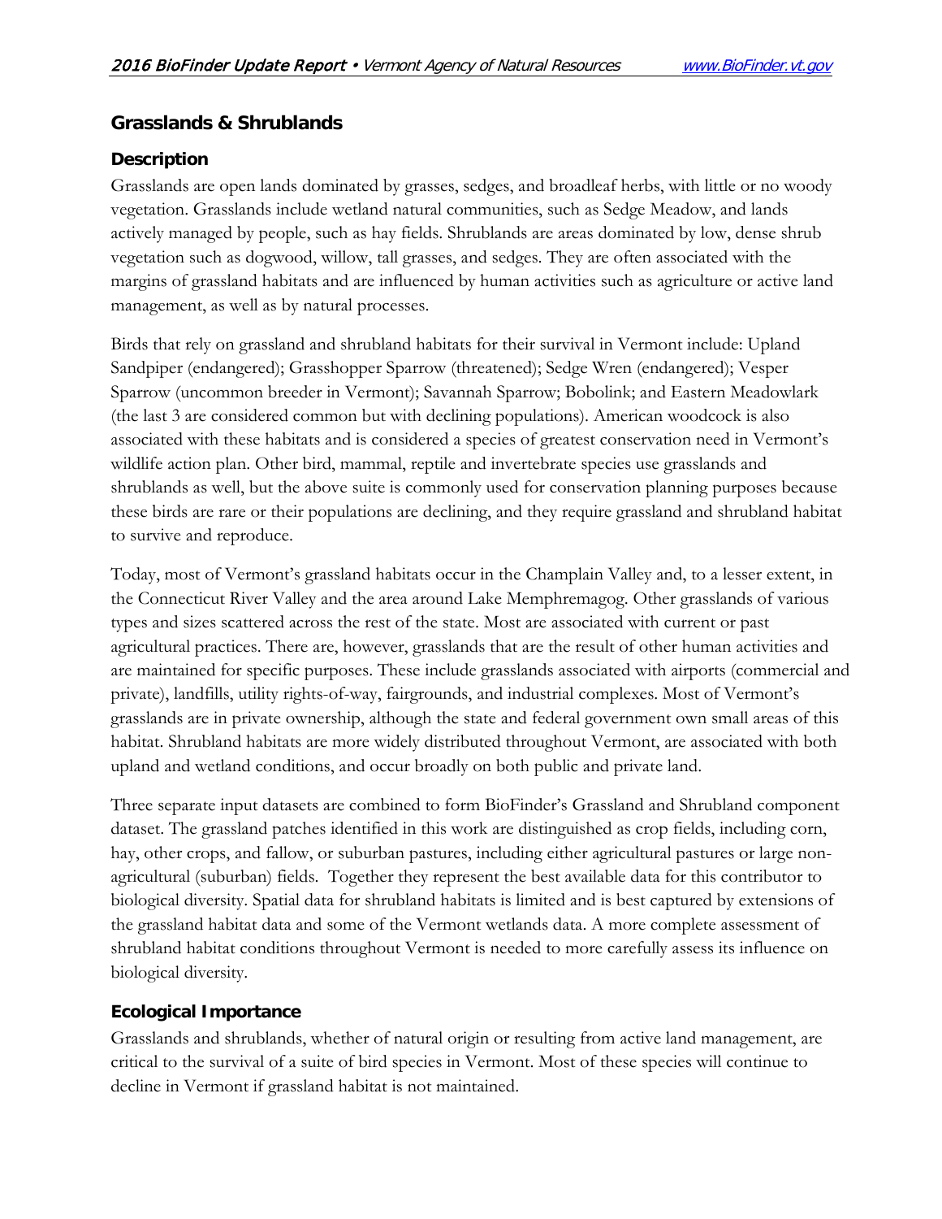## Grasslands & Shrublands

### Description

Grasslands are open lands dominated by grasses, sedges, and broadleaf herbs, with little or no woody vegetation. Grasslands include wetland natural communities, such as Sedge Meadow, and lands actively managed by people, such as hay fields. Shrublands are areas dominated by low, dense shrub vegetation such as dogwood, willow, tall grasses, and sedges. They are often associated with the margins of grassland habitats and are influenced by human activities such as agriculture or active land management, as well as by natural processes.

Birds that rely on grassland and shrubland habitats for their survival in Vermont include: Upland Sandpiper (endangered); Grasshopper Sparrow (threatened); Sedge Wren (endangered); Vesper Sparrow (uncommon breeder in Vermont); Savannah Sparrow; Bobolink; and Eastern Meadowlark (the last 3 are considered common but with declining populations). American woodcock is also associated with these habitats and is considered a species of greatest conservation need in Vermont's wildlife action plan. Other bird, mammal, reptile and invertebrate species use grasslands and shrublands as well, but the above suite is commonly used for conservation planning purposes because these birds are rare or their populations are declining, and they require grassland and shrubland habitat to survive and reproduce.

Today, most of Vermont's grassland habitats occur in the Champlain Valley and, to a lesser extent, in the Connecticut River Valley and the area around Lake Memphremagog. Other grasslands of various types and sizes scattered across the rest of the state. Most are associated with current or past agricultural practices. There are, however, grasslands that are the result of other human activities and are maintained for specific purposes. These include grasslands associated with airports (commercial and private), landfills, utility rights-of-way, fairgrounds, and industrial complexes. Most of Vermont's grasslands are in private ownership, although the state and federal government own small areas of this habitat. Shrubland habitats are more widely distributed throughout Vermont, are associated with both upland and wetland conditions, and occur broadly on both public and private land.

Three separate input datasets are combined to form BioFinder's Grassland and Shrubland component dataset. The grassland patches identified in this work are distinguished as crop fields, including corn, hay, other crops, and fallow, or suburban pastures, including either agricultural pastures or large non-agricultural (suburban) fields. Together they represent the best available data for this contributor to biological diversity. Spatial data for shrubland habitats is limited and is best captured by extensions of the grassland habitat data and some of the Vermont wetlands data. A more complete assessment of shrubland habitat conditions throughout Vermont is needed to more carefully assess its influence on biological diversity.

### Ecological Importance

Grasslands and shrublands, whether of natural origin or resulting from active land management, are critical to the survival of a suite of bird species in Vermont. Most of these species will continue to decline in Vermont if grassland habitat is not maintained.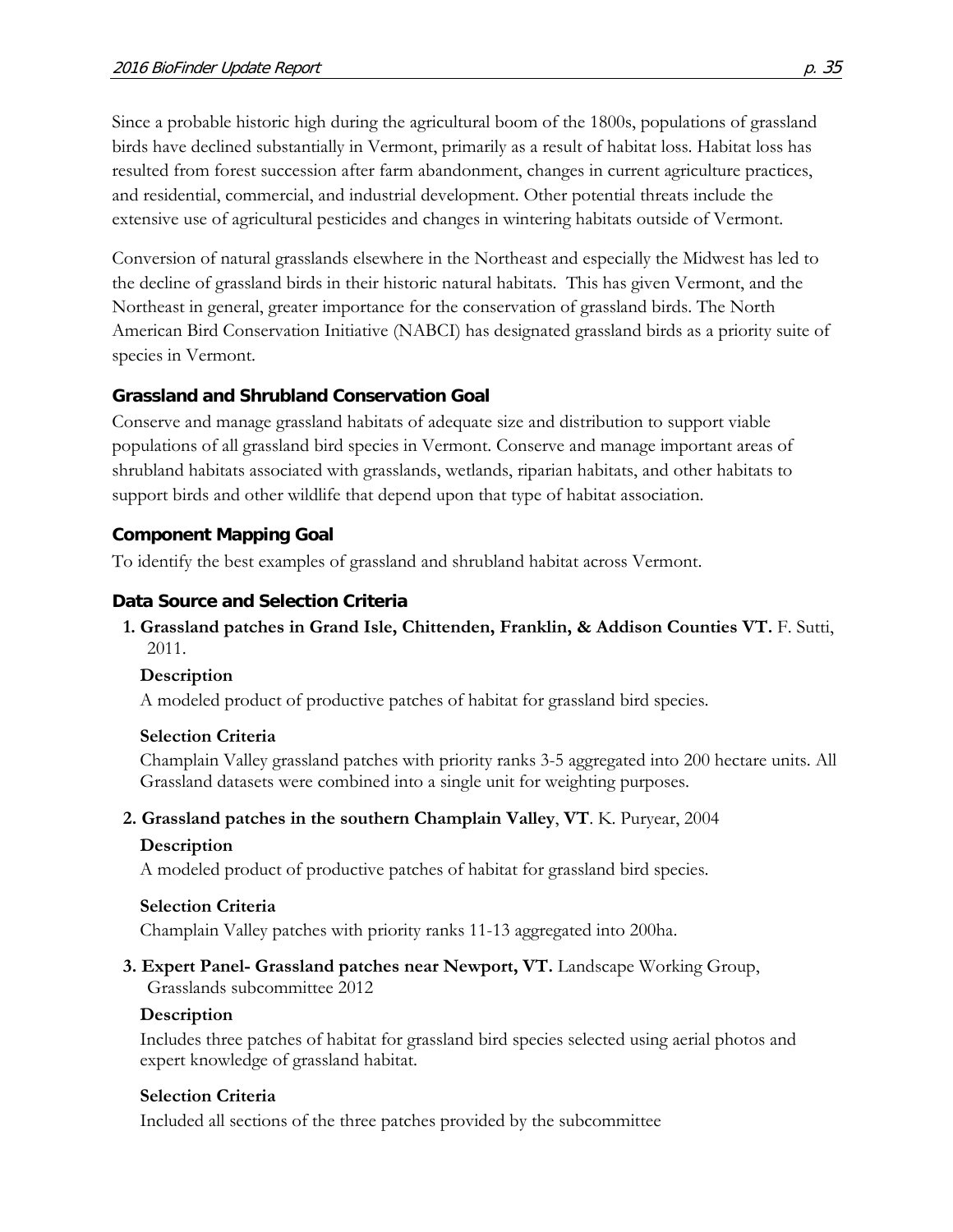Since a probable historic high during the agricultural boom of the 1800s, populations of grassland birds have declined substantially in Vermont, primarily as a result of habitat loss. Habitat loss has resulted from forest succession after farm abandonment, changes in current agriculture practices, and residential, commercial, and industrial development. Other potential threats include the extensive use of agricultural pesticides and changes in wintering habitats outside of Vermont.

Conversion of natural grasslands elsewhere in the Northeast and especially the Midwest has led to the decline of grassland birds in their historic natural habitats. This has given Vermont, and the Northeast in general, greater importance for the conservation of grassland birds. The North American Bird Conservation Initiative (NABCI) has designated grassland birds as a priority suite of species in Vermont.

### Grassland and Shrubland Conservation Goal

Conserve and manage grassland habitats of adequate size and distribution to support viable populations of all grassland bird species in Vermont. Conserve and manage important areas of shrubland habitats associated with grasslands, wetlands, riparian habitats, and other habitats to support birds and other wildlife that depend upon that type of habitat association.

### Component Mapping Goal

To identify the best examples of grassland and shrubland habitat across Vermont.

### Data Source and Selection Criteria

1. **Grassland patches in Grand Isle, Chittenden, Franklin, & Addison Counties VT.** F. Sutti, 2011.

   **Description**

   A modeled product of productive patches of habitat for grassland bird species.

   **Selection Criteria**

   Champlain Valley grassland patches with priority ranks 3-5 aggregated into 200 hectare units. All Grassland datasets were combined into a single unit for weighting purposes.

2. **Grassland patches in the southern Champlain Valley**, **VT**. K. Puryear, 2004

   **Description**

   A modeled product of productive patches of habitat for grassland bird species.

   **Selection Criteria**

   Champlain Valley patches with priority ranks 11-13 aggregated into 200ha.

3. **Expert Panel- Grassland patches near Newport, VT.** Landscape Working Group, Grasslands subcommittee 2012

   **Description**

   Includes three patches of habitat for grassland bird species selected using aerial photos and expert knowledge of grassland habitat.

   **Selection Criteria**

   Included all sections of the three patches provided by the subcommittee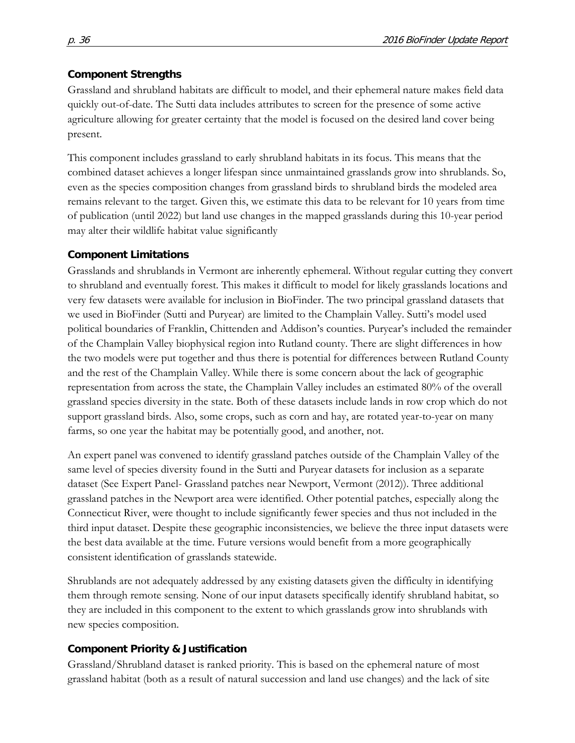### Component Strengths

Grassland and shrubland habitats are difficult to model, and their ephemeral nature makes field data quickly out-of-date. The Sutti data includes attributes to screen for the presence of some active agriculture allowing for greater certainty that the model is focused on the desired land cover being present.

This component includes grassland to early shrubland habitats in its focus. This means that the combined dataset achieves a longer lifespan since unmaintained grasslands grow into shrublands. So, even as the species composition changes from grassland birds to shrubland birds the modeled area remains relevant to the target. Given this, we estimate this data to be relevant for 10 years from time of publication (until 2022) but land use changes in the mapped grasslands during this 10-year period may alter their wildlife habitat value significantly

### Component Limitations

Grasslands and shrublands in Vermont are inherently ephemeral. Without regular cutting they convert to shrubland and eventually forest. This makes it difficult to model for likely grasslands locations and very few datasets were available for inclusion in BioFinder. The two principal grassland datasets that we used in BioFinder (Sutti and Puryear) are limited to the Champlain Valley. Sutti's model used political boundaries of Franklin, Chittenden and Addison's counties. Puryear's included the remainder of the Champlain Valley biophysical region into Rutland county. There are slight differences in how the two models were put together and thus there is potential for differences between Rutland County and the rest of the Champlain Valley. While there is some concern about the lack of geographic representation from across the state, the Champlain Valley includes an estimated 80% of the overall grassland species diversity in the state. Both of these datasets include lands in row crop which do not support grassland birds. Also, some crops, such as corn and hay, are rotated year-to-year on many farms, so one year the habitat may be potentially good, and another, not.

An expert panel was convened to identify grassland patches outside of the Champlain Valley of the same level of species diversity found in the Sutti and Puryear datasets for inclusion as a separate dataset (See Expert Panel- Grassland patches near Newport, Vermont (2012)). Three additional grassland patches in the Newport area were identified. Other potential patches, especially along the Connecticut River, were thought to include significantly fewer species and thus not included in the third input dataset. Despite these geographic inconsistencies, we believe the three input datasets were the best data available at the time. Future versions would benefit from a more geographically consistent identification of grasslands statewide.

Shrublands are not adequately addressed by any existing datasets given the difficulty in identifying them through remote sensing. None of our input datasets specifically identify shrubland habitat, so they are included in this component to the extent to which grasslands grow into shrublands with new species composition.

### Component Priority & Justification

Grassland/Shrubland dataset is ranked priority. This is based on the ephemeral nature of most grassland habitat (both as a result of natural succession and land use changes) and the lack of site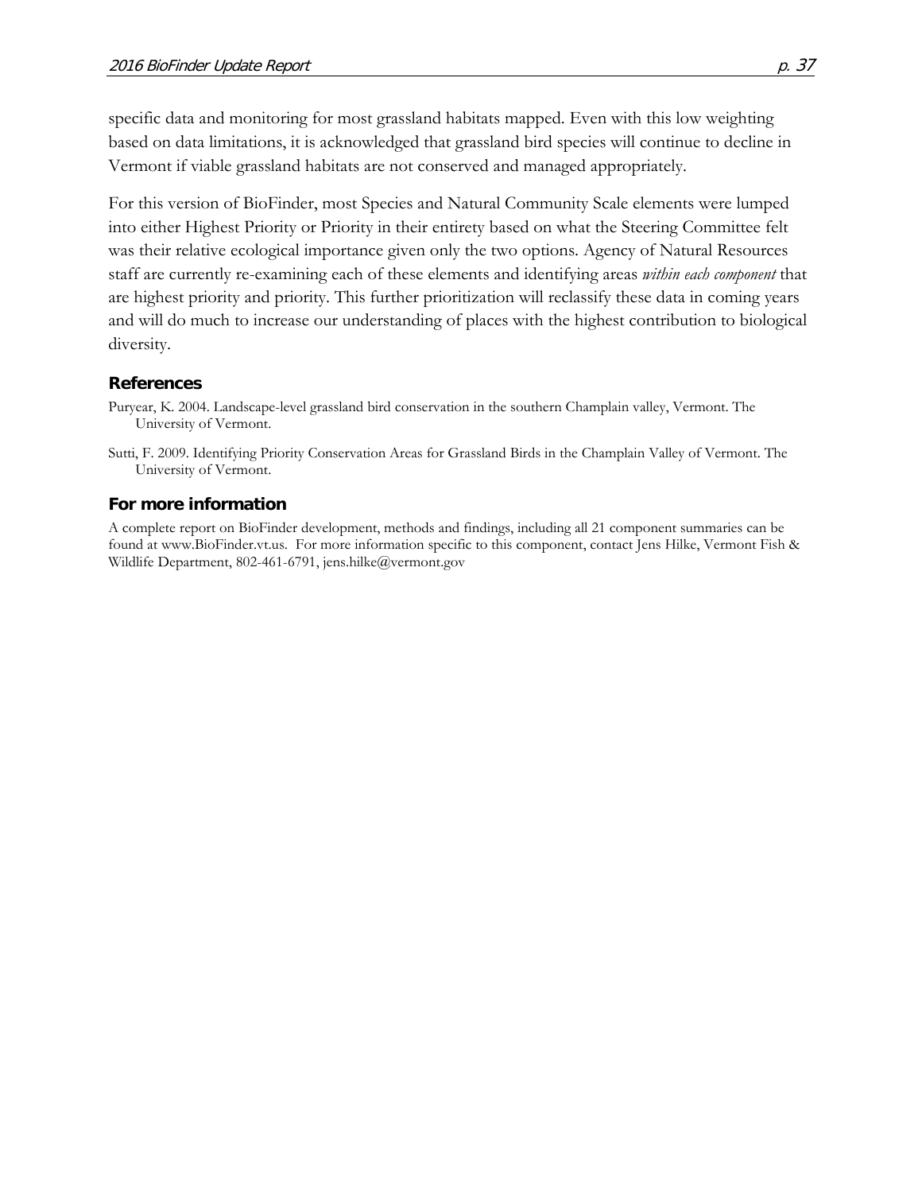specific data and monitoring for most grassland habitats mapped. Even with this low weighting based on data limitations, it is acknowledged that grassland bird species will continue to decline in Vermont if viable grassland habitats are not conserved and managed appropriately.

For this version of BioFinder, most Species and Natural Community Scale elements were lumped into either Highest Priority or Priority in their entirety based on what the Steering Committee felt was their relative ecological importance given only the two options. Agency of Natural Resources staff are currently re-examining each of these elements and identifying areas *within each component* that are highest priority and priority. This further prioritization will reclassify these data in coming years and will do much to increase our understanding of places with the highest contribution to biological diversity.

### References

Puryear, K. 2004. Landscape-level grassland bird conservation in the southern Champlain valley, Vermont. The University of Vermont.

Sutti, F. 2009. Identifying Priority Conservation Areas for Grassland Birds in the Champlain Valley of Vermont. The University of Vermont.

### For more information

A complete report on BioFinder development, methods and findings, including all 21 component summaries can be found at www.BioFinder.vt.us. For more information specific to this component, contact Jens Hilke, Vermont Fish & Wildlife Department, 802-461-6791, jens.hilke@vermont.gov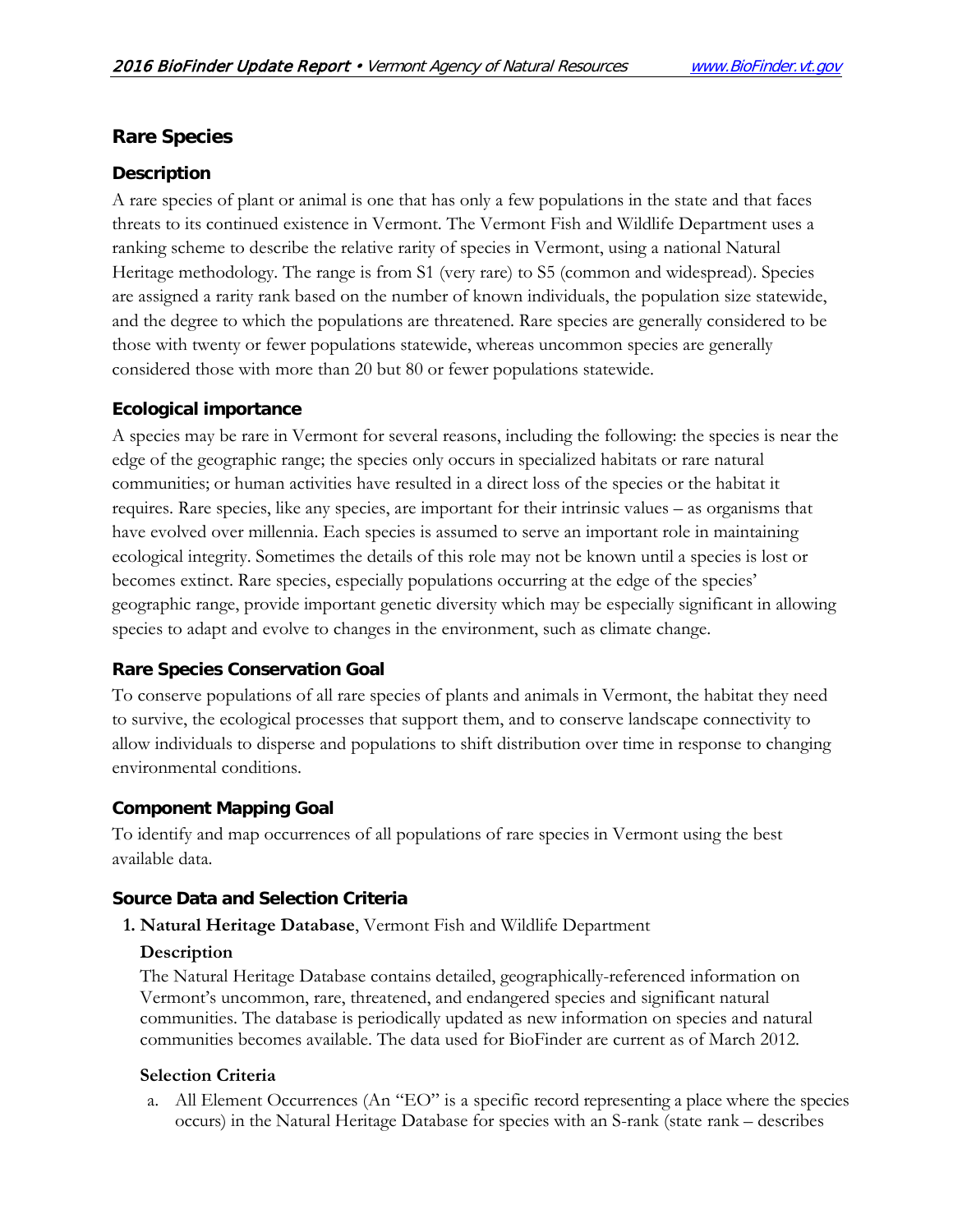## Rare Species

### Description

A rare species of plant or animal is one that has only a few populations in the state and that faces threats to its continued existence in Vermont. The Vermont Fish and Wildlife Department uses a ranking scheme to describe the relative rarity of species in Vermont, using a national Natural Heritage methodology. The range is from S1 (very rare) to S5 (common and widespread). Species are assigned a rarity rank based on the number of known individuals, the population size statewide, and the degree to which the populations are threatened. Rare species are generally considered to be those with twenty or fewer populations statewide, whereas uncommon species are generally considered those with more than 20 but 80 or fewer populations statewide.

### Ecological importance

A species may be rare in Vermont for several reasons, including the following: the species is near the edge of the geographic range; the species only occurs in specialized habitats or rare natural communities; or human activities have resulted in a direct loss of the species or the habitat it requires. Rare species, like any species, are important for their intrinsic values – as organisms that have evolved over millennia. Each species is assumed to serve an important role in maintaining ecological integrity. Sometimes the details of this role may not be known until a species is lost or becomes extinct. Rare species, especially populations occurring at the edge of the species' geographic range, provide important genetic diversity which may be especially significant in allowing species to adapt and evolve to changes in the environment, such as climate change.

### Rare Species Conservation Goal

To conserve populations of all rare species of plants and animals in Vermont, the habitat they need to survive, the ecological processes that support them, and to conserve landscape connectivity to allow individuals to disperse and populations to shift distribution over time in response to changing environmental conditions.

### Component Mapping Goal

To identify and map occurrences of all populations of rare species in Vermont using the best available data.

### Source Data and Selection Criteria

1. **Natural Heritage Database**, Vermont Fish and Wildlife Department

   **Description**

   The Natural Heritage Database contains detailed, geographically-referenced information on Vermont's uncommon, rare, threatened, and endangered species and significant natural communities. The database is periodically updated as new information on species and natural communities becomes available. The data used for BioFinder are current as of March 2012.

   **Selection Criteria**

   a. All Element Occurrences (An "EO" is a specific record representing a place where the species occurs) in the Natural Heritage Database for species with an S-rank (state rank – describes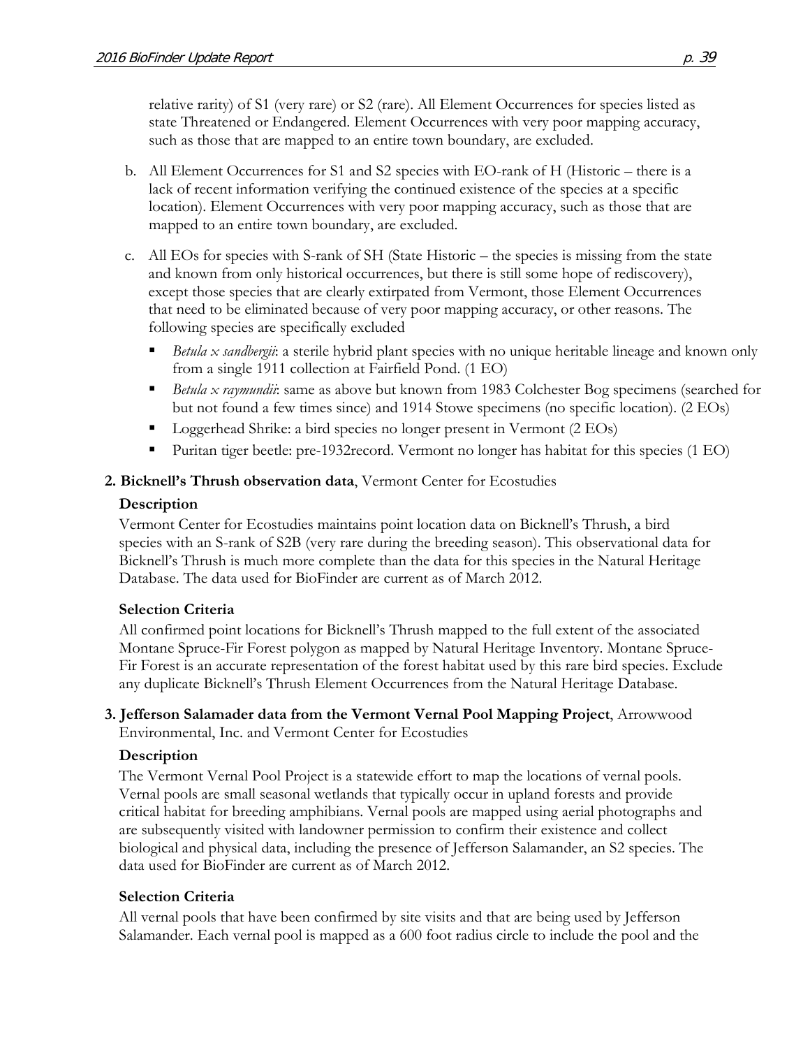relative rarity) of S1 (very rare) or S2 (rare). All Element Occurrences for species listed as state Threatened or Endangered. Element Occurrences with very poor mapping accuracy, such as those that are mapped to an entire town boundary, are excluded.

b. All Element Occurrences for S1 and S2 species with EO-rank of H (Historic – there is a lack of recent information verifying the continued existence of the species at a specific location). Element Occurrences with very poor mapping accuracy, such as those that are mapped to an entire town boundary, are excluded.

c. All EOs for species with S-rank of SH (State Historic – the species is missing from the state and known from only historical occurrences, but there is still some hope of rediscovery), except those species that are clearly extirpated from Vermont, those Element Occurrences that need to be eliminated because of very poor mapping accuracy, or other reasons. The following species are specifically excluded

   - *Betula x sandbergii*: a sterile hybrid plant species with no unique heritable lineage and known only from a single 1911 collection at Fairfield Pond. (1 EO)
   - *Betula x raymundii*: same as above but known from 1983 Colchester Bog specimens (searched for but not found a few times since) and 1914 Stowe specimens (no specific location). (2 EOs)
   - Loggerhead Shrike: a bird species no longer present in Vermont (2 EOs)
   - Puritan tiger beetle: pre-1932record. Vermont no longer has habitat for this species (1 EO)

**2. Bicknell's Thrush observation data**, Vermont Center for Ecostudies

**Description**

Vermont Center for Ecostudies maintains point location data on Bicknell's Thrush, a bird species with an S-rank of S2B (very rare during the breeding season). This observational data for Bicknell's Thrush is much more complete than the data for this species in the Natural Heritage Database. The data used for BioFinder are current as of March 2012.

**Selection Criteria**

All confirmed point locations for Bicknell's Thrush mapped to the full extent of the associated Montane Spruce-Fir Forest polygon as mapped by Natural Heritage Inventory. Montane Spruce-Fir Forest is an accurate representation of the forest habitat used by this rare bird species. Exclude any duplicate Bicknell's Thrush Element Occurrences from the Natural Heritage Database.

**3. Jefferson Salamader data from the Vermont Vernal Pool Mapping Project**, Arrowwood Environmental, Inc. and Vermont Center for Ecostudies

**Description**

The Vermont Vernal Pool Project is a statewide effort to map the locations of vernal pools. Vernal pools are small seasonal wetlands that typically occur in upland forests and provide critical habitat for breeding amphibians. Vernal pools are mapped using aerial photographs and are subsequently visited with landowner permission to confirm their existence and collect biological and physical data, including the presence of Jefferson Salamander, an S2 species. The data used for BioFinder are current as of March 2012.

**Selection Criteria**

All vernal pools that have been confirmed by site visits and that are being used by Jefferson Salamander. Each vernal pool is mapped as a 600 foot radius circle to include the pool and the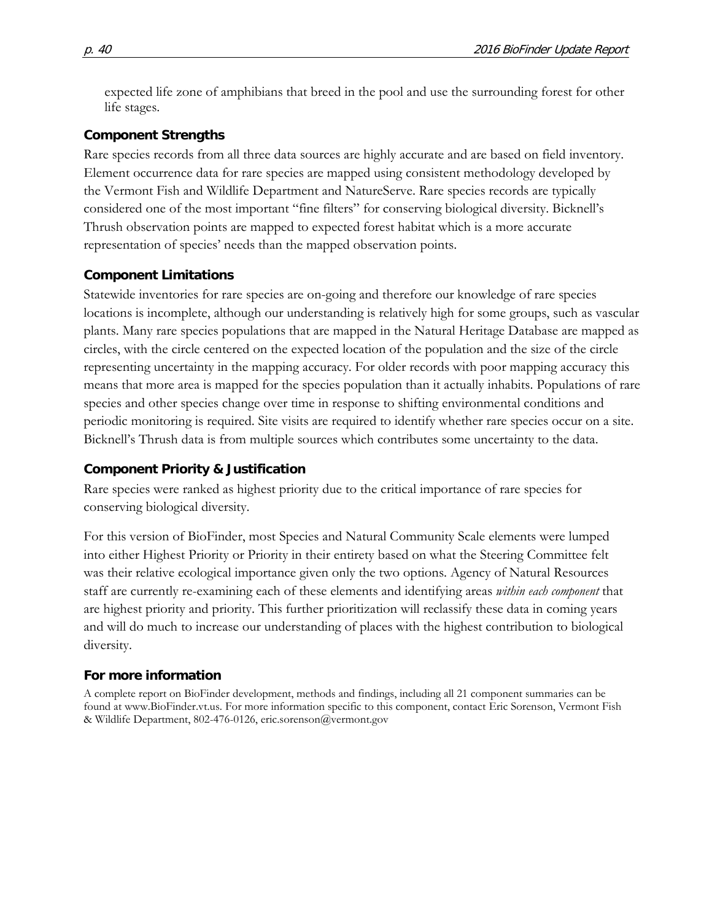expected life zone of amphibians that breed in the pool and use the surrounding forest for other life stages.

### Component Strengths

Rare species records from all three data sources are highly accurate and are based on field inventory. Element occurrence data for rare species are mapped using consistent methodology developed by the Vermont Fish and Wildlife Department and NatureServe. Rare species records are typically considered one of the most important "fine filters" for conserving biological diversity. Bicknell's Thrush observation points are mapped to expected forest habitat which is a more accurate representation of species' needs than the mapped observation points.

### Component Limitations

Statewide inventories for rare species are on-going and therefore our knowledge of rare species locations is incomplete, although our understanding is relatively high for some groups, such as vascular plants. Many rare species populations that are mapped in the Natural Heritage Database are mapped as circles, with the circle centered on the expected location of the population and the size of the circle representing uncertainty in the mapping accuracy. For older records with poor mapping accuracy this means that more area is mapped for the species population than it actually inhabits. Populations of rare species and other species change over time in response to shifting environmental conditions and periodic monitoring is required. Site visits are required to identify whether rare species occur on a site. Bicknell's Thrush data is from multiple sources which contributes some uncertainty to the data.

### Component Priority & Justification

Rare species were ranked as highest priority due to the critical importance of rare species for conserving biological diversity.

For this version of BioFinder, most Species and Natural Community Scale elements were lumped into either Highest Priority or Priority in their entirety based on what the Steering Committee felt was their relative ecological importance given only the two options. Agency of Natural Resources staff are currently re-examining each of these elements and identifying areas *within each component* that are highest priority and priority. This further prioritization will reclassify these data in coming years and will do much to increase our understanding of places with the highest contribution to biological diversity.

### For more information

A complete report on BioFinder development, methods and findings, including all 21 component summaries can be found at www.BioFinder.vt.us. For more information specific to this component, contact Eric Sorenson, Vermont Fish & Wildlife Department, 802-476-0126, eric.sorenson@vermont.gov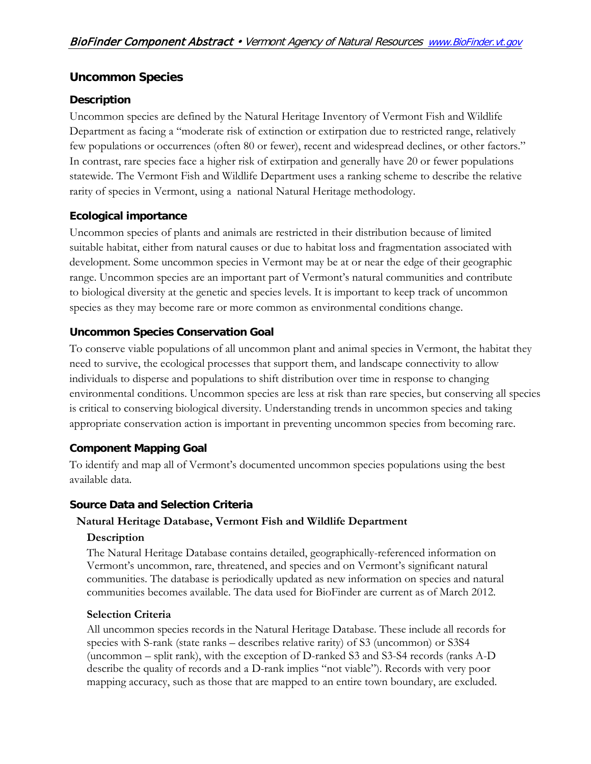## Uncommon Species

### Description

Uncommon species are defined by the Natural Heritage Inventory of Vermont Fish and Wildlife Department as facing a "moderate risk of extinction or extirpation due to restricted range, relatively few populations or occurrences (often 80 or fewer), recent and widespread declines, or other factors." In contrast, rare species face a higher risk of extirpation and generally have 20 or fewer populations statewide. The Vermont Fish and Wildlife Department uses a ranking scheme to describe the relative rarity of species in Vermont, using a national Natural Heritage methodology.

### Ecological importance

Uncommon species of plants and animals are restricted in their distribution because of limited suitable habitat, either from natural causes or due to habitat loss and fragmentation associated with development. Some uncommon species in Vermont may be at or near the edge of their geographic range. Uncommon species are an important part of Vermont's natural communities and contribute to biological diversity at the genetic and species levels. It is important to keep track of uncommon species as they may become rare or more common as environmental conditions change.

### Uncommon Species Conservation Goal

To conserve viable populations of all uncommon plant and animal species in Vermont, the habitat they need to survive, the ecological processes that support them, and landscape connectivity to allow individuals to disperse and populations to shift distribution over time in response to changing environmental conditions. Uncommon species are less at risk than rare species, but conserving all species is critical to conserving biological diversity. Understanding trends in uncommon species and taking appropriate conservation action is important in preventing uncommon species from becoming rare.

### Component Mapping Goal

To identify and map all of Vermont's documented uncommon species populations using the best available data.

### Source Data and Selection Criteria

#### Natural Heritage Database, Vermont Fish and Wildlife Department

##### Description

The Natural Heritage Database contains detailed, geographically-referenced information on Vermont's uncommon, rare, threatened, and species and on Vermont's significant natural communities. The database is periodically updated as new information on species and natural communities becomes available. The data used for BioFinder are current as of March 2012.

##### Selection Criteria

All uncommon species records in the Natural Heritage Database. These include all records for species with S-rank (state ranks – describes relative rarity) of S3 (uncommon) or S3S4 (uncommon – split rank), with the exception of D-ranked S3 and S3-S4 records (ranks A-D describe the quality of records and a D-rank implies "not viable"). Records with very poor mapping accuracy, such as those that are mapped to an entire town boundary, are excluded.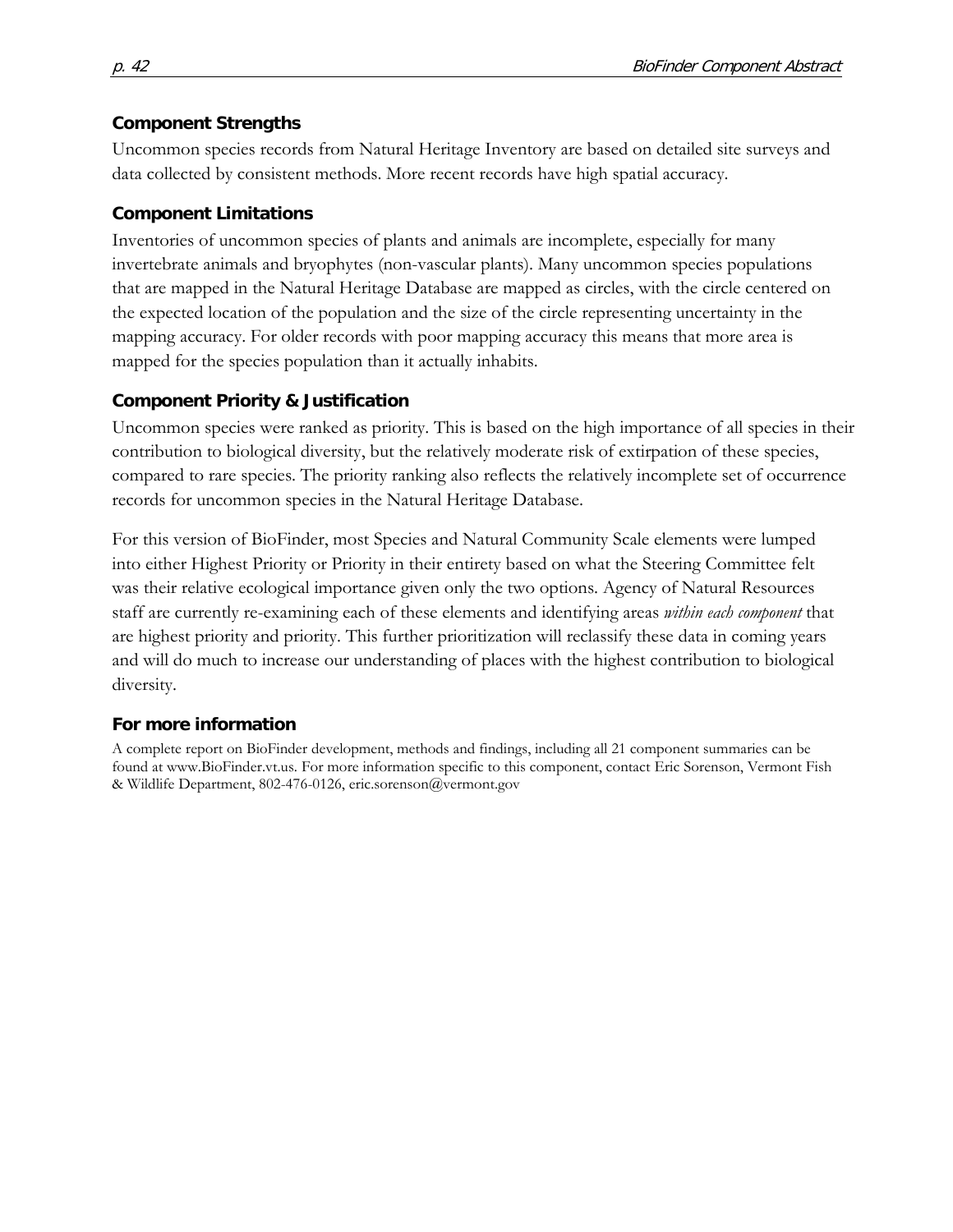### Component Strengths

Uncommon species records from Natural Heritage Inventory are based on detailed site surveys and data collected by consistent methods. More recent records have high spatial accuracy.

### Component Limitations

Inventories of uncommon species of plants and animals are incomplete, especially for many invertebrate animals and bryophytes (non-vascular plants). Many uncommon species populations that are mapped in the Natural Heritage Database are mapped as circles, with the circle centered on the expected location of the population and the size of the circle representing uncertainty in the mapping accuracy. For older records with poor mapping accuracy this means that more area is mapped for the species population than it actually inhabits.

### Component Priority & Justification

Uncommon species were ranked as priority. This is based on the high importance of all species in their contribution to biological diversity, but the relatively moderate risk of extirpation of these species, compared to rare species. The priority ranking also reflects the relatively incomplete set of occurrence records for uncommon species in the Natural Heritage Database.

For this version of BioFinder, most Species and Natural Community Scale elements were lumped into either Highest Priority or Priority in their entirety based on what the Steering Committee felt was their relative ecological importance given only the two options. Agency of Natural Resources staff are currently re-examining each of these elements and identifying areas *within each component* that are highest priority and priority. This further prioritization will reclassify these data in coming years and will do much to increase our understanding of places with the highest contribution to biological diversity.

### For more information

A complete report on BioFinder development, methods and findings, including all 21 component summaries can be found at www.BioFinder.vt.us. For more information specific to this component, contact Eric Sorenson, Vermont Fish & Wildlife Department, 802-476-0126, eric.sorenson@vermont.gov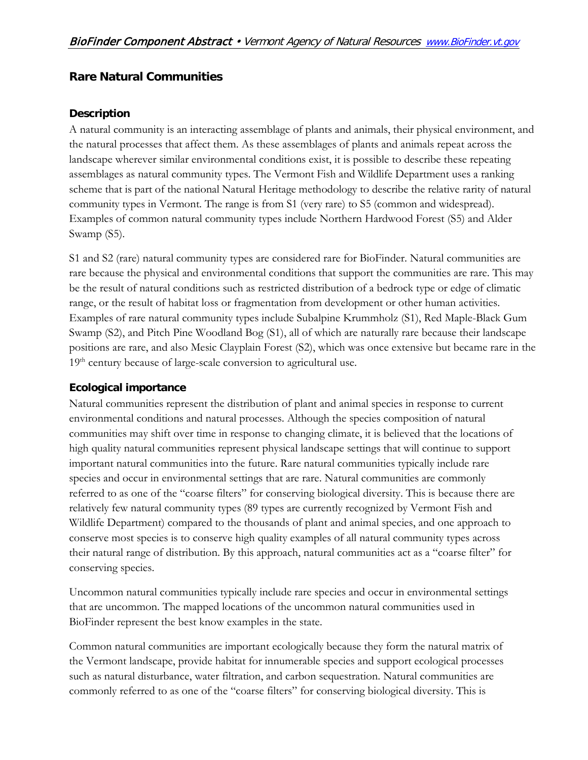## Rare Natural Communities

### Description

A natural community is an interacting assemblage of plants and animals, their physical environment, and the natural processes that affect them. As these assemblages of plants and animals repeat across the landscape wherever similar environmental conditions exist, it is possible to describe these repeating assemblages as natural community types. The Vermont Fish and Wildlife Department uses a ranking scheme that is part of the national Natural Heritage methodology to describe the relative rarity of natural community types in Vermont. The range is from S1 (very rare) to S5 (common and widespread). Examples of common natural community types include Northern Hardwood Forest (S5) and Alder Swamp (S5).

S1 and S2 (rare) natural community types are considered rare for BioFinder. Natural communities are rare because the physical and environmental conditions that support the communities are rare. This may be the result of natural conditions such as restricted distribution of a bedrock type or edge of climatic range, or the result of habitat loss or fragmentation from development or other human activities. Examples of rare natural community types include Subalpine Krummholz (S1), Red Maple-Black Gum Swamp (S2), and Pitch Pine Woodland Bog (S1), all of which are naturally rare because their landscape positions are rare, and also Mesic Clayplain Forest (S2), which was once extensive but became rare in the 19th century because of large-scale conversion to agricultural use.

### Ecological importance

Natural communities represent the distribution of plant and animal species in response to current environmental conditions and natural processes. Although the species composition of natural communities may shift over time in response to changing climate, it is believed that the locations of high quality natural communities represent physical landscape settings that will continue to support important natural communities into the future. Rare natural communities typically include rare species and occur in environmental settings that are rare. Natural communities are commonly referred to as one of the "coarse filters" for conserving biological diversity. This is because there are relatively few natural community types (89 types are currently recognized by Vermont Fish and Wildlife Department) compared to the thousands of plant and animal species, and one approach to conserve most species is to conserve high quality examples of all natural community types across their natural range of distribution. By this approach, natural communities act as a "coarse filter" for conserving species.

Uncommon natural communities typically include rare species and occur in environmental settings that are uncommon. The mapped locations of the uncommon natural communities used in BioFinder represent the best know examples in the state.

Common natural communities are important ecologically because they form the natural matrix of the Vermont landscape, provide habitat for innumerable species and support ecological processes such as natural disturbance, water filtration, and carbon sequestration. Natural communities are commonly referred to as one of the "coarse filters" for conserving biological diversity. This is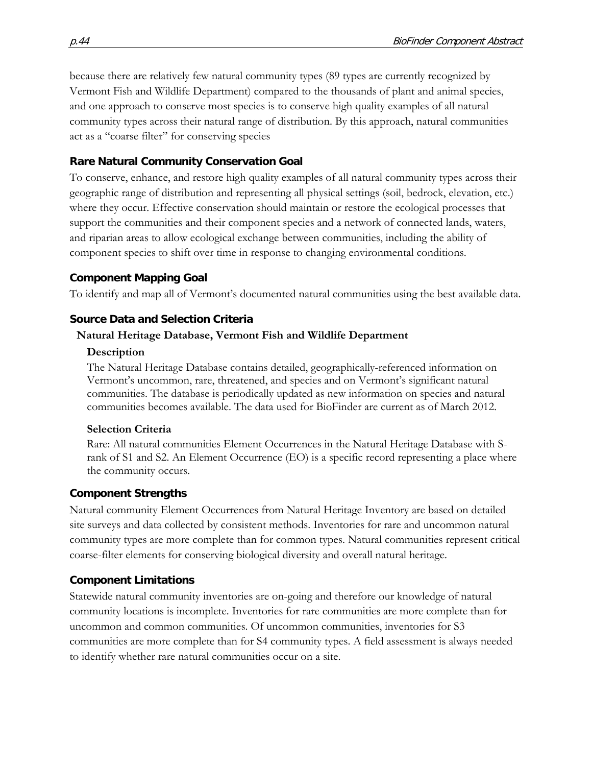because there are relatively few natural community types (89 types are currently recognized by Vermont Fish and Wildlife Department) compared to the thousands of plant and animal species, and one approach to conserve most species is to conserve high quality examples of all natural community types across their natural range of distribution. By this approach, natural communities act as a "coarse filter" for conserving species

### Rare Natural Community Conservation Goal

To conserve, enhance, and restore high quality examples of all natural community types across their geographic range of distribution and representing all physical settings (soil, bedrock, elevation, etc.) where they occur. Effective conservation should maintain or restore the ecological processes that support the communities and their component species and a network of connected lands, waters, and riparian areas to allow ecological exchange between communities, including the ability of component species to shift over time in response to changing environmental conditions.

### Component Mapping Goal

To identify and map all of Vermont's documented natural communities using the best available data.

### Source Data and Selection Criteria

#### Natural Heritage Database, Vermont Fish and Wildlife Department

**Description**

The Natural Heritage Database contains detailed, geographically-referenced information on Vermont's uncommon, rare, threatened, and species and on Vermont's significant natural communities. The database is periodically updated as new information on species and natural communities becomes available. The data used for BioFinder are current as of March 2012.

**Selection Criteria**

Rare: All natural communities Element Occurrences in the Natural Heritage Database with S-rank of S1 and S2. An Element Occurrence (EO) is a specific record representing a place where the community occurs.

### Component Strengths

Natural community Element Occurrences from Natural Heritage Inventory are based on detailed site surveys and data collected by consistent methods. Inventories for rare and uncommon natural community types are more complete than for common types. Natural communities represent critical coarse-filter elements for conserving biological diversity and overall natural heritage.

### Component Limitations

Statewide natural community inventories are on-going and therefore our knowledge of natural community locations is incomplete. Inventories for rare communities are more complete than for uncommon and common communities. Of uncommon communities, inventories for S3 communities are more complete than for S4 community types. A field assessment is always needed to identify whether rare natural communities occur on a site.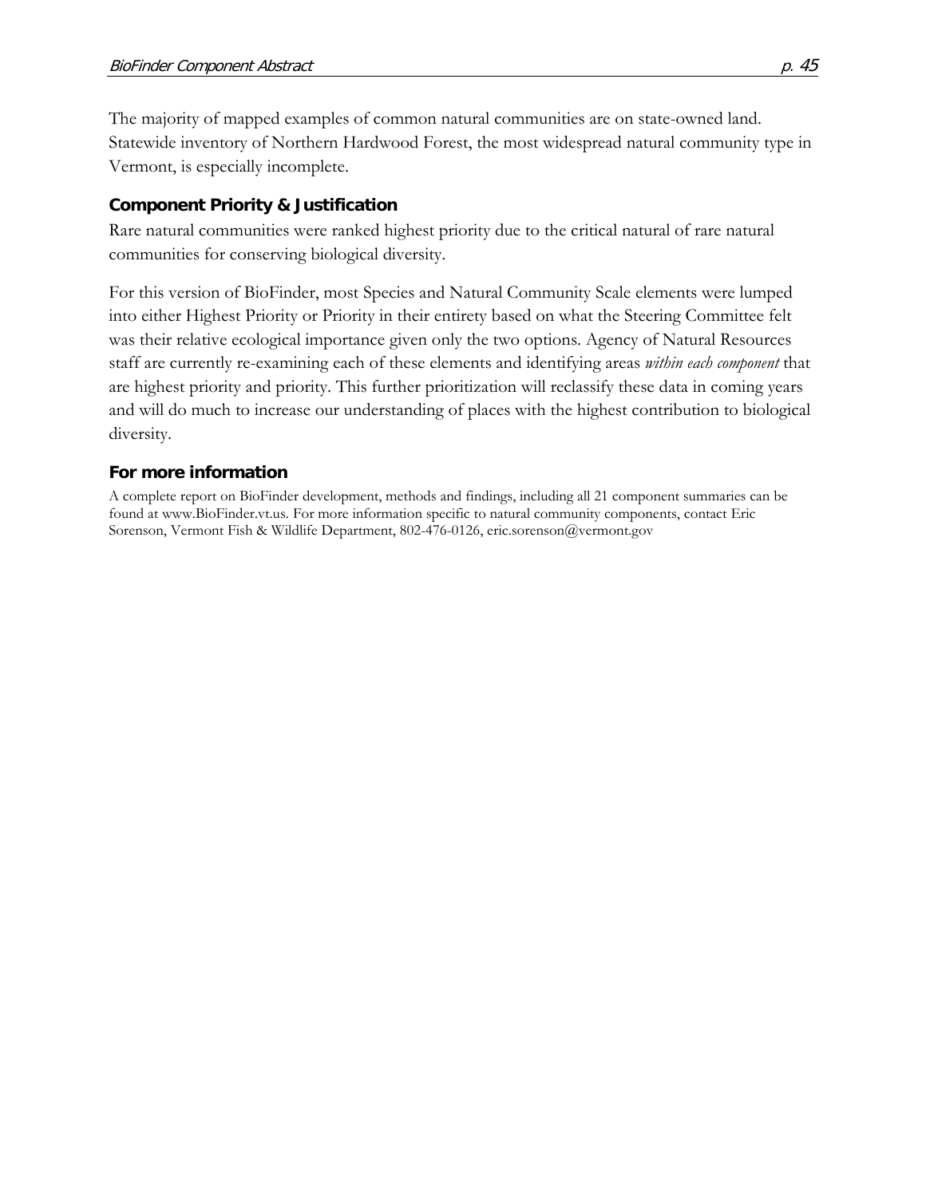The majority of mapped examples of common natural communities are on state-owned land. Statewide inventory of Northern Hardwood Forest, the most widespread natural community type in Vermont, is especially incomplete.

### Component Priority & Justification

Rare natural communities were ranked highest priority due to the critical natural of rare natural communities for conserving biological diversity.

For this version of BioFinder, most Species and Natural Community Scale elements were lumped into either Highest Priority or Priority in their entirety based on what the Steering Committee felt was their relative ecological importance given only the two options. Agency of Natural Resources staff are currently re-examining each of these elements and identifying areas *within each component* that are highest priority and priority. This further prioritization will reclassify these data in coming years and will do much to increase our understanding of places with the highest contribution to biological diversity.

### For more information

A complete report on BioFinder development, methods and findings, including all 21 component summaries can be found at www.BioFinder.vt.us. For more information specific to natural community components, contact Eric Sorenson, Vermont Fish & Wildlife Department, 802-476-0126, eric.sorenson@vermont.gov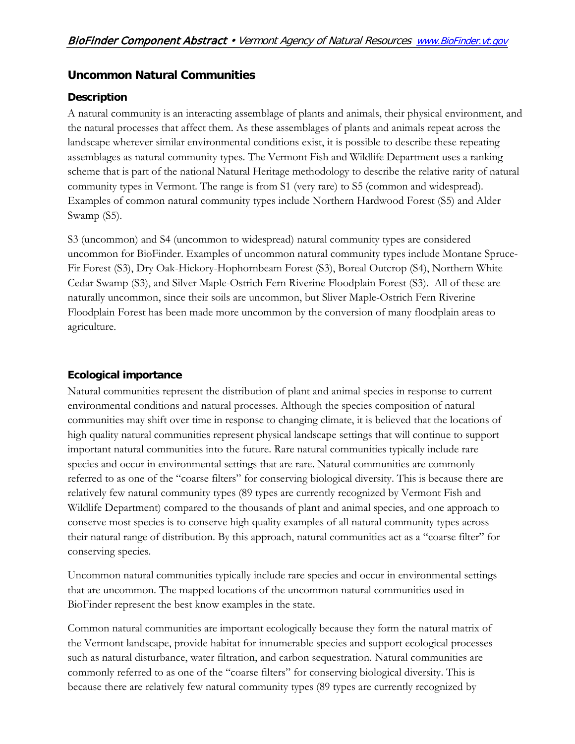## Uncommon Natural Communities

### Description

A natural community is an interacting assemblage of plants and animals, their physical environment, and the natural processes that affect them. As these assemblages of plants and animals repeat across the landscape wherever similar environmental conditions exist, it is possible to describe these repeating assemblages as natural community types. The Vermont Fish and Wildlife Department uses a ranking scheme that is part of the national Natural Heritage methodology to describe the relative rarity of natural community types in Vermont. The range is from S1 (very rare) to S5 (common and widespread). Examples of common natural community types include Northern Hardwood Forest (S5) and Alder Swamp (S5).

S3 (uncommon) and S4 (uncommon to widespread) natural community types are considered uncommon for BioFinder. Examples of uncommon natural community types include Montane Spruce-Fir Forest (S3), Dry Oak-Hickory-Hophornbeam Forest (S3), Boreal Outcrop (S4), Northern White Cedar Swamp (S3), and Silver Maple-Ostrich Fern Riverine Floodplain Forest (S3). All of these are naturally uncommon, since their soils are uncommon, but Sliver Maple-Ostrich Fern Riverine Floodplain Forest has been made more uncommon by the conversion of many floodplain areas to agriculture.

### Ecological importance

Natural communities represent the distribution of plant and animal species in response to current environmental conditions and natural processes. Although the species composition of natural communities may shift over time in response to changing climate, it is believed that the locations of high quality natural communities represent physical landscape settings that will continue to support important natural communities into the future. Rare natural communities typically include rare species and occur in environmental settings that are rare. Natural communities are commonly referred to as one of the "coarse filters" for conserving biological diversity. This is because there are relatively few natural community types (89 types are currently recognized by Vermont Fish and Wildlife Department) compared to the thousands of plant and animal species, and one approach to conserve most species is to conserve high quality examples of all natural community types across their natural range of distribution. By this approach, natural communities act as a "coarse filter" for conserving species.

Uncommon natural communities typically include rare species and occur in environmental settings that are uncommon. The mapped locations of the uncommon natural communities used in BioFinder represent the best know examples in the state.

Common natural communities are important ecologically because they form the natural matrix of the Vermont landscape, provide habitat for innumerable species and support ecological processes such as natural disturbance, water filtration, and carbon sequestration. Natural communities are commonly referred to as one of the "coarse filters" for conserving biological diversity. This is because there are relatively few natural community types (89 types are currently recognized by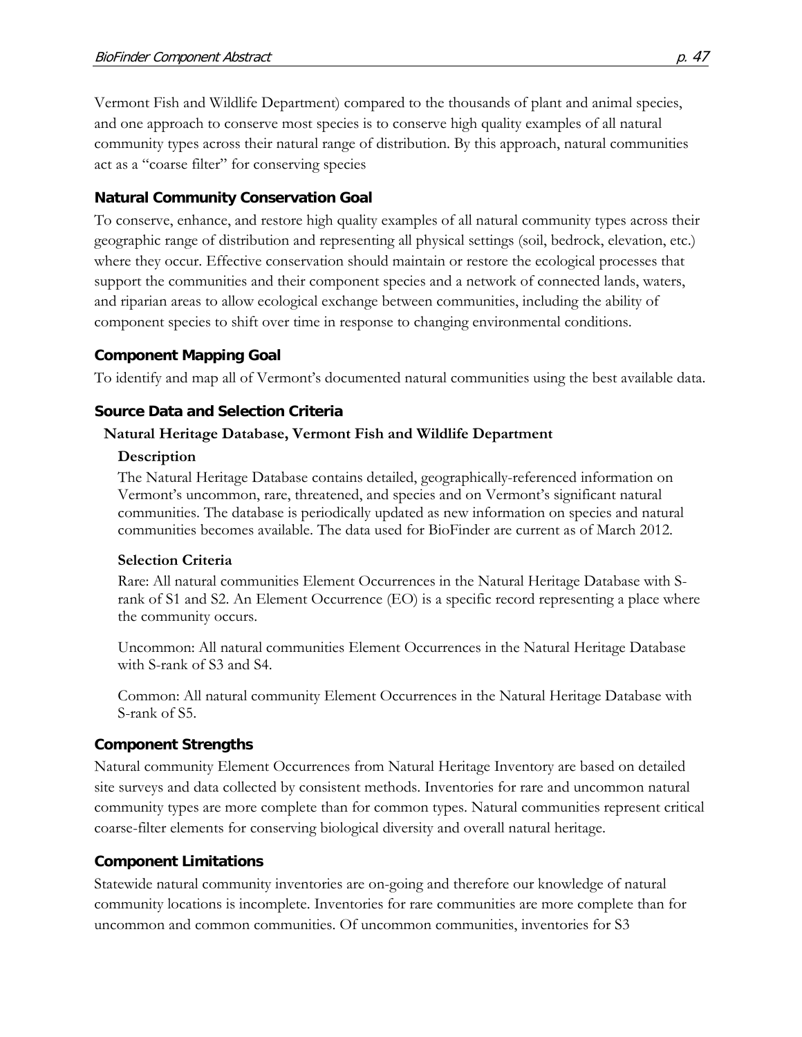Vermont Fish and Wildlife Department) compared to the thousands of plant and animal species, and one approach to conserve most species is to conserve high quality examples of all natural community types across their natural range of distribution. By this approach, natural communities act as a "coarse filter" for conserving species

### Natural Community Conservation Goal

To conserve, enhance, and restore high quality examples of all natural community types across their geographic range of distribution and representing all physical settings (soil, bedrock, elevation, etc.) where they occur. Effective conservation should maintain or restore the ecological processes that support the communities and their component species and a network of connected lands, waters, and riparian areas to allow ecological exchange between communities, including the ability of component species to shift over time in response to changing environmental conditions.

### Component Mapping Goal

To identify and map all of Vermont's documented natural communities using the best available data.

### Source Data and Selection Criteria

#### Natural Heritage Database, Vermont Fish and Wildlife Department

**Description**

The Natural Heritage Database contains detailed, geographically-referenced information on Vermont's uncommon, rare, threatened, and species and on Vermont's significant natural communities. The database is periodically updated as new information on species and natural communities becomes available. The data used for BioFinder are current as of March 2012.

**Selection Criteria**

Rare: All natural communities Element Occurrences in the Natural Heritage Database with S-rank of S1 and S2. An Element Occurrence (EO) is a specific record representing a place where the community occurs.

Uncommon: All natural communities Element Occurrences in the Natural Heritage Database with S-rank of S3 and S4.

Common: All natural community Element Occurrences in the Natural Heritage Database with S-rank of S5.

### Component Strengths

Natural community Element Occurrences from Natural Heritage Inventory are based on detailed site surveys and data collected by consistent methods. Inventories for rare and uncommon natural community types are more complete than for common types. Natural communities represent critical coarse-filter elements for conserving biological diversity and overall natural heritage.

### Component Limitations

Statewide natural community inventories are on-going and therefore our knowledge of natural community locations is incomplete. Inventories for rare communities are more complete than for uncommon and common communities. Of uncommon communities, inventories for S3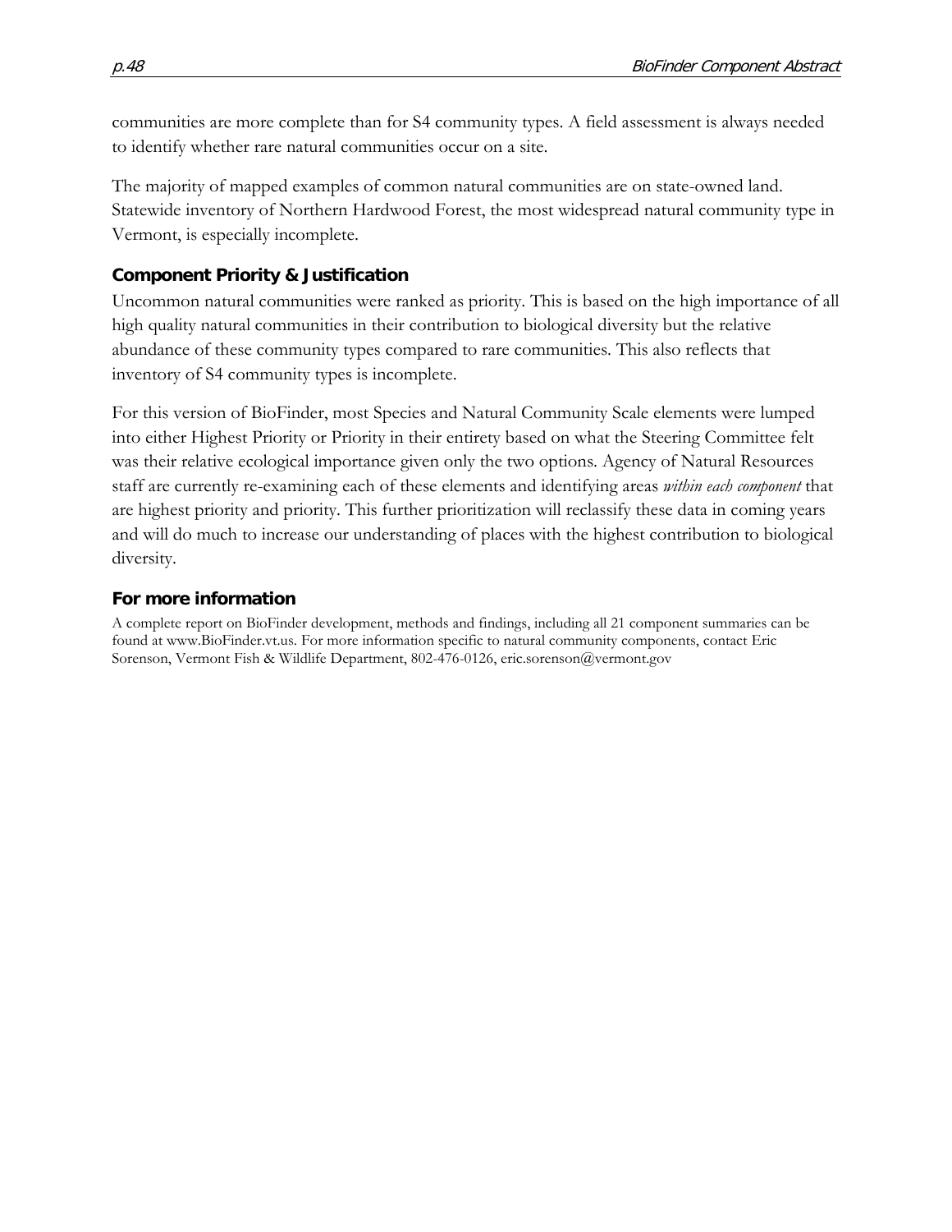communities are more complete than for S4 community types. A field assessment is always needed to identify whether rare natural communities occur on a site.

The majority of mapped examples of common natural communities are on state-owned land. Statewide inventory of Northern Hardwood Forest, the most widespread natural community type in Vermont, is especially incomplete.

### Component Priority & Justification

Uncommon natural communities were ranked as priority. This is based on the high importance of all high quality natural communities in their contribution to biological diversity but the relative abundance of these community types compared to rare communities. This also reflects that inventory of S4 community types is incomplete.

For this version of BioFinder, most Species and Natural Community Scale elements were lumped into either Highest Priority or Priority in their entirety based on what the Steering Committee felt was their relative ecological importance given only the two options. Agency of Natural Resources staff are currently re-examining each of these elements and identifying areas *within each component* that are highest priority and priority. This further prioritization will reclassify these data in coming years and will do much to increase our understanding of places with the highest contribution to biological diversity.

### For more information

A complete report on BioFinder development, methods and findings, including all 21 component summaries can be found at www.BioFinder.vt.us. For more information specific to natural community components, contact Eric Sorenson, Vermont Fish & Wildlife Department, 802-476-0126, eric.sorenson@vermont.gov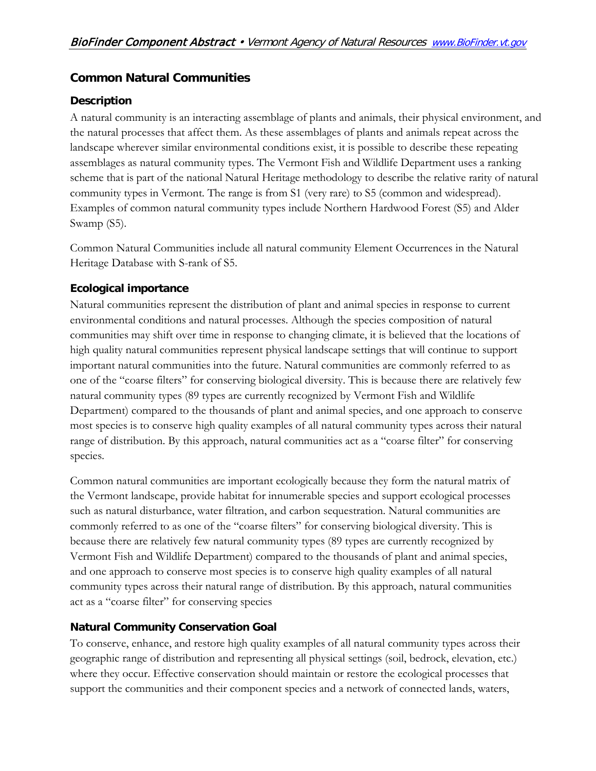## Common Natural Communities

### Description

A natural community is an interacting assemblage of plants and animals, their physical environment, and the natural processes that affect them. As these assemblages of plants and animals repeat across the landscape wherever similar environmental conditions exist, it is possible to describe these repeating assemblages as natural community types. The Vermont Fish and Wildlife Department uses a ranking scheme that is part of the national Natural Heritage methodology to describe the relative rarity of natural community types in Vermont. The range is from S1 (very rare) to S5 (common and widespread). Examples of common natural community types include Northern Hardwood Forest (S5) and Alder Swamp (S5).

Common Natural Communities include all natural community Element Occurrences in the Natural Heritage Database with S-rank of S5.

### Ecological importance

Natural communities represent the distribution of plant and animal species in response to current environmental conditions and natural processes. Although the species composition of natural communities may shift over time in response to changing climate, it is believed that the locations of high quality natural communities represent physical landscape settings that will continue to support important natural communities into the future. Natural communities are commonly referred to as one of the "coarse filters" for conserving biological diversity. This is because there are relatively few natural community types (89 types are currently recognized by Vermont Fish and Wildlife Department) compared to the thousands of plant and animal species, and one approach to conserve most species is to conserve high quality examples of all natural community types across their natural range of distribution. By this approach, natural communities act as a "coarse filter" for conserving species.

Common natural communities are important ecologically because they form the natural matrix of the Vermont landscape, provide habitat for innumerable species and support ecological processes such as natural disturbance, water filtration, and carbon sequestration. Natural communities are commonly referred to as one of the "coarse filters" for conserving biological diversity. This is because there are relatively few natural community types (89 types are currently recognized by Vermont Fish and Wildlife Department) compared to the thousands of plant and animal species, and one approach to conserve most species is to conserve high quality examples of all natural community types across their natural range of distribution. By this approach, natural communities act as a "coarse filter" for conserving species

### Natural Community Conservation Goal

To conserve, enhance, and restore high quality examples of all natural community types across their geographic range of distribution and representing all physical settings (soil, bedrock, elevation, etc.) where they occur. Effective conservation should maintain or restore the ecological processes that support the communities and their component species and a network of connected lands, waters,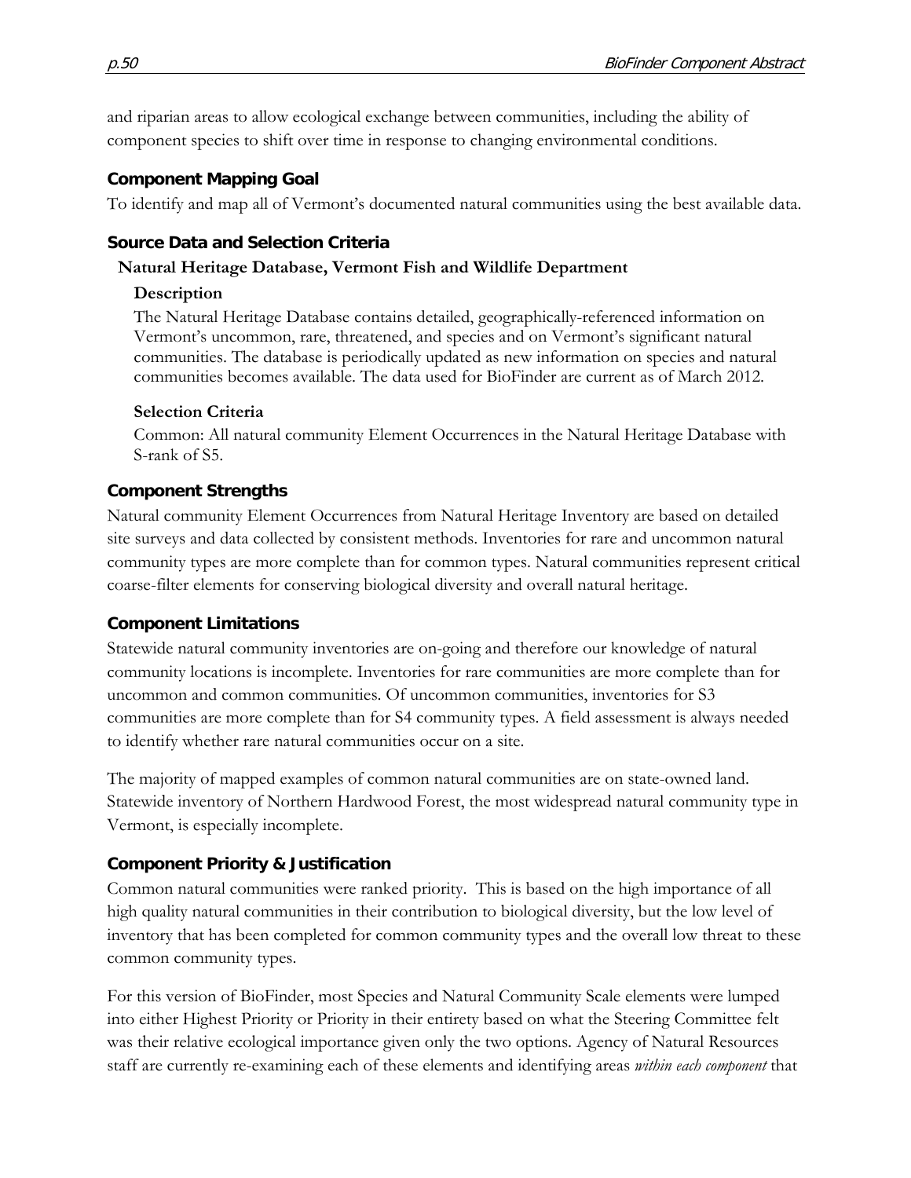and riparian areas to allow ecological exchange between communities, including the ability of component species to shift over time in response to changing environmental conditions.

### Component Mapping Goal

To identify and map all of Vermont's documented natural communities using the best available data.

### Source Data and Selection Criteria

**Natural Heritage Database, Vermont Fish and Wildlife Department**

**Description**

The Natural Heritage Database contains detailed, geographically-referenced information on Vermont's uncommon, rare, threatened, and species and on Vermont's significant natural communities. The database is periodically updated as new information on species and natural communities becomes available. The data used for BioFinder are current as of March 2012.

**Selection Criteria**

Common: All natural community Element Occurrences in the Natural Heritage Database with S-rank of S5.

### Component Strengths

Natural community Element Occurrences from Natural Heritage Inventory are based on detailed site surveys and data collected by consistent methods. Inventories for rare and uncommon natural community types are more complete than for common types. Natural communities represent critical coarse-filter elements for conserving biological diversity and overall natural heritage.

### Component Limitations

Statewide natural community inventories are on-going and therefore our knowledge of natural community locations is incomplete. Inventories for rare communities are more complete than for uncommon and common communities. Of uncommon communities, inventories for S3 communities are more complete than for S4 community types. A field assessment is always needed to identify whether rare natural communities occur on a site.

The majority of mapped examples of common natural communities are on state-owned land. Statewide inventory of Northern Hardwood Forest, the most widespread natural community type in Vermont, is especially incomplete.

### Component Priority & Justification

Common natural communities were ranked priority. This is based on the high importance of all high quality natural communities in their contribution to biological diversity, but the low level of inventory that has been completed for common community types and the overall low threat to these common community types.

For this version of BioFinder, most Species and Natural Community Scale elements were lumped into either Highest Priority or Priority in their entirety based on what the Steering Committee felt was their relative ecological importance given only the two options. Agency of Natural Resources staff are currently re-examining each of these elements and identifying areas *within each component* that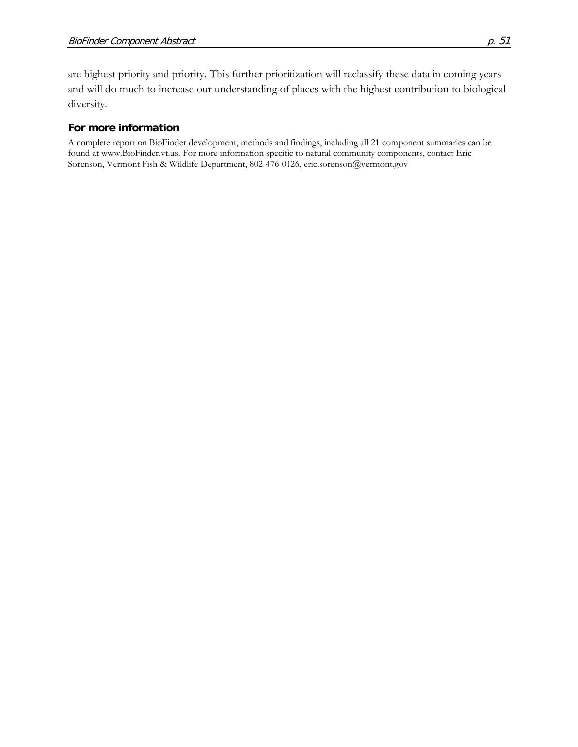are highest priority and priority. This further prioritization will reclassify these data in coming years and will do much to increase our understanding of places with the highest contribution to biological diversity.

## For more information

A complete report on BioFinder development, methods and findings, including all 21 component summaries can be found at www.BioFinder.vt.us. For more information specific to natural community components, contact Eric Sorenson, Vermont Fish & Wildlife Department, 802-476-0126, eric.sorenson@vermont.gov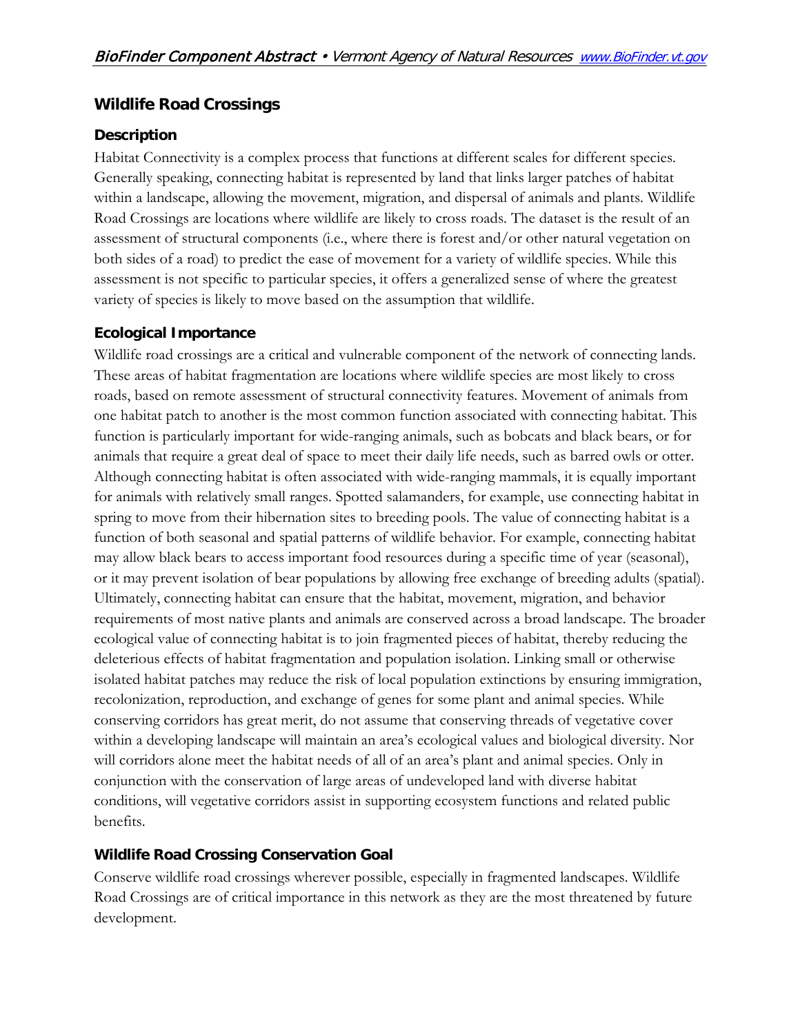## Wildlife Road Crossings

### Description

Habitat Connectivity is a complex process that functions at different scales for different species. Generally speaking, connecting habitat is represented by land that links larger patches of habitat within a landscape, allowing the movement, migration, and dispersal of animals and plants. Wildlife Road Crossings are locations where wildlife are likely to cross roads. The dataset is the result of an assessment of structural components (i.e., where there is forest and/or other natural vegetation on both sides of a road) to predict the ease of movement for a variety of wildlife species. While this assessment is not specific to particular species, it offers a generalized sense of where the greatest variety of species is likely to move based on the assumption that wildlife.

### Ecological Importance

Wildlife road crossings are a critical and vulnerable component of the network of connecting lands. These areas of habitat fragmentation are locations where wildlife species are most likely to cross roads, based on remote assessment of structural connectivity features. Movement of animals from one habitat patch to another is the most common function associated with connecting habitat. This function is particularly important for wide-ranging animals, such as bobcats and black bears, or for animals that require a great deal of space to meet their daily life needs, such as barred owls or otter. Although connecting habitat is often associated with wide-ranging mammals, it is equally important for animals with relatively small ranges. Spotted salamanders, for example, use connecting habitat in spring to move from their hibernation sites to breeding pools. The value of connecting habitat is a function of both seasonal and spatial patterns of wildlife behavior. For example, connecting habitat may allow black bears to access important food resources during a specific time of year (seasonal), or it may prevent isolation of bear populations by allowing free exchange of breeding adults (spatial). Ultimately, connecting habitat can ensure that the habitat, movement, migration, and behavior requirements of most native plants and animals are conserved across a broad landscape. The broader ecological value of connecting habitat is to join fragmented pieces of habitat, thereby reducing the deleterious effects of habitat fragmentation and population isolation. Linking small or otherwise isolated habitat patches may reduce the risk of local population extinctions by ensuring immigration, recolonization, reproduction, and exchange of genes for some plant and animal species. While conserving corridors has great merit, do not assume that conserving threads of vegetative cover within a developing landscape will maintain an area's ecological values and biological diversity. Nor will corridors alone meet the habitat needs of all of an area's plant and animal species. Only in conjunction with the conservation of large areas of undeveloped land with diverse habitat conditions, will vegetative corridors assist in supporting ecosystem functions and related public benefits.

### Wildlife Road Crossing Conservation Goal

Conserve wildlife road crossings wherever possible, especially in fragmented landscapes. Wildlife Road Crossings are of critical importance in this network as they are the most threatened by future development.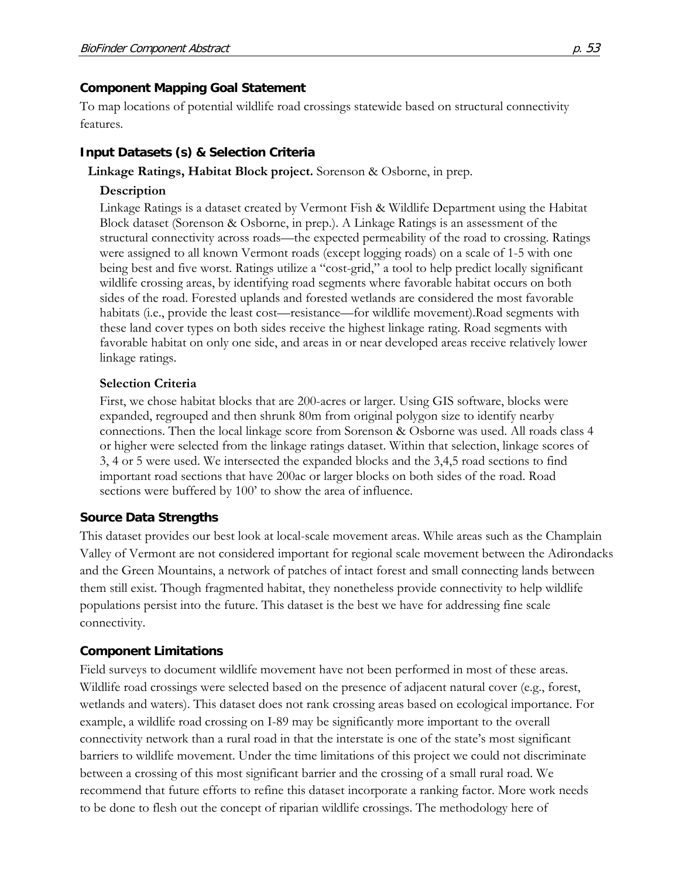### Component Mapping Goal Statement

To map locations of potential wildlife road crossings statewide based on structural connectivity features.

### Input Datasets (s) & Selection Criteria

**Linkage Ratings, Habitat Block project.** Sorenson & Osborne, in prep.

**Description**

Linkage Ratings is a dataset created by Vermont Fish & Wildlife Department using the Habitat Block dataset (Sorenson & Osborne, in prep.). A Linkage Ratings is an assessment of the structural connectivity across roads—the expected permeability of the road to crossing. Ratings were assigned to all known Vermont roads (except logging roads) on a scale of 1-5 with one being best and five worst. Ratings utilize a "cost-grid," a tool to help predict locally significant wildlife crossing areas, by identifying road segments where favorable habitat occurs on both sides of the road. Forested uplands and forested wetlands are considered the most favorable habitats (i.e., provide the least cost—resistance—for wildlife movement).Road segments with these land cover types on both sides receive the highest linkage rating. Road segments with favorable habitat on only one side, and areas in or near developed areas receive relatively lower linkage ratings.

**Selection Criteria**

First, we chose habitat blocks that are 200-acres or larger. Using GIS software, blocks were expanded, regrouped and then shrunk 80m from original polygon size to identify nearby connections. Then the local linkage score from Sorenson & Osborne was used. All roads class 4 or higher were selected from the linkage ratings dataset. Within that selection, linkage scores of 3, 4 or 5 were used. We intersected the expanded blocks and the 3,4,5 road sections to find important road sections that have 200ac or larger blocks on both sides of the road. Road sections were buffered by 100' to show the area of influence.

### Source Data Strengths

This dataset provides our best look at local-scale movement areas. While areas such as the Champlain Valley of Vermont are not considered important for regional scale movement between the Adirondacks and the Green Mountains, a network of patches of intact forest and small connecting lands between them still exist. Though fragmented habitat, they nonetheless provide connectivity to help wildlife populations persist into the future. This dataset is the best we have for addressing fine scale connectivity.

### Component Limitations

Field surveys to document wildlife movement have not been performed in most of these areas. Wildlife road crossings were selected based on the presence of adjacent natural cover (e.g., forest, wetlands and waters). This dataset does not rank crossing areas based on ecological importance. For example, a wildlife road crossing on I-89 may be significantly more important to the overall connectivity network than a rural road in that the interstate is one of the state's most significant barriers to wildlife movement. Under the time limitations of this project we could not discriminate between a crossing of this most significant barrier and the crossing of a small rural road. We recommend that future efforts to refine this dataset incorporate a ranking factor. More work needs to be done to flesh out the concept of riparian wildlife crossings. The methodology here of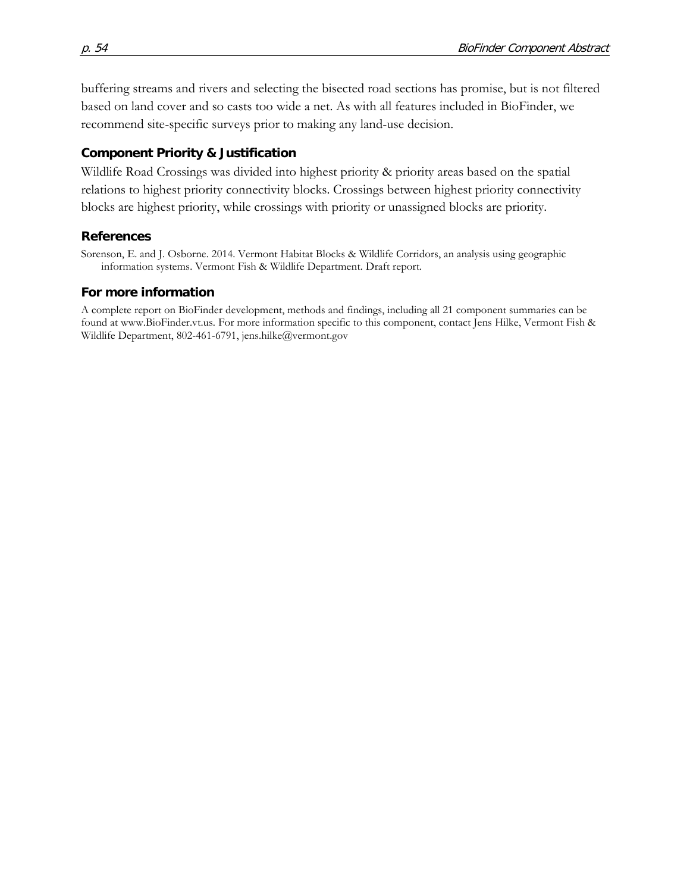buffering streams and rivers and selecting the bisected road sections has promise, but is not filtered based on land cover and so casts too wide a net. As with all features included in BioFinder, we recommend site-specific surveys prior to making any land-use decision.

### Component Priority & Justification

Wildlife Road Crossings was divided into highest priority & priority areas based on the spatial relations to highest priority connectivity blocks. Crossings between highest priority connectivity blocks are highest priority, while crossings with priority or unassigned blocks are priority.

### References

Sorenson, E. and J. Osborne. 2014. Vermont Habitat Blocks & Wildlife Corridors, an analysis using geographic information systems. Vermont Fish & Wildlife Department. Draft report.

### For more information

A complete report on BioFinder development, methods and findings, including all 21 component summaries can be found at www.BioFinder.vt.us. For more information specific to this component, contact Jens Hilke, Vermont Fish & Wildlife Department, 802-461-6791, jens.hilke@vermont.gov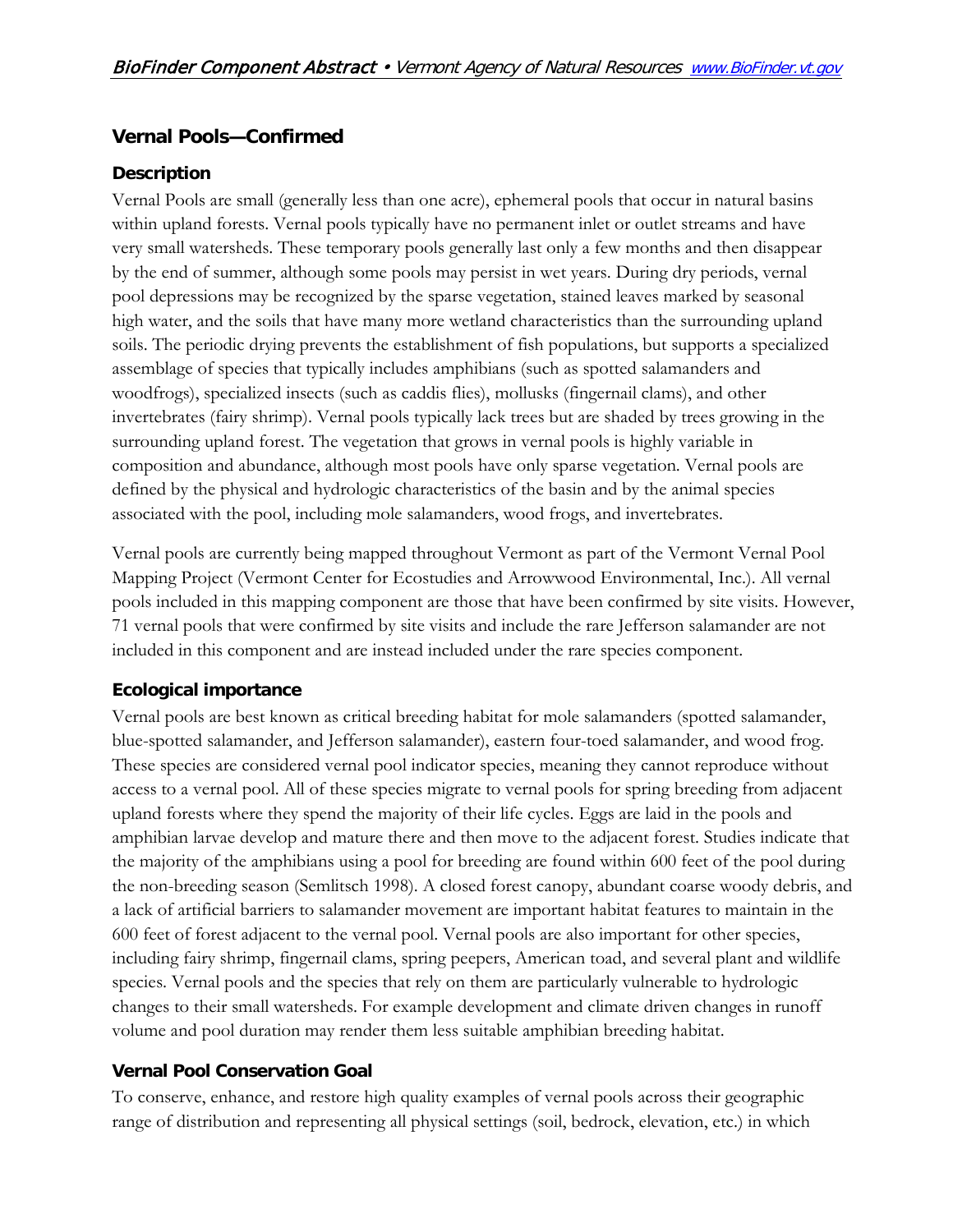## Vernal Pools—Confirmed

### Description

Vernal Pools are small (generally less than one acre), ephemeral pools that occur in natural basins within upland forests. Vernal pools typically have no permanent inlet or outlet streams and have very small watersheds. These temporary pools generally last only a few months and then disappear by the end of summer, although some pools may persist in wet years. During dry periods, vernal pool depressions may be recognized by the sparse vegetation, stained leaves marked by seasonal high water, and the soils that have many more wetland characteristics than the surrounding upland soils. The periodic drying prevents the establishment of fish populations, but supports a specialized assemblage of species that typically includes amphibians (such as spotted salamanders and woodfrogs), specialized insects (such as caddis flies), mollusks (fingernail clams), and other invertebrates (fairy shrimp). Vernal pools typically lack trees but are shaded by trees growing in the surrounding upland forest. The vegetation that grows in vernal pools is highly variable in composition and abundance, although most pools have only sparse vegetation. Vernal pools are defined by the physical and hydrologic characteristics of the basin and by the animal species associated with the pool, including mole salamanders, wood frogs, and invertebrates.

Vernal pools are currently being mapped throughout Vermont as part of the Vermont Vernal Pool Mapping Project (Vermont Center for Ecostudies and Arrowwood Environmental, Inc.). All vernal pools included in this mapping component are those that have been confirmed by site visits. However, 71 vernal pools that were confirmed by site visits and include the rare Jefferson salamander are not included in this component and are instead included under the rare species component.

### Ecological importance

Vernal pools are best known as critical breeding habitat for mole salamanders (spotted salamander, blue-spotted salamander, and Jefferson salamander), eastern four-toed salamander, and wood frog. These species are considered vernal pool indicator species, meaning they cannot reproduce without access to a vernal pool. All of these species migrate to vernal pools for spring breeding from adjacent upland forests where they spend the majority of their life cycles. Eggs are laid in the pools and amphibian larvae develop and mature there and then move to the adjacent forest. Studies indicate that the majority of the amphibians using a pool for breeding are found within 600 feet of the pool during the non-breeding season (Semlitsch 1998). A closed forest canopy, abundant coarse woody debris, and a lack of artificial barriers to salamander movement are important habitat features to maintain in the 600 feet of forest adjacent to the vernal pool. Vernal pools are also important for other species, including fairy shrimp, fingernail clams, spring peepers, American toad, and several plant and wildlife species. Vernal pools and the species that rely on them are particularly vulnerable to hydrologic changes to their small watersheds. For example development and climate driven changes in runoff volume and pool duration may render them less suitable amphibian breeding habitat.

### Vernal Pool Conservation Goal

To conserve, enhance, and restore high quality examples of vernal pools across their geographic range of distribution and representing all physical settings (soil, bedrock, elevation, etc.) in which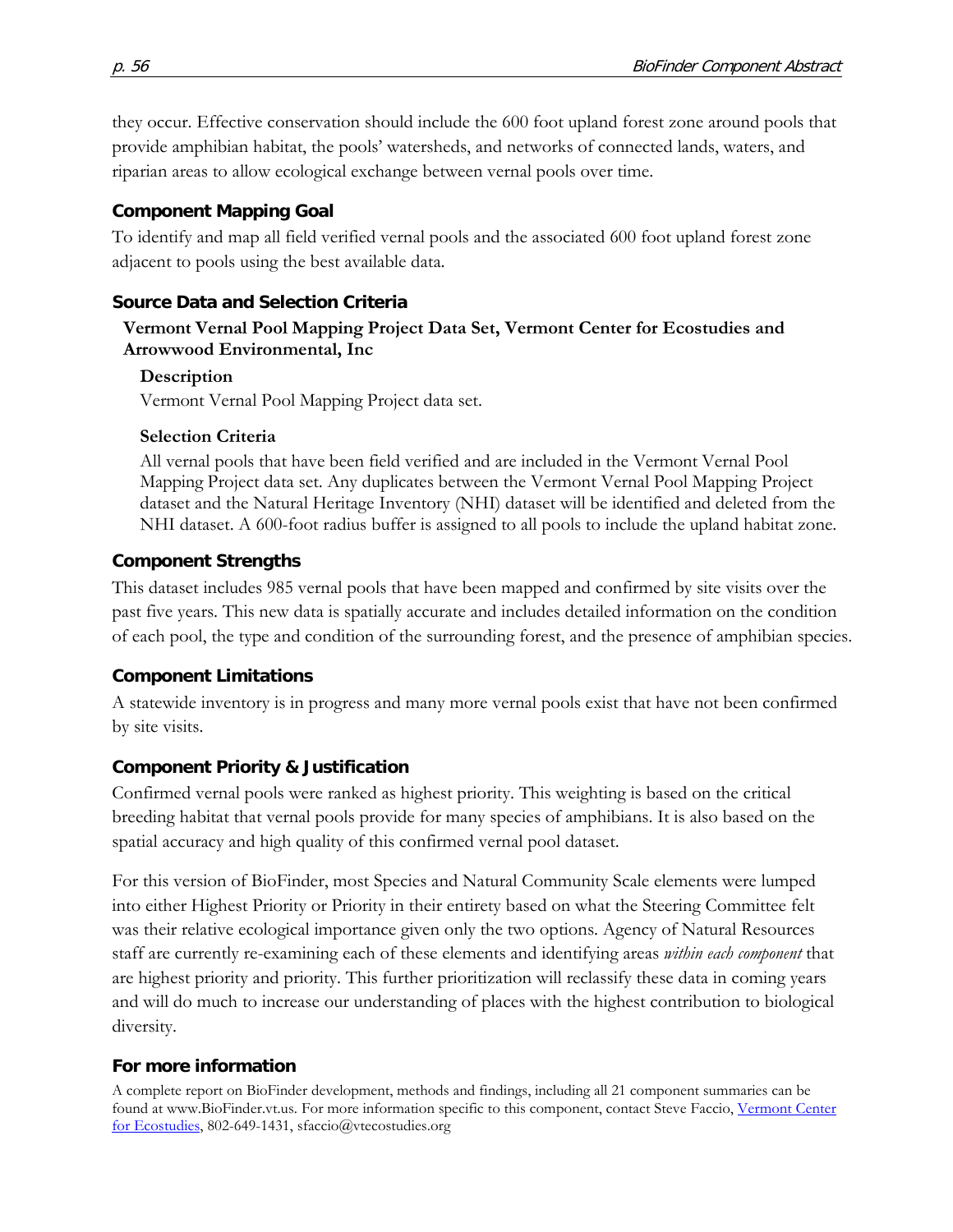they occur. Effective conservation should include the 600 foot upland forest zone around pools that provide amphibian habitat, the pools' watersheds, and networks of connected lands, waters, and riparian areas to allow ecological exchange between vernal pools over time.

## Component Mapping Goal

To identify and map all field verified vernal pools and the associated 600 foot upland forest zone adjacent to pools using the best available data.

## Source Data and Selection Criteria

### Vermont Vernal Pool Mapping Project Data Set, Vermont Center for Ecostudies and Arrowwood Environmental, Inc

#### Description

Vermont Vernal Pool Mapping Project data set.

#### Selection Criteria

All vernal pools that have been field verified and are included in the Vermont Vernal Pool Mapping Project data set. Any duplicates between the Vermont Vernal Pool Mapping Project dataset and the Natural Heritage Inventory (NHI) dataset will be identified and deleted from the NHI dataset. A 600-foot radius buffer is assigned to all pools to include the upland habitat zone.

## Component Strengths

This dataset includes 985 vernal pools that have been mapped and confirmed by site visits over the past five years. This new data is spatially accurate and includes detailed information on the condition of each pool, the type and condition of the surrounding forest, and the presence of amphibian species.

## Component Limitations

A statewide inventory is in progress and many more vernal pools exist that have not been confirmed by site visits.

## Component Priority & Justification

Confirmed vernal pools were ranked as highest priority. This weighting is based on the critical breeding habitat that vernal pools provide for many species of amphibians. It is also based on the spatial accuracy and high quality of this confirmed vernal pool dataset.

For this version of BioFinder, most Species and Natural Community Scale elements were lumped into either Highest Priority or Priority in their entirety based on what the Steering Committee felt was their relative ecological importance given only the two options. Agency of Natural Resources staff are currently re-examining each of these elements and identifying areas *within each component* that are highest priority and priority. This further prioritization will reclassify these data in coming years and will do much to increase our understanding of places with the highest contribution to biological diversity.

## For more information

A complete report on BioFinder development, methods and findings, including all 21 component summaries can be found at www.BioFinder.vt.us. For more information specific to this component, contact Steve Faccio, Vermont Center for Ecostudies, 802-649-1431, sfaccio@vtecostudies.org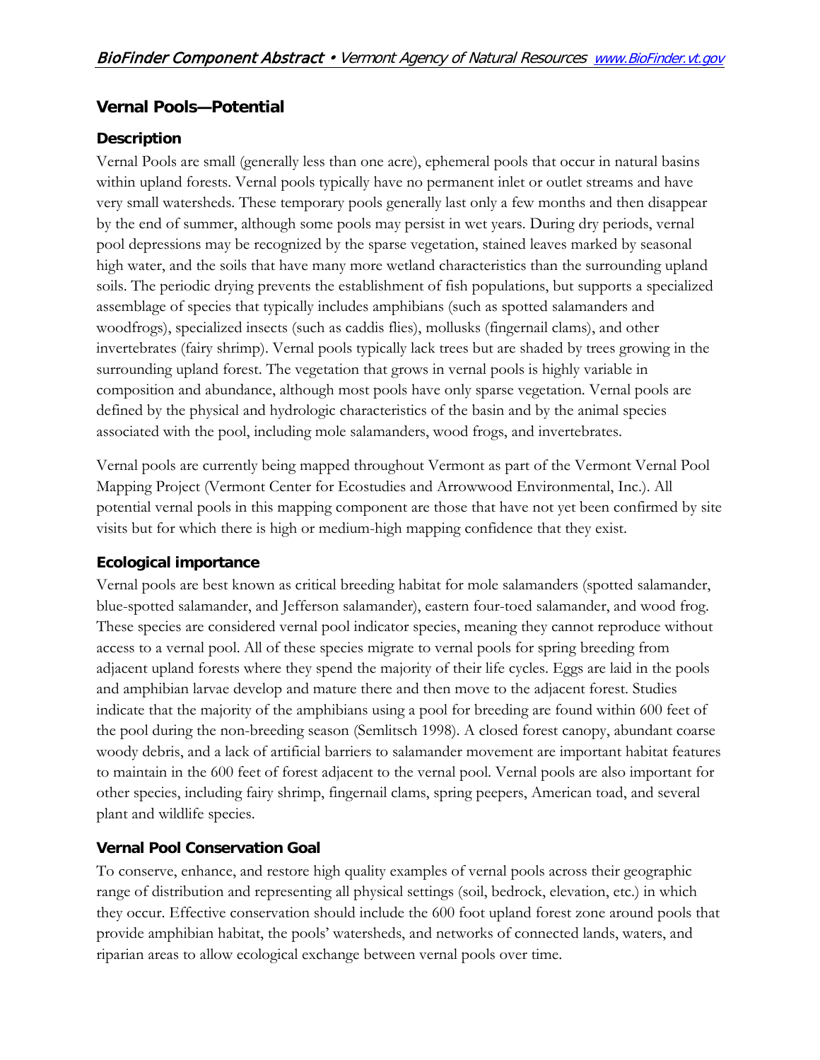## Vernal Pools—Potential

### Description

Vernal Pools are small (generally less than one acre), ephemeral pools that occur in natural basins within upland forests. Vernal pools typically have no permanent inlet or outlet streams and have very small watersheds. These temporary pools generally last only a few months and then disappear by the end of summer, although some pools may persist in wet years. During dry periods, vernal pool depressions may be recognized by the sparse vegetation, stained leaves marked by seasonal high water, and the soils that have many more wetland characteristics than the surrounding upland soils. The periodic drying prevents the establishment of fish populations, but supports a specialized assemblage of species that typically includes amphibians (such as spotted salamanders and woodfrogs), specialized insects (such as caddis flies), mollusks (fingernail clams), and other invertebrates (fairy shrimp). Vernal pools typically lack trees but are shaded by trees growing in the surrounding upland forest. The vegetation that grows in vernal pools is highly variable in composition and abundance, although most pools have only sparse vegetation. Vernal pools are defined by the physical and hydrologic characteristics of the basin and by the animal species associated with the pool, including mole salamanders, wood frogs, and invertebrates.

Vernal pools are currently being mapped throughout Vermont as part of the Vermont Vernal Pool Mapping Project (Vermont Center for Ecostudies and Arrowwood Environmental, Inc.). All potential vernal pools in this mapping component are those that have not yet been confirmed by site visits but for which there is high or medium-high mapping confidence that they exist.

### Ecological importance

Vernal pools are best known as critical breeding habitat for mole salamanders (spotted salamander, blue-spotted salamander, and Jefferson salamander), eastern four-toed salamander, and wood frog. These species are considered vernal pool indicator species, meaning they cannot reproduce without access to a vernal pool. All of these species migrate to vernal pools for spring breeding from adjacent upland forests where they spend the majority of their life cycles. Eggs are laid in the pools and amphibian larvae develop and mature there and then move to the adjacent forest. Studies indicate that the majority of the amphibians using a pool for breeding are found within 600 feet of the pool during the non-breeding season (Semlitsch 1998). A closed forest canopy, abundant coarse woody debris, and a lack of artificial barriers to salamander movement are important habitat features to maintain in the 600 feet of forest adjacent to the vernal pool. Vernal pools are also important for other species, including fairy shrimp, fingernail clams, spring peepers, American toad, and several plant and wildlife species.

### Vernal Pool Conservation Goal

To conserve, enhance, and restore high quality examples of vernal pools across their geographic range of distribution and representing all physical settings (soil, bedrock, elevation, etc.) in which they occur. Effective conservation should include the 600 foot upland forest zone around pools that provide amphibian habitat, the pools' watersheds, and networks of connected lands, waters, and riparian areas to allow ecological exchange between vernal pools over time.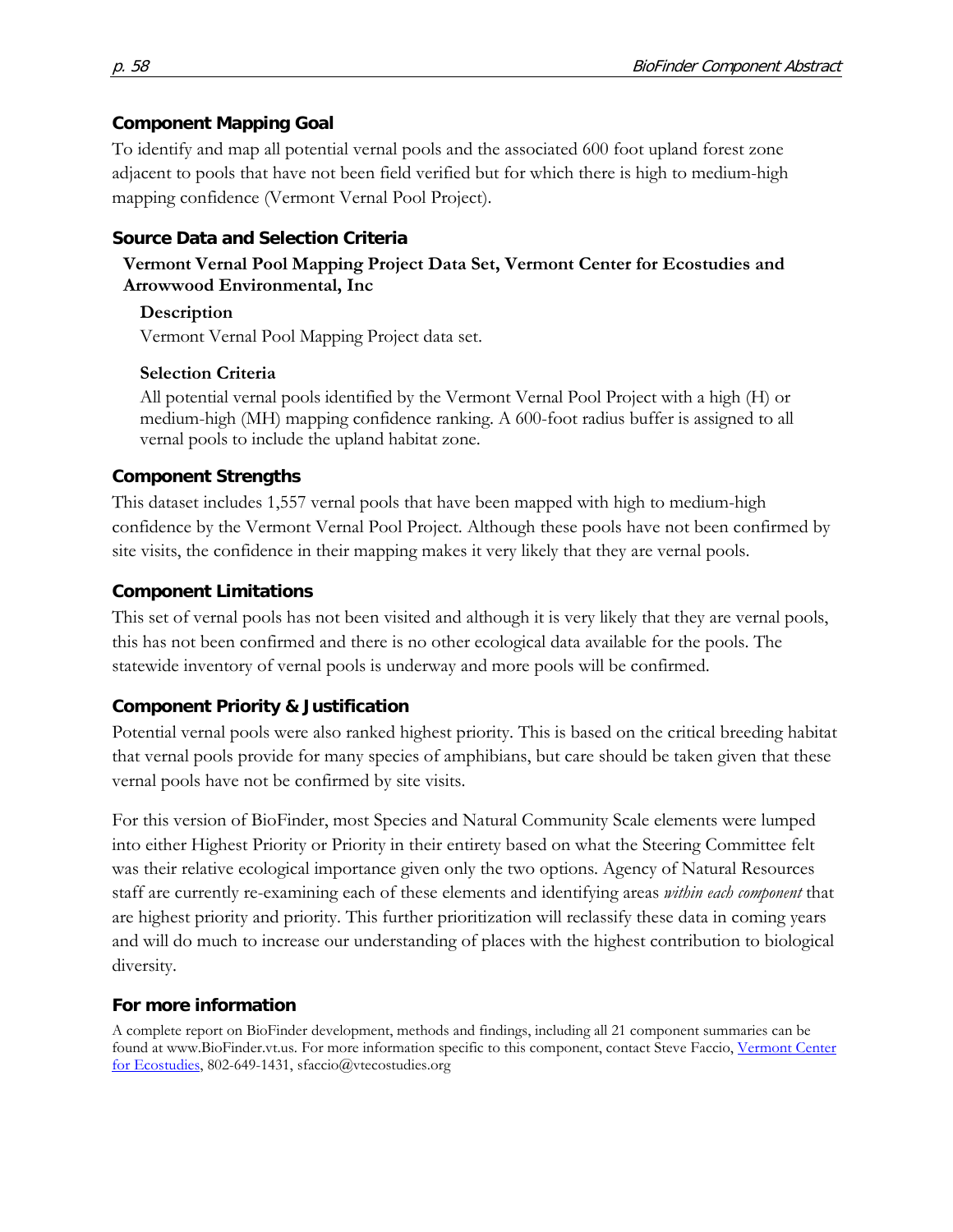## Component Mapping Goal

To identify and map all potential vernal pools and the associated 600 foot upland forest zone adjacent to pools that have not been field verified but for which there is high to medium-high mapping confidence (Vermont Vernal Pool Project).

## Source Data and Selection Criteria

**Vermont Vernal Pool Mapping Project Data Set, Vermont Center for Ecostudies and Arrowwood Environmental, Inc**

**Description**

Vermont Vernal Pool Mapping Project data set.

**Selection Criteria**

All potential vernal pools identified by the Vermont Vernal Pool Project with a high (H) or medium-high (MH) mapping confidence ranking. A 600-foot radius buffer is assigned to all vernal pools to include the upland habitat zone.

## Component Strengths

This dataset includes 1,557 vernal pools that have been mapped with high to medium-high confidence by the Vermont Vernal Pool Project. Although these pools have not been confirmed by site visits, the confidence in their mapping makes it very likely that they are vernal pools.

## Component Limitations

This set of vernal pools has not been visited and although it is very likely that they are vernal pools, this has not been confirmed and there is no other ecological data available for the pools. The statewide inventory of vernal pools is underway and more pools will be confirmed.

## Component Priority & Justification

Potential vernal pools were also ranked highest priority. This is based on the critical breeding habitat that vernal pools provide for many species of amphibians, but care should be taken given that these vernal pools have not be confirmed by site visits.

For this version of BioFinder, most Species and Natural Community Scale elements were lumped into either Highest Priority or Priority in their entirety based on what the Steering Committee felt was their relative ecological importance given only the two options. Agency of Natural Resources staff are currently re-examining each of these elements and identifying areas *within each component* that are highest priority and priority. This further prioritization will reclassify these data in coming years and will do much to increase our understanding of places with the highest contribution to biological diversity.

## For more information

A complete report on BioFinder development, methods and findings, including all 21 component summaries can be found at www.BioFinder.vt.us. For more information specific to this component, contact Steve Faccio, Vermont Center for Ecostudies, 802-649-1431, sfaccio@vtecostudies.org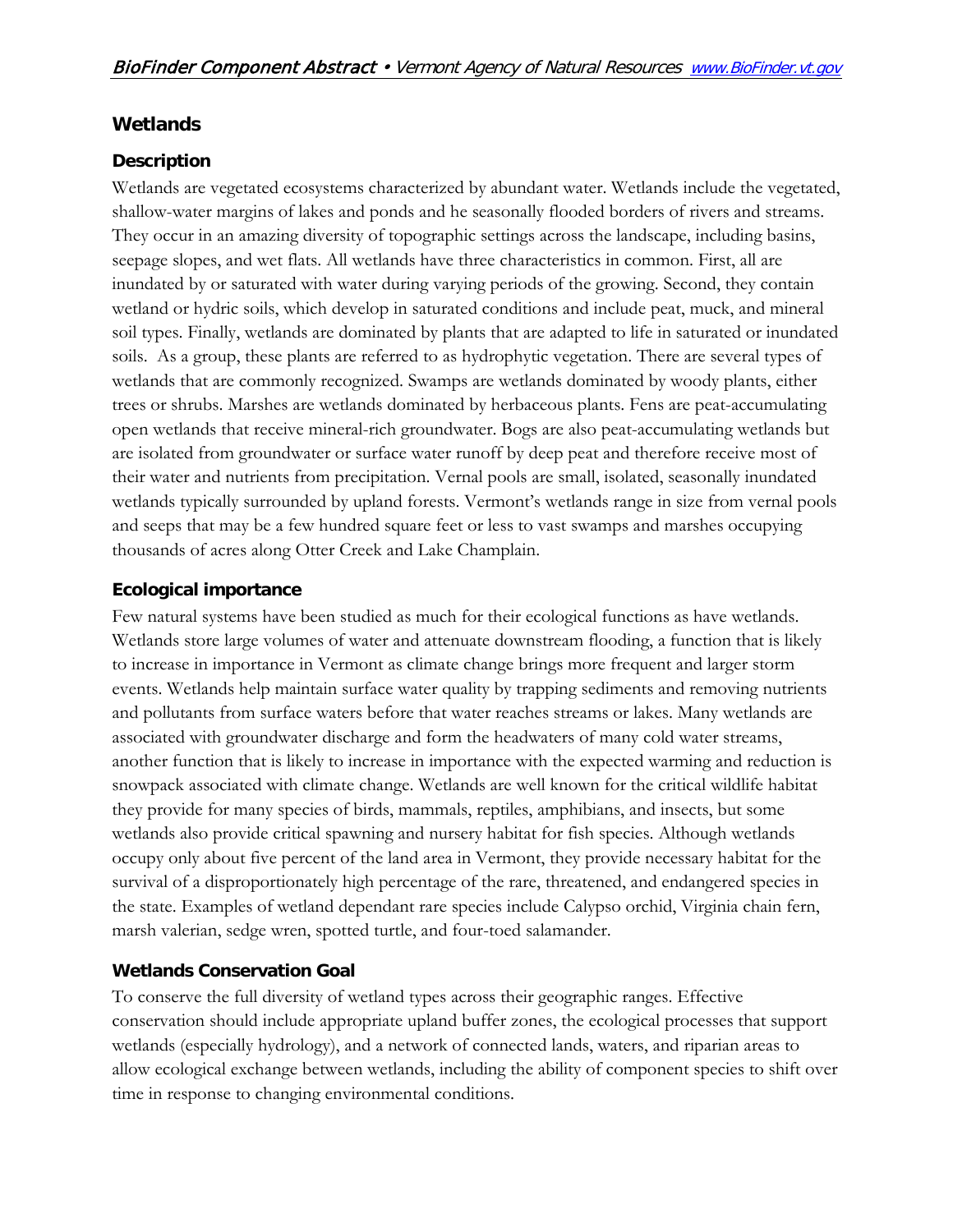## Wetlands

### Description

Wetlands are vegetated ecosystems characterized by abundant water. Wetlands include the vegetated, shallow-water margins of lakes and ponds and he seasonally flooded borders of rivers and streams. They occur in an amazing diversity of topographic settings across the landscape, including basins, seepage slopes, and wet flats. All wetlands have three characteristics in common. First, all are inundated by or saturated with water during varying periods of the growing. Second, they contain wetland or hydric soils, which develop in saturated conditions and include peat, muck, and mineral soil types. Finally, wetlands are dominated by plants that are adapted to life in saturated or inundated soils. As a group, these plants are referred to as hydrophytic vegetation. There are several types of wetlands that are commonly recognized. Swamps are wetlands dominated by woody plants, either trees or shrubs. Marshes are wetlands dominated by herbaceous plants. Fens are peat-accumulating open wetlands that receive mineral-rich groundwater. Bogs are also peat-accumulating wetlands but are isolated from groundwater or surface water runoff by deep peat and therefore receive most of their water and nutrients from precipitation. Vernal pools are small, isolated, seasonally inundated wetlands typically surrounded by upland forests. Vermont's wetlands range in size from vernal pools and seeps that may be a few hundred square feet or less to vast swamps and marshes occupying thousands of acres along Otter Creek and Lake Champlain.

### Ecological importance

Few natural systems have been studied as much for their ecological functions as have wetlands. Wetlands store large volumes of water and attenuate downstream flooding, a function that is likely to increase in importance in Vermont as climate change brings more frequent and larger storm events. Wetlands help maintain surface water quality by trapping sediments and removing nutrients and pollutants from surface waters before that water reaches streams or lakes. Many wetlands are associated with groundwater discharge and form the headwaters of many cold water streams, another function that is likely to increase in importance with the expected warming and reduction is snowpack associated with climate change. Wetlands are well known for the critical wildlife habitat they provide for many species of birds, mammals, reptiles, amphibians, and insects, but some wetlands also provide critical spawning and nursery habitat for fish species. Although wetlands occupy only about five percent of the land area in Vermont, they provide necessary habitat for the survival of a disproportionately high percentage of the rare, threatened, and endangered species in the state. Examples of wetland dependant rare species include Calypso orchid, Virginia chain fern, marsh valerian, sedge wren, spotted turtle, and four-toed salamander.

### Wetlands Conservation Goal

To conserve the full diversity of wetland types across their geographic ranges. Effective conservation should include appropriate upland buffer zones, the ecological processes that support wetlands (especially hydrology), and a network of connected lands, waters, and riparian areas to allow ecological exchange between wetlands, including the ability of component species to shift over time in response to changing environmental conditions.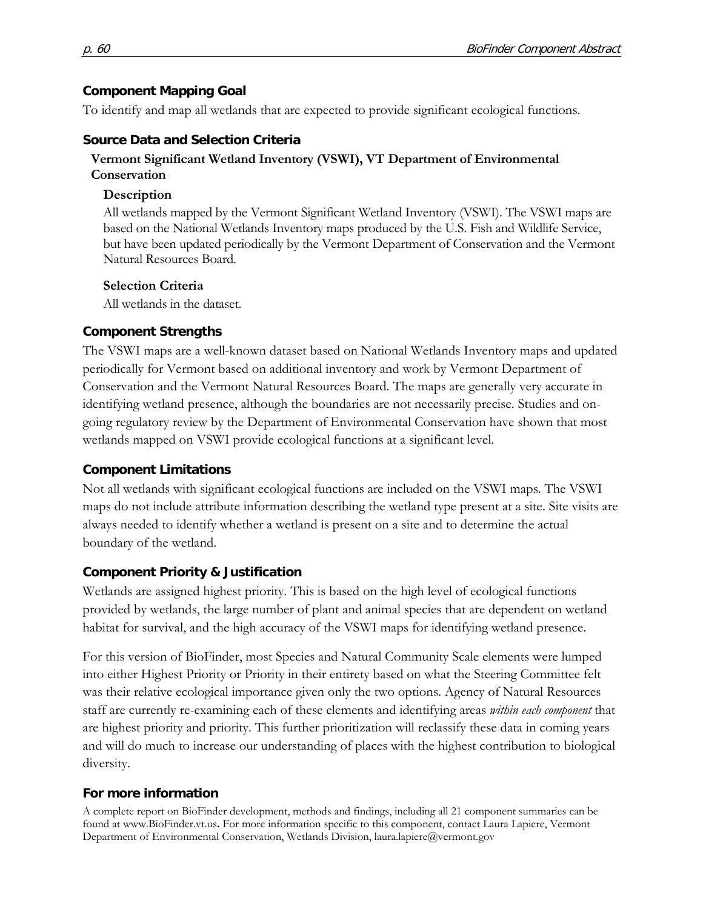## Component Mapping Goal

To identify and map all wetlands that are expected to provide significant ecological functions.

## Source Data and Selection Criteria

### Vermont Significant Wetland Inventory (VSWI), VT Department of Environmental Conservation

#### Description

All wetlands mapped by the Vermont Significant Wetland Inventory (VSWI). The VSWI maps are based on the National Wetlands Inventory maps produced by the U.S. Fish and Wildlife Service, but have been updated periodically by the Vermont Department of Conservation and the Vermont Natural Resources Board.

#### Selection Criteria

All wetlands in the dataset.

## Component Strengths

The VSWI maps are a well-known dataset based on National Wetlands Inventory maps and updated periodically for Vermont based on additional inventory and work by Vermont Department of Conservation and the Vermont Natural Resources Board. The maps are generally very accurate in identifying wetland presence, although the boundaries are not necessarily precise. Studies and on-going regulatory review by the Department of Environmental Conservation have shown that most wetlands mapped on VSWI provide ecological functions at a significant level.

## Component Limitations

Not all wetlands with significant ecological functions are included on the VSWI maps. The VSWI maps do not include attribute information describing the wetland type present at a site. Site visits are always needed to identify whether a wetland is present on a site and to determine the actual boundary of the wetland.

## Component Priority & Justification

Wetlands are assigned highest priority. This is based on the high level of ecological functions provided by wetlands, the large number of plant and animal species that are dependent on wetland habitat for survival, and the high accuracy of the VSWI maps for identifying wetland presence.

For this version of BioFinder, most Species and Natural Community Scale elements were lumped into either Highest Priority or Priority in their entirety based on what the Steering Committee felt was their relative ecological importance given only the two options. Agency of Natural Resources staff are currently re-examining each of these elements and identifying areas *within each component* that are highest priority and priority. This further prioritization will reclassify these data in coming years and will do much to increase our understanding of places with the highest contribution to biological diversity.

## For more information

A complete report on BioFinder development, methods and findings, including all 21 component summaries can be found at www.BioFinder.vt.us. For more information specific to this component, contact Laura Lapiere, Vermont Department of Environmental Conservation, Wetlands Division, laura.lapiere@vermont.gov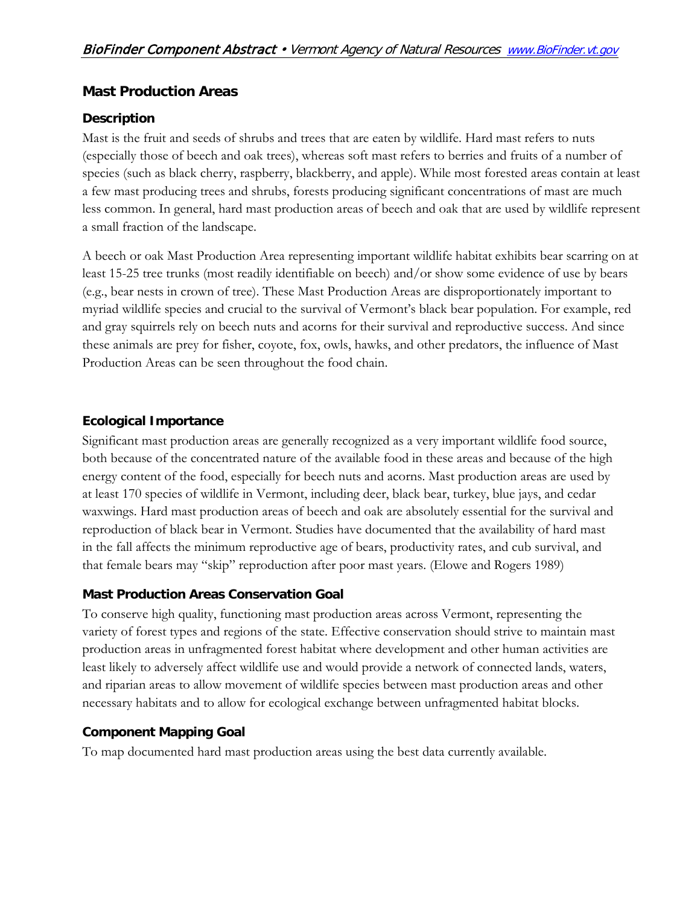## Mast Production Areas

### Description

Mast is the fruit and seeds of shrubs and trees that are eaten by wildlife. Hard mast refers to nuts (especially those of beech and oak trees), whereas soft mast refers to berries and fruits of a number of species (such as black cherry, raspberry, blackberry, and apple). While most forested areas contain at least a few mast producing trees and shrubs, forests producing significant concentrations of mast are much less common. In general, hard mast production areas of beech and oak that are used by wildlife represent a small fraction of the landscape.

A beech or oak Mast Production Area representing important wildlife habitat exhibits bear scarring on at least 15-25 tree trunks (most readily identifiable on beech) and/or show some evidence of use by bears (e.g., bear nests in crown of tree). These Mast Production Areas are disproportionately important to myriad wildlife species and crucial to the survival of Vermont's black bear population. For example, red and gray squirrels rely on beech nuts and acorns for their survival and reproductive success. And since these animals are prey for fisher, coyote, fox, owls, hawks, and other predators, the influence of Mast Production Areas can be seen throughout the food chain.

### Ecological Importance

Significant mast production areas are generally recognized as a very important wildlife food source, both because of the concentrated nature of the available food in these areas and because of the high energy content of the food, especially for beech nuts and acorns. Mast production areas are used by at least 170 species of wildlife in Vermont, including deer, black bear, turkey, blue jays, and cedar waxwings. Hard mast production areas of beech and oak are absolutely essential for the survival and reproduction of black bear in Vermont. Studies have documented that the availability of hard mast in the fall affects the minimum reproductive age of bears, productivity rates, and cub survival, and that female bears may "skip" reproduction after poor mast years. (Elowe and Rogers 1989)

### Mast Production Areas Conservation Goal

To conserve high quality, functioning mast production areas across Vermont, representing the variety of forest types and regions of the state. Effective conservation should strive to maintain mast production areas in unfragmented forest habitat where development and other human activities are least likely to adversely affect wildlife use and would provide a network of connected lands, waters, and riparian areas to allow movement of wildlife species between mast production areas and other necessary habitats and to allow for ecological exchange between unfragmented habitat blocks.

### Component Mapping Goal

To map documented hard mast production areas using the best data currently available.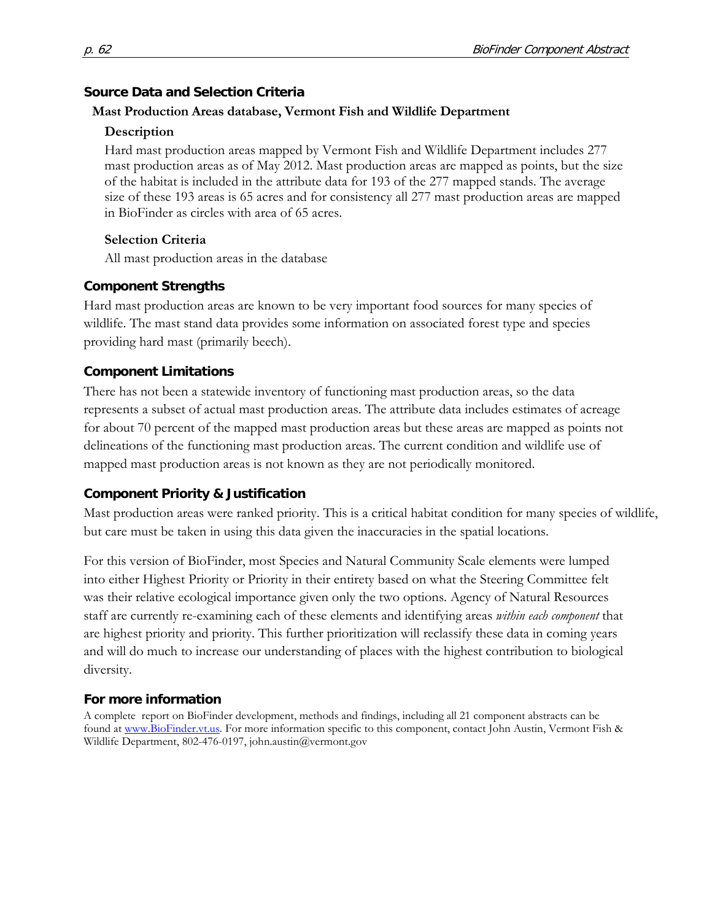## Source Data and Selection Criteria

### Mast Production Areas database, Vermont Fish and Wildlife Department

#### Description

Hard mast production areas mapped by Vermont Fish and Wildlife Department includes 277 mast production areas as of May 2012. Mast production areas are mapped as points, but the size of the habitat is included in the attribute data for 193 of the 277 mapped stands. The average size of these 193 areas is 65 acres and for consistency all 277 mast production areas are mapped in BioFinder as circles with area of 65 acres.

#### Selection Criteria

All mast production areas in the database

## Component Strengths

Hard mast production areas are known to be very important food sources for many species of wildlife. The mast stand data provides some information on associated forest type and species providing hard mast (primarily beech).

## Component Limitations

There has not been a statewide inventory of functioning mast production areas, so the data represents a subset of actual mast production areas. The attribute data includes estimates of acreage for about 70 percent of the mapped mast production areas but these areas are mapped as points not delineations of the functioning mast production areas. The current condition and wildlife use of mapped mast production areas is not known as they are not periodically monitored.

## Component Priority & Justification

Mast production areas were ranked priority. This is a critical habitat condition for many species of wildlife, but care must be taken in using this data given the inaccuracies in the spatial locations.

For this version of BioFinder, most Species and Natural Community Scale elements were lumped into either Highest Priority or Priority in their entirety based on what the Steering Committee felt was their relative ecological importance given only the two options. Agency of Natural Resources staff are currently re-examining each of these elements and identifying areas *within each component* that are highest priority and priority. This further prioritization will reclassify these data in coming years and will do much to increase our understanding of places with the highest contribution to biological diversity.

## For more information

A complete report on BioFinder development, methods and findings, including all 21 component abstracts can be found at [www.BioFinder.vt.us](http://www.BioFinder.vt.us). For more information specific to this component, contact John Austin, Vermont Fish & Wildlife Department, 802-476-0197, john.austin@vermont.gov